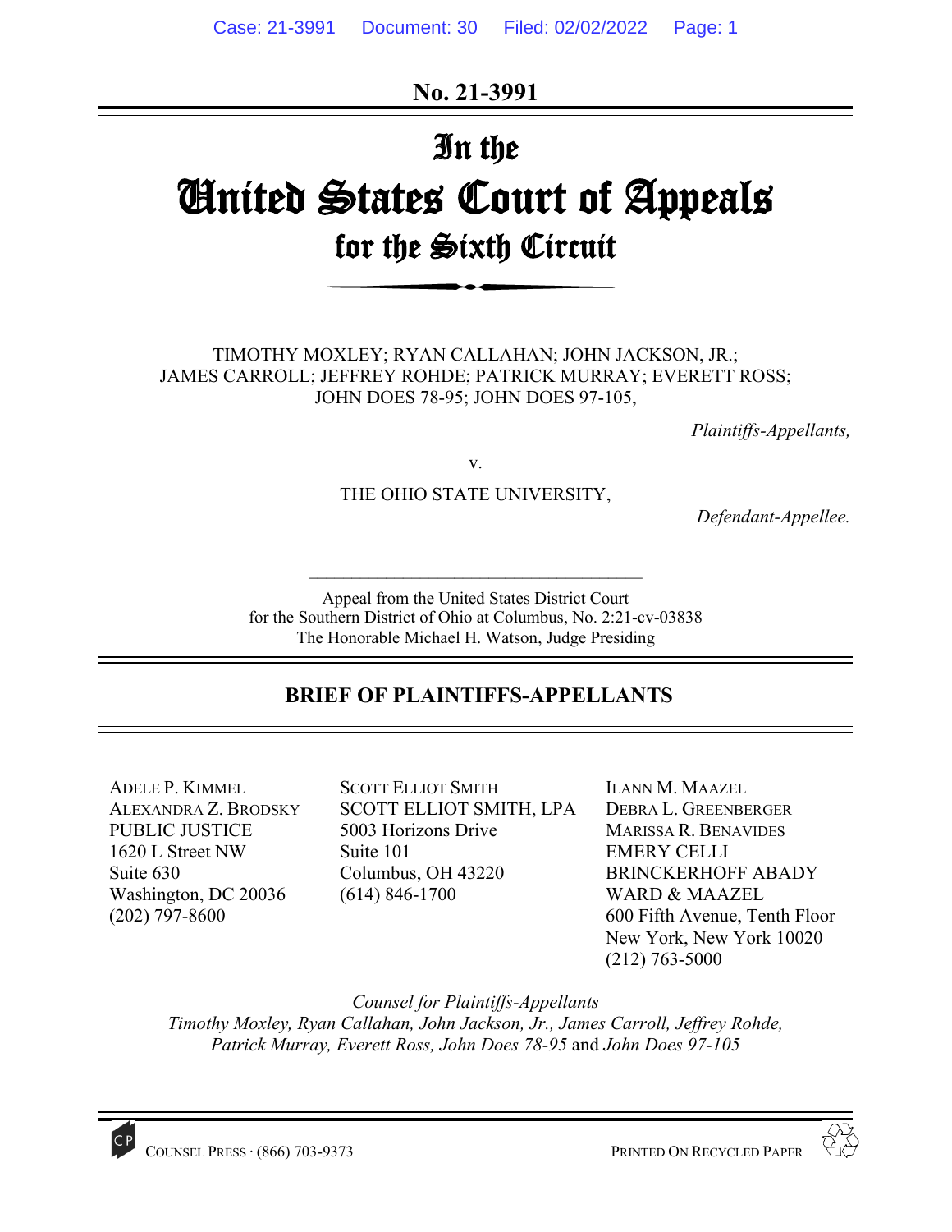**No. 21-3991**

# In the United States Court of Appeals for the Sixth Circuit

TIMOTHY MOXLEY; RYAN CALLAHAN; JOHN JACKSON, JR.; JAMES CARROLL; JEFFREY ROHDE; PATRICK MURRAY; EVERETT ROSS; JOHN DOES 78-95; JOHN DOES 97-105,

*Plaintiffs-Appellants,*

v.

THE OHIO STATE UNIVERSITY,

*Defendant-Appellee.*

Appeal from the United States District Court for the Southern District of Ohio at Columbus, No. 2:21-cv-03838
The Honorable Michael H. Watson, Judge Presiding

## BRIEF OF PLAINTIFFS-APPELLANTS

ADELE P. KIMMEL
ALEXANDRA Z. BRODSKY
PUBLIC JUSTICE
1620 L Street NW
Suite 630
Washington, DC 20036
(202) 797-8600

SCOTT ELLIOT SMITH
SCOTT ELLIOT SMITH, LPA
5003 Horizons Drive
Suite 101
Columbus, OH 43220
(614) 846-1700

ILANN M. MAAZEL
DEBRA L. GREENBERGER
MARISSA R. BENAVIDES
EMERY CELLI BRINCKERHOFF ABADY WARD & MAAZEL
600 Fifth Avenue, Tenth Floor
New York, New York 10020
(212) 763-5000

*Counsel for Plaintiffs-Appellants Timothy Moxley, Ryan Callahan, John Jackson, Jr., James Carroll, Jeffrey Rohde, Patrick Murray, Everett Ross, John Does 78-95* and *John Does 97-105*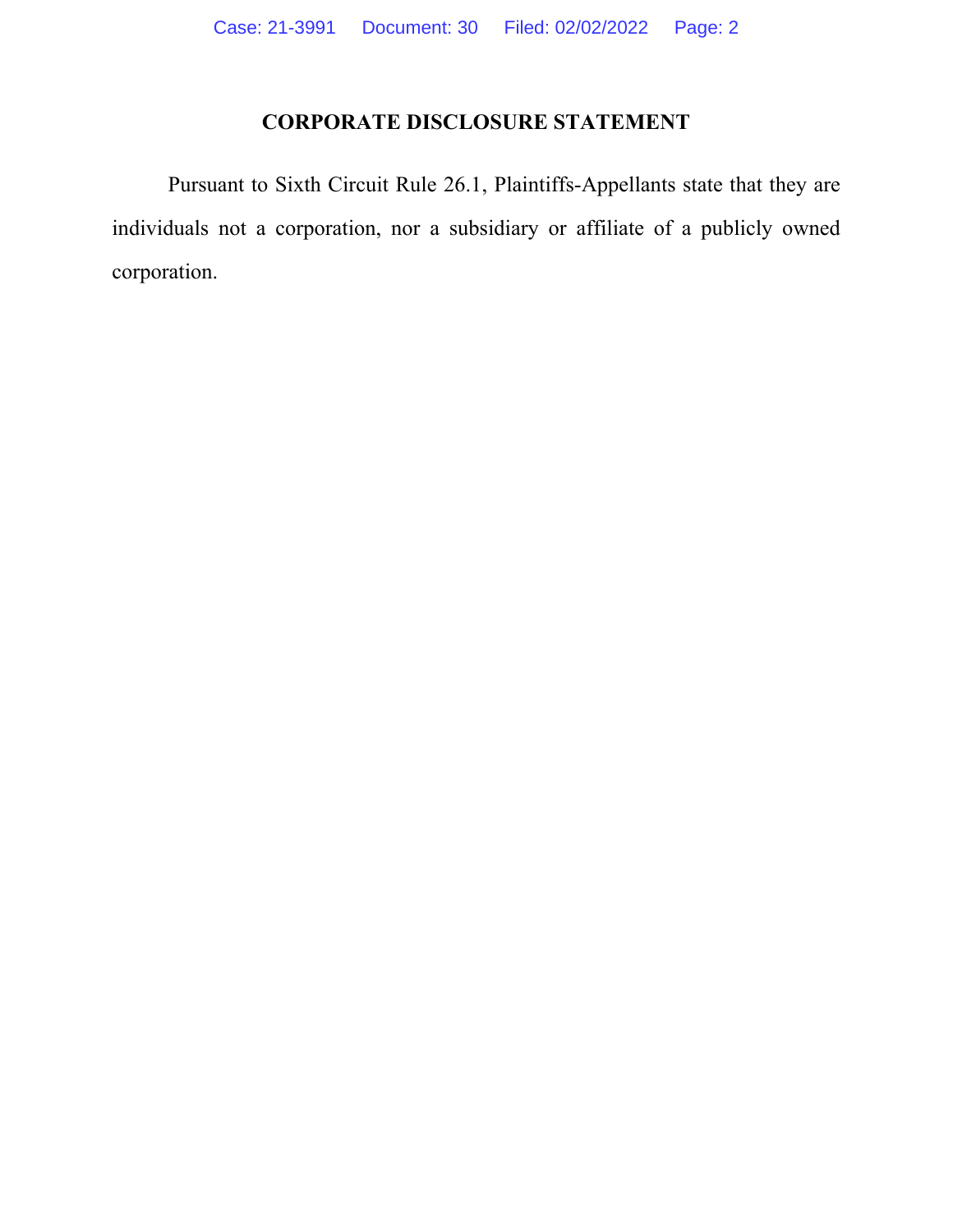# CORPORATE DISCLOSURE STATEMENT

Pursuant to Sixth Circuit Rule 26.1, Plaintiffs-Appellants state that they are individuals not a corporation, nor a subsidiary or affiliate of a publicly owned corporation.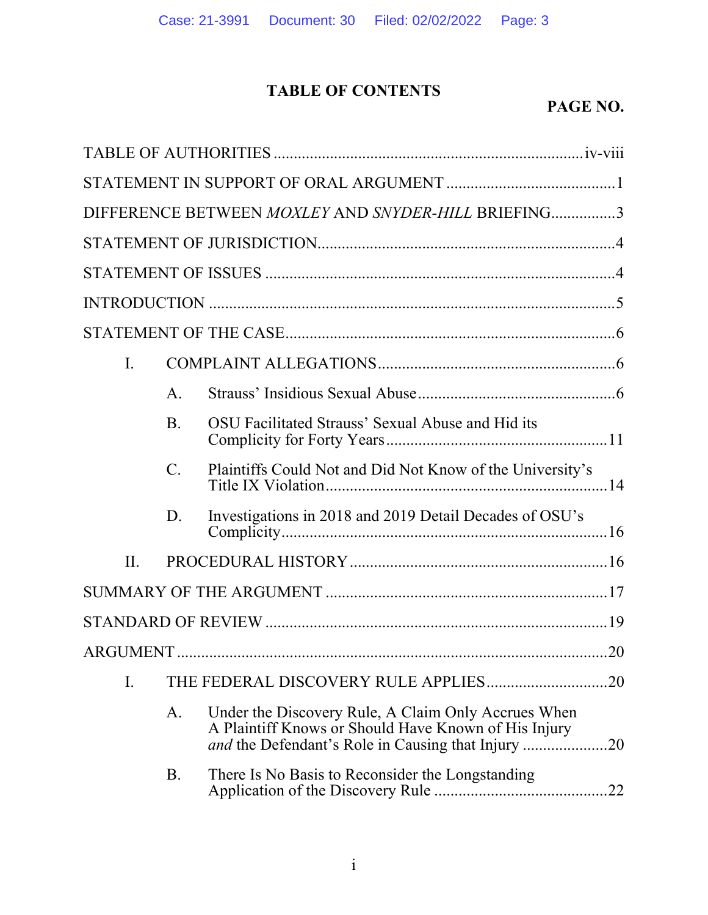# TABLE OF CONTENTS

**PAGE NO.**

TABLE OF AUTHORITIES .......... iv-viii

STATEMENT IN SUPPORT OF ORAL ARGUMENT .......... 1

DIFFERENCE BETWEEN *MOXLEY* AND *SNYDER-HILL* BRIEFING .......... 3

STATEMENT OF JURISDICTION .......... 4

STATEMENT OF ISSUES .......... 4

INTRODUCTION .......... 5

STATEMENT OF THE CASE .......... 6

- I. COMPLAINT ALLEGATIONS .......... 6
  - A. Strauss' Insidious Sexual Abuse .......... 6
  - B. OSU Facilitated Strauss' Sexual Abuse and Hid its Complicity for Forty Years .......... 11
  - C. Plaintiffs Could Not and Did Not Know of the University's Title IX Violation .......... 14
  - D. Investigations in 2018 and 2019 Detail Decades of OSU's Complicity .......... 16
- II. PROCEDURAL HISTORY .......... 16

SUMMARY OF THE ARGUMENT .......... 17

STANDARD OF REVIEW .......... 19

ARGUMENT .......... 20

- I. THE FEDERAL DISCOVERY RULE APPLIES .......... 20
  - A. Under the Discovery Rule, A Claim Only Accrues When A Plaintiff Knows or Should Have Known of His Injury *and* the Defendant's Role in Causing that Injury .......... 20
  - B. There Is No Basis to Reconsider the Longstanding Application of the Discovery Rule .......... 22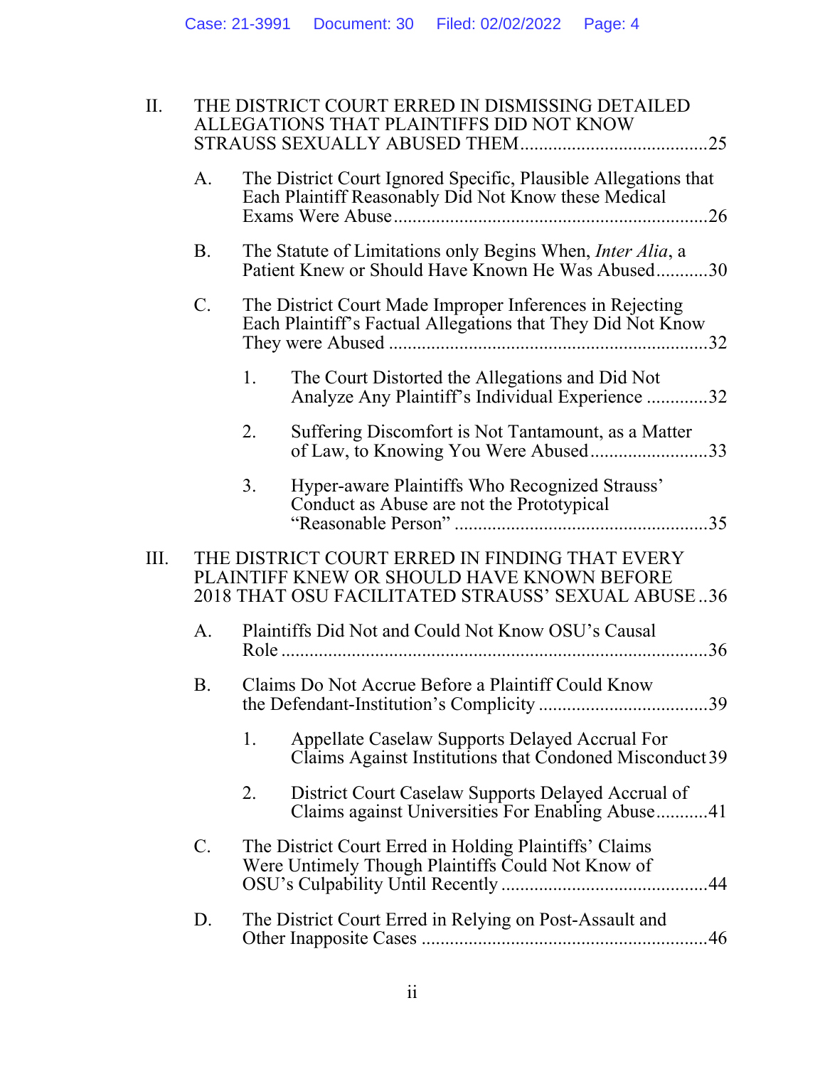II. THE DISTRICT COURT ERRED IN DISMISSING DETAILED ALLEGATIONS THAT PLAINTIFFS DID NOT KNOW STRAUSS SEXUALLY ABUSED THEM........................................25

A. The District Court Ignored Specific, Plausible Allegations that Each Plaintiff Reasonably Did Not Know these Medical Exams Were Abuse..................................................................26

B. The Statute of Limitations only Begins When, *Inter Alia*, a Patient Knew or Should Have Known He Was Abused...........30

C. The District Court Made Improper Inferences in Rejecting Each Plaintiff's Factual Allegations that They Did Not Know They were Abused ..................................................................32

1. The Court Distorted the Allegations and Did Not Analyze Any Plaintiff's Individual Experience .............32

2. Suffering Discomfort is Not Tantamount, as a Matter of Law, to Knowing You Were Abused.........................33

3. Hyper-aware Plaintiffs Who Recognized Strauss' Conduct as Abuse are not the Prototypical "Reasonable Person" .....................................................35

III. THE DISTRICT COURT ERRED IN FINDING THAT EVERY PLAINTIFF KNEW OR SHOULD HAVE KNOWN BEFORE 2018 THAT OSU FACILITATED STRAUSS' SEXUAL ABUSE ..36

A. Plaintiffs Did Not and Could Not Know OSU's Causal Role .........................................................................................36

B. Claims Do Not Accrue Before a Plaintiff Could Know the Defendant-Institution's Complicity ...................................39

1. Appellate Caselaw Supports Delayed Accrual For Claims Against Institutions that Condoned Misconduct 39

2. District Court Caselaw Supports Delayed Accrual of Claims against Universities For Enabling Abuse...........41

C. The District Court Erred in Holding Plaintiffs' Claims Were Untimely Though Plaintiffs Could Not Know of OSU's Culpability Until Recently ...........................................44

D. The District Court Erred in Relying on Post-Assault and Other Inapposite Cases ............................................................46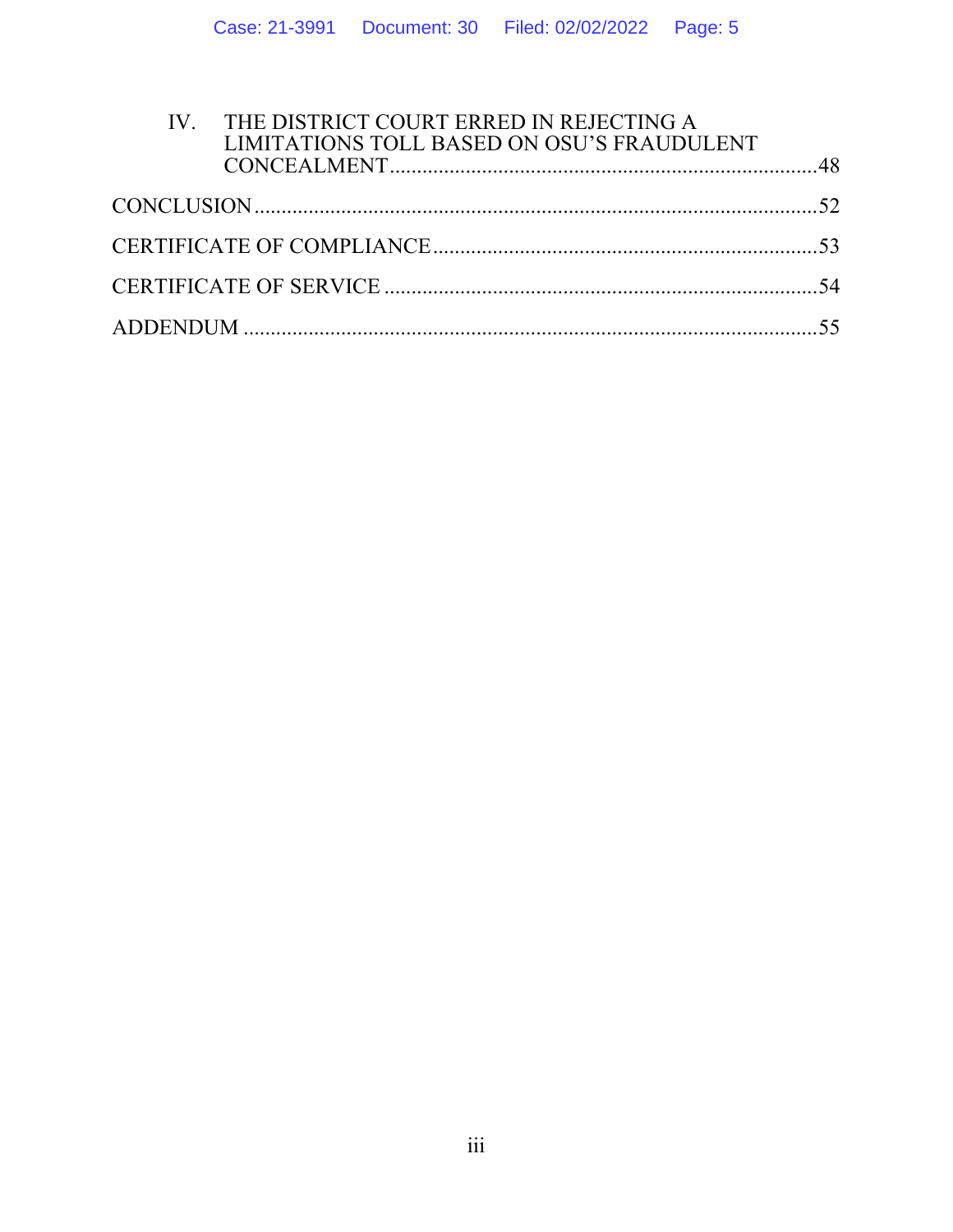IV. THE DISTRICT COURT ERRED IN REJECTING A LIMITATIONS TOLL BASED ON OSU'S FRAUDULENT CONCEALMENT .......... 48

CONCLUSION .......... 52

CERTIFICATE OF COMPLIANCE .......... 53

CERTIFICATE OF SERVICE .......... 54

ADDENDUM .......... 55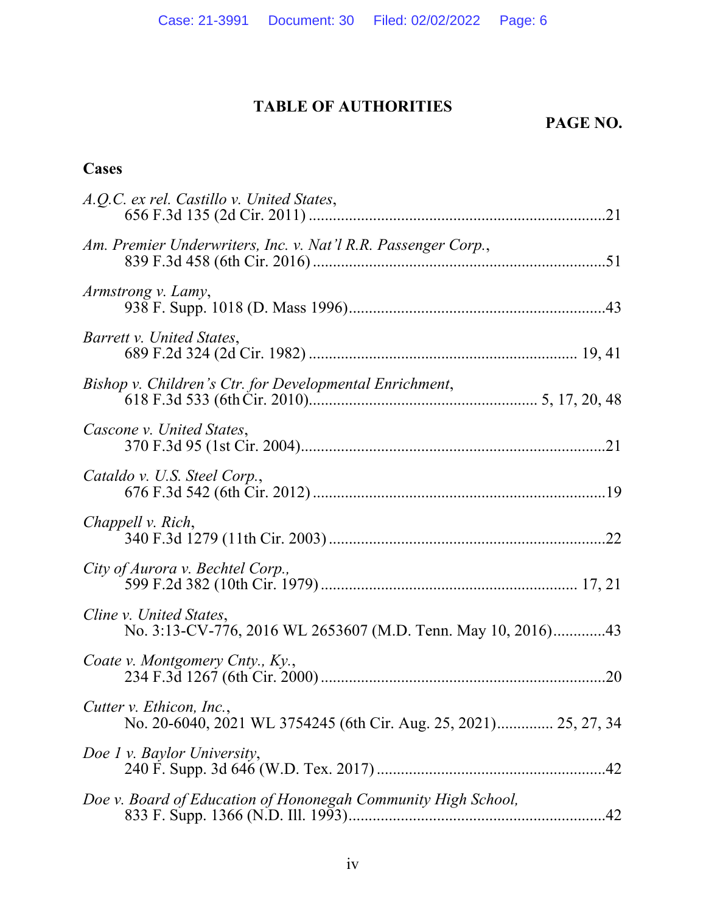## TABLE OF AUTHORITIES

**PAGE NO.**

### Cases

*A.Q.C. ex rel. Castillo v. United States*,
656 F.3d 135 (2d Cir. 2011) ........................................................................21

*Am. Premier Underwriters, Inc. v. Nat'l R.R. Passenger Corp.*,
839 F.3d 458 (6th Cir. 2016) ........................................................................51

*Armstrong v. Lamy*,
938 F. Supp. 1018 (D. Mass 1996)................................................................43

*Barrett v. United States*,
689 F.2d 324 (2d Cir. 1982) .................................................................. 19, 41

*Bishop v. Children's Ctr. for Developmental Enrichment*,
618 F.3d 533 (6th Cir. 2010)......................................................... 5, 17, 20, 48

*Cascone v. United States*,
370 F.3d 95 (1st Cir. 2004)...........................................................................21

*Cataldo v. U.S. Steel Corp.*,
676 F.3d 542 (6th Cir. 2012) ........................................................................19

*Chappell v. Rich*,
340 F.3d 1279 (11th Cir. 2003) ....................................................................22

*City of Aurora v. Bechtel Corp.*,
599 F.2d 382 (10th Cir. 1979) ............................................................... 17, 21

*Cline v. United States*,
No. 3:13-CV-776, 2016 WL 2653607 (M.D. Tenn. May 10, 2016).............43

*Coate v. Montgomery Cnty., Ky.*,
234 F.3d 1267 (6th Cir. 2000) ......................................................................20

*Cutter v. Ethicon, Inc.*,
No. 20-6040, 2021 WL 3754245 (6th Cir. Aug. 25, 2021).............. 25, 27, 34

*Doe 1 v. Baylor University*,
240 F. Supp. 3d 646 (W.D. Tex. 2017) ........................................................42

*Doe v. Board of Education of Hononegah Community High School*,
833 F. Supp. 1366 (N.D. Ill. 1993)................................................................42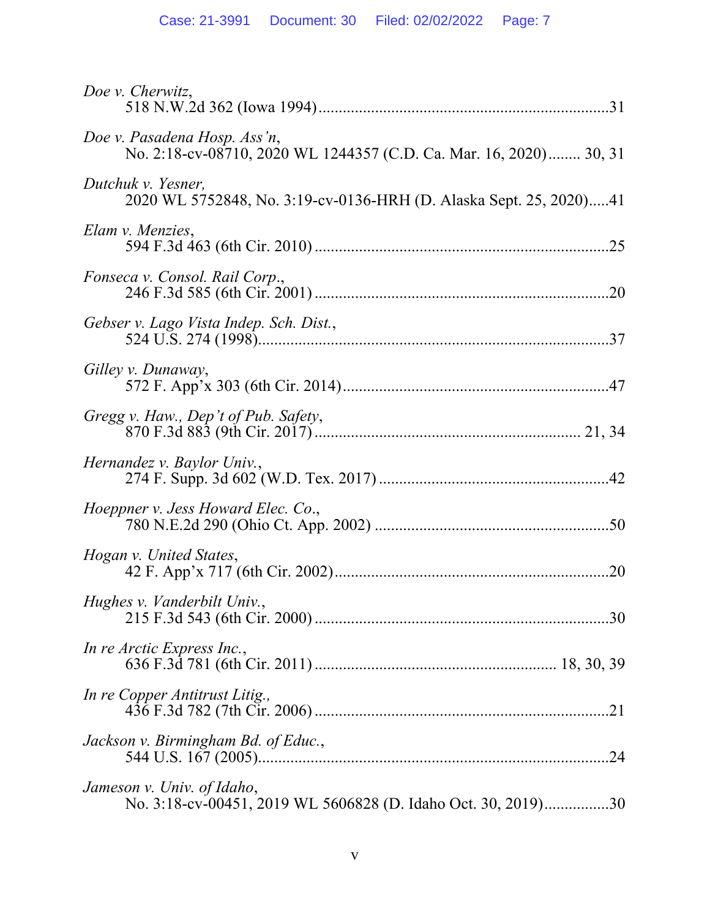*Doe v. Cherwitz*,
518 N.W.2d 362 (Iowa 1994)........................................................................31

*Doe v. Pasadena Hosp. Ass'n*,
No. 2:18-cv-08710, 2020 WL 1244357 (C.D. Ca. Mar. 16, 2020)........ 30, 31

*Dutchuk v. Yesner,*
2020 WL 5752848, No. 3:19-cv-0136-HRH (D. Alaska Sept. 25, 2020).....41

*Elam v. Menzies*,
594 F.3d 463 (6th Cir. 2010)........................................................................25

*Fonseca v. Consol. Rail Corp*.,
246 F.3d 585 (6th Cir. 2001)........................................................................20

*Gebser v. Lago Vista Indep. Sch. Dist.*,
524 U.S. 274 (1998)......................................................................................37

*Gilley v. Dunaway*,
572 F. App'x 303 (6th Cir. 2014).................................................................47

*Gregg v. Haw., Dep't of Pub. Safety*,
870 F.3d 883 (9th Cir. 2017)................................................................ 21, 34

*Hernandez v. Baylor Univ.*,
274 F. Supp. 3d 602 (W.D. Tex. 2017)........................................................42

*Hoeppner v. Jess Howard Elec. Co*.,
780 N.E.2d 290 (Ohio Ct. App. 2002).........................................................50

*Hogan v. United States*,
42 F. App'x 717 (6th Cir. 2002)...................................................................20

*Hughes v. Vanderbilt Univ.*,
215 F.3d 543 (6th Cir. 2000)........................................................................30

*In re Arctic Express Inc.*,
636 F.3d 781 (6th Cir. 2011).......................................................... 18, 30, 39

*In re Copper Antitrust Litig.,*
436 F.3d 782 (7th Cir. 2006)........................................................................21

*Jackson v. Birmingham Bd. of Educ.*,
544 U.S. 167 (2005)......................................................................................24

*Jameson v. Univ. of Idaho*,
No. 3:18-cv-00451, 2019 WL 5606828 (D. Idaho Oct. 30, 2019)................30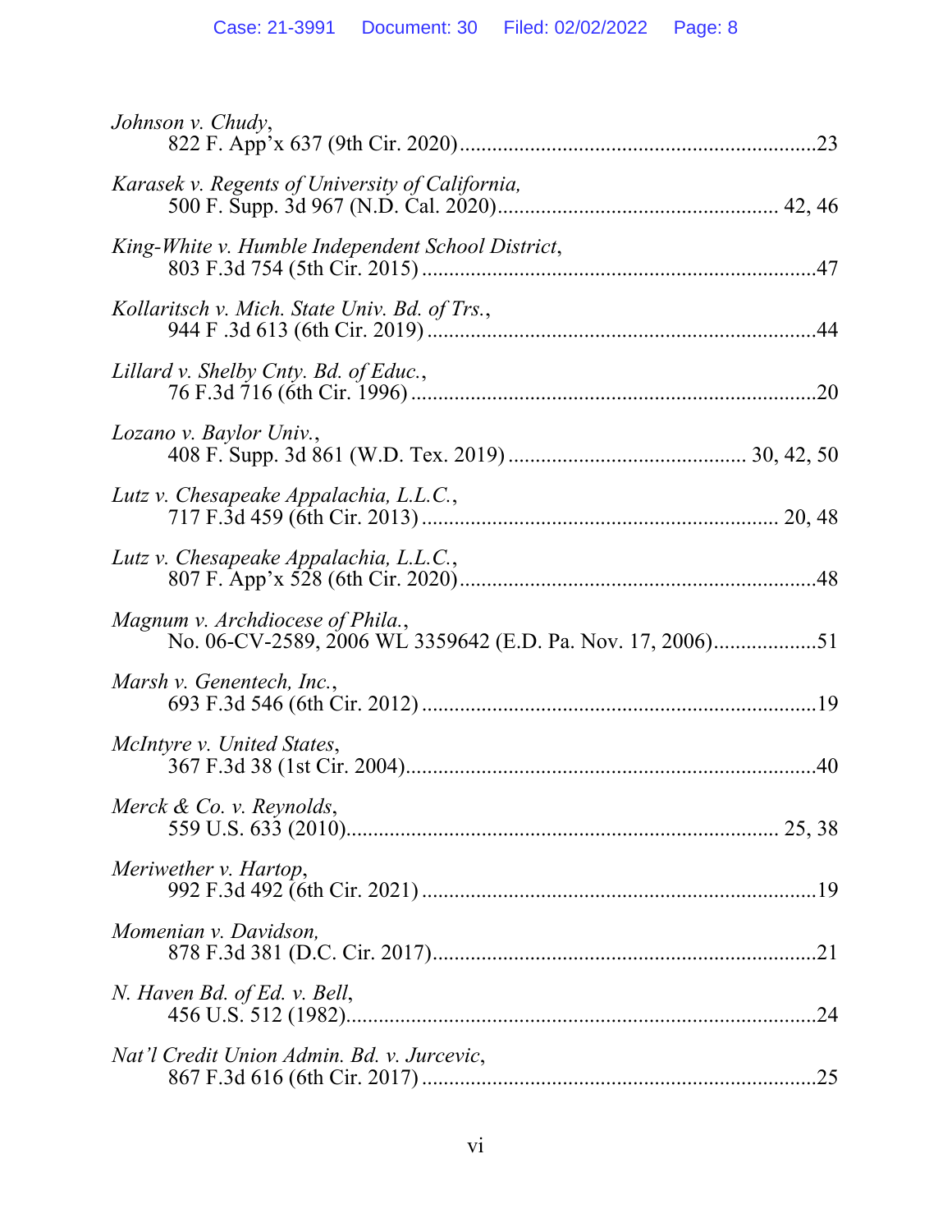*Johnson v. Chudy*,
822 F. App'x 637 (9th Cir. 2020)....................................................................23

*Karasek v. Regents of University of California,*
500 F. Supp. 3d 967 (N.D. Cal. 2020)................................................... 42, 46

*King-White v. Humble Independent School District*,
803 F.3d 754 (5th Cir. 2015) ........................................................................47

*Kollaritsch v. Mich. State Univ. Bd. of Trs.*,
944 F .3d 613 (6th Cir. 2019) .......................................................................44

*Lillard v. Shelby Cnty. Bd. of Educ.*,
76 F.3d 716 (6th Cir. 1996) ..........................................................................20

*Lozano v. Baylor Univ.*,
408 F. Supp. 3d 861 (W.D. Tex. 2019) ........................................... 30, 42, 50

*Lutz v. Chesapeake Appalachia, L.L.C.*,
717 F.3d 459 (6th Cir. 2013) ................................................................. 20, 48

*Lutz v. Chesapeake Appalachia, L.L.C.*,
807 F. App'x 528 (6th Cir. 2020)...................................................................48

*Magnum v. Archdiocese of Phila.*,
No. 06-CV-2589, 2006 WL 3359642 (E.D. Pa. Nov. 17, 2006)...................51

*Marsh v. Genentech, Inc.*,
693 F.3d 546 (6th Cir. 2012) ........................................................................19

*McIntyre v. United States*,
367 F.3d 38 (1st Cir. 2004)...........................................................................40

*Merck & Co. v. Reynolds*,
559 U.S. 633 (2010)............................................................................... 25, 38

*Meriwether v. Hartop*,
992 F.3d 492 (6th Cir. 2021) ........................................................................19

*Momenian v. Davidson,*
878 F.3d 381 (D.C. Cir. 2017).......................................................................21

*N. Haven Bd. of Ed. v. Bell*,
456 U.S. 512 (1982).......................................................................................24

*Nat'l Credit Union Admin. Bd. v. Jurcevic*,
867 F.3d 616 (6th Cir. 2017) ........................................................................25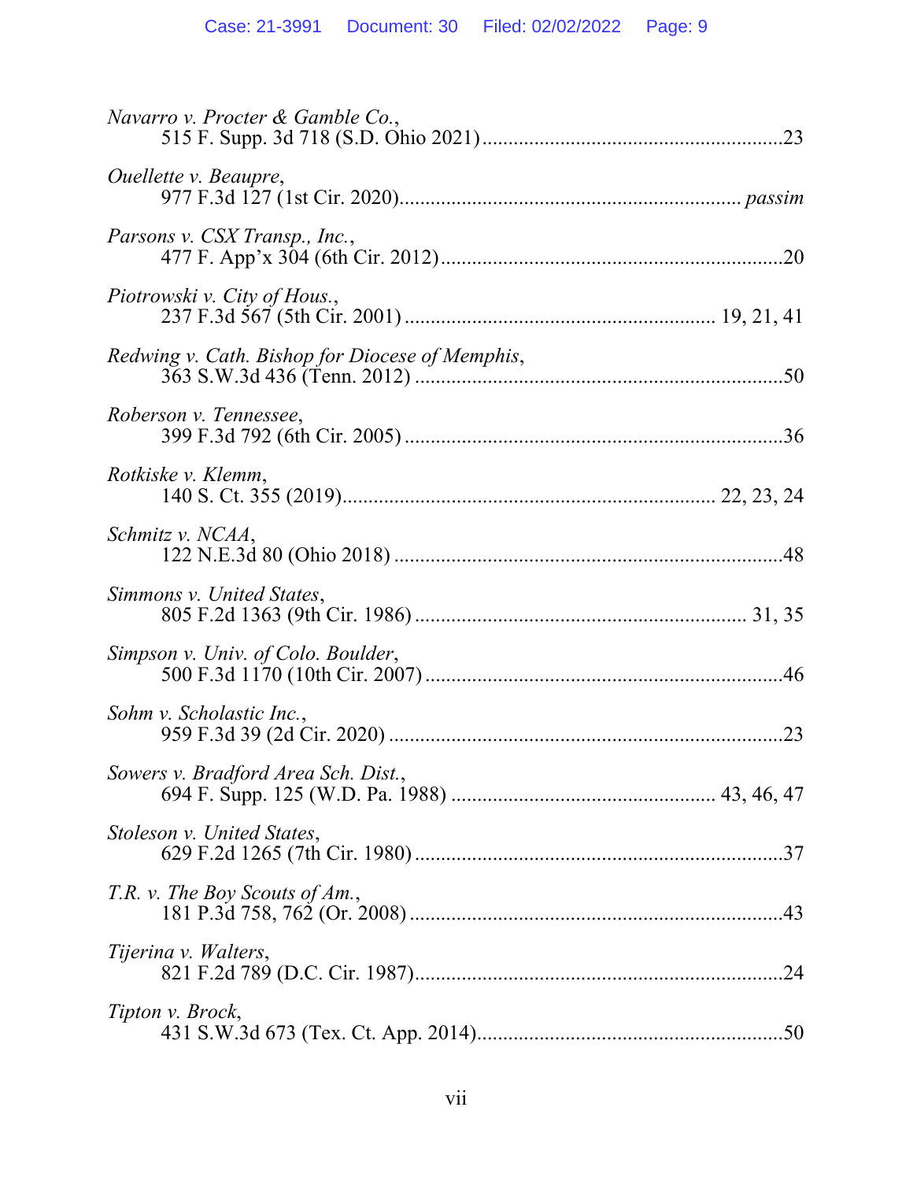*Navarro v. Procter & Gamble Co.*,
515 F. Supp. 3d 718 (S.D. Ohio 2021)..........................................................23

*Ouellette v. Beaupre*,
977 F.3d 127 (1st Cir. 2020)................................................................. *passim*

*Parsons v. CSX Transp., Inc.*,
477 F. App'x 304 (6th Cir. 2012)..................................................................20

*Piotrowski v. City of Hous.*,
237 F.3d 567 (5th Cir. 2001) .......................................................... 19, 21, 41

*Redwing v. Cath. Bishop for Diocese of Memphis*,
363 S.W.3d 436 (Tenn. 2012) ......................................................................50

*Roberson v. Tennessee*,
399 F.3d 792 (6th Cir. 2005) ........................................................................36

*Rotkiske v. Klemm*,
140 S. Ct. 355 (2019)...................................................................... 22, 23, 24

*Schmitz v. NCAA*,
122 N.E.3d 80 (Ohio 2018) ..........................................................................48

*Simmons v. United States*,
805 F.2d 1363 (9th Cir. 1986) ................................................................ 31, 35

*Simpson v. Univ. of Colo. Boulder*,
500 F.3d 1170 (10th Cir. 2007) ....................................................................46

*Sohm v. Scholastic Inc.*,
959 F.3d 39 (2d Cir. 2020) ...........................................................................23

*Sowers v. Bradford Area Sch. Dist.*,
694 F. Supp. 125 (W.D. Pa. 1988) ................................................. 43, 46, 47

*Stoleson v. United States*,
629 F.2d 1265 (7th Cir. 1980) ......................................................................37

*T.R. v. The Boy Scouts of Am.*,
181 P.3d 758, 762 (Or. 2008) .......................................................................43

*Tijerina v. Walters*,
821 F.2d 789 (D.C. Cir. 1987).......................................................................24

*Tipton v. Brock*,
431 S.W.3d 673 (Tex. Ct. App. 2014)..........................................................50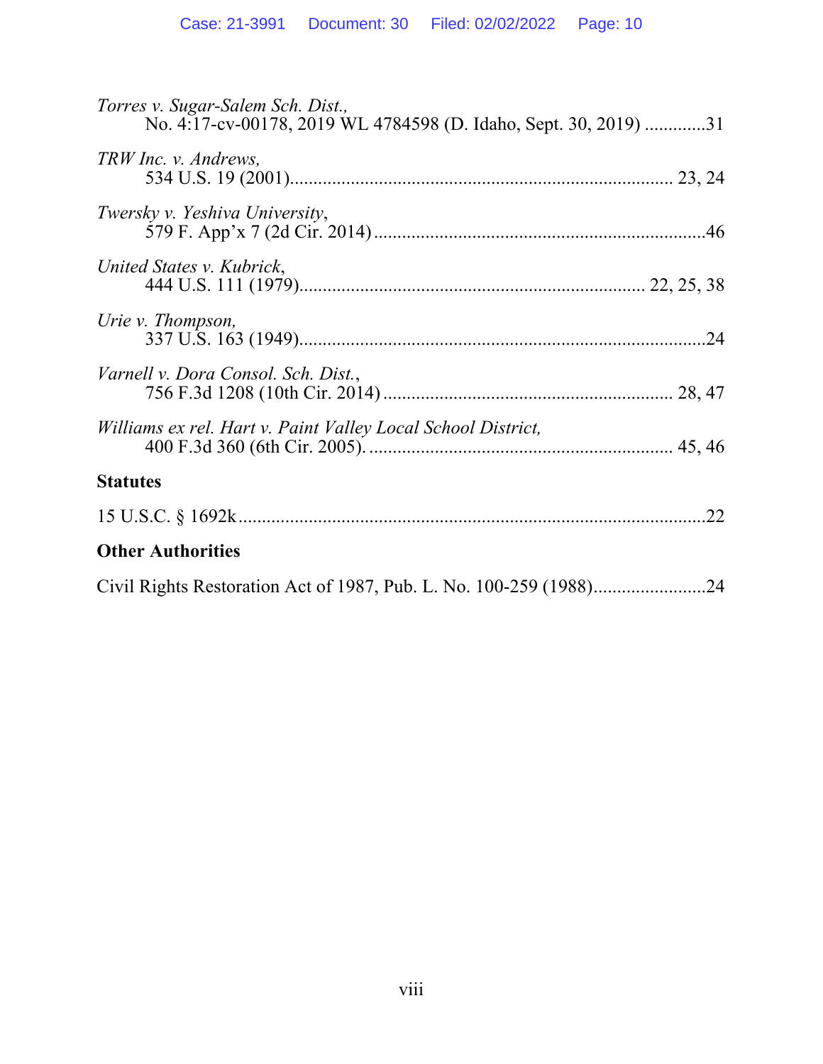*Torres v. Sugar-Salem Sch. Dist.*,
No. 4:17-cv-00178, 2019 WL 4784598 (D. Idaho, Sept. 30, 2019) .............31

*TRW Inc. v. Andrews*,
534 U.S. 19 (2001)............................................................................... 23, 24

*Twersky v. Yeshiva University*,
579 F. App'x 7 (2d Cir. 2014) .....................................................................46

*United States v. Kubrick*,
444 U.S. 111 (1979)....................................................................... 22, 25, 38

*Urie v. Thompson*,
337 U.S. 163 (1949).....................................................................................24

*Varnell v. Dora Consol. Sch. Dist.*,
756 F.3d 1208 (10th Cir. 2014) ............................................................ 28, 47

*Williams ex rel. Hart v. Paint Valley Local School District*,
400 F.3d 360 (6th Cir. 2005). ............................................................... 45, 46

**Statutes**

15 U.S.C. § 1692k..................................................................................................22

**Other Authorities**

Civil Rights Restoration Act of 1987, Pub. L. No. 100-259 (1988)........................24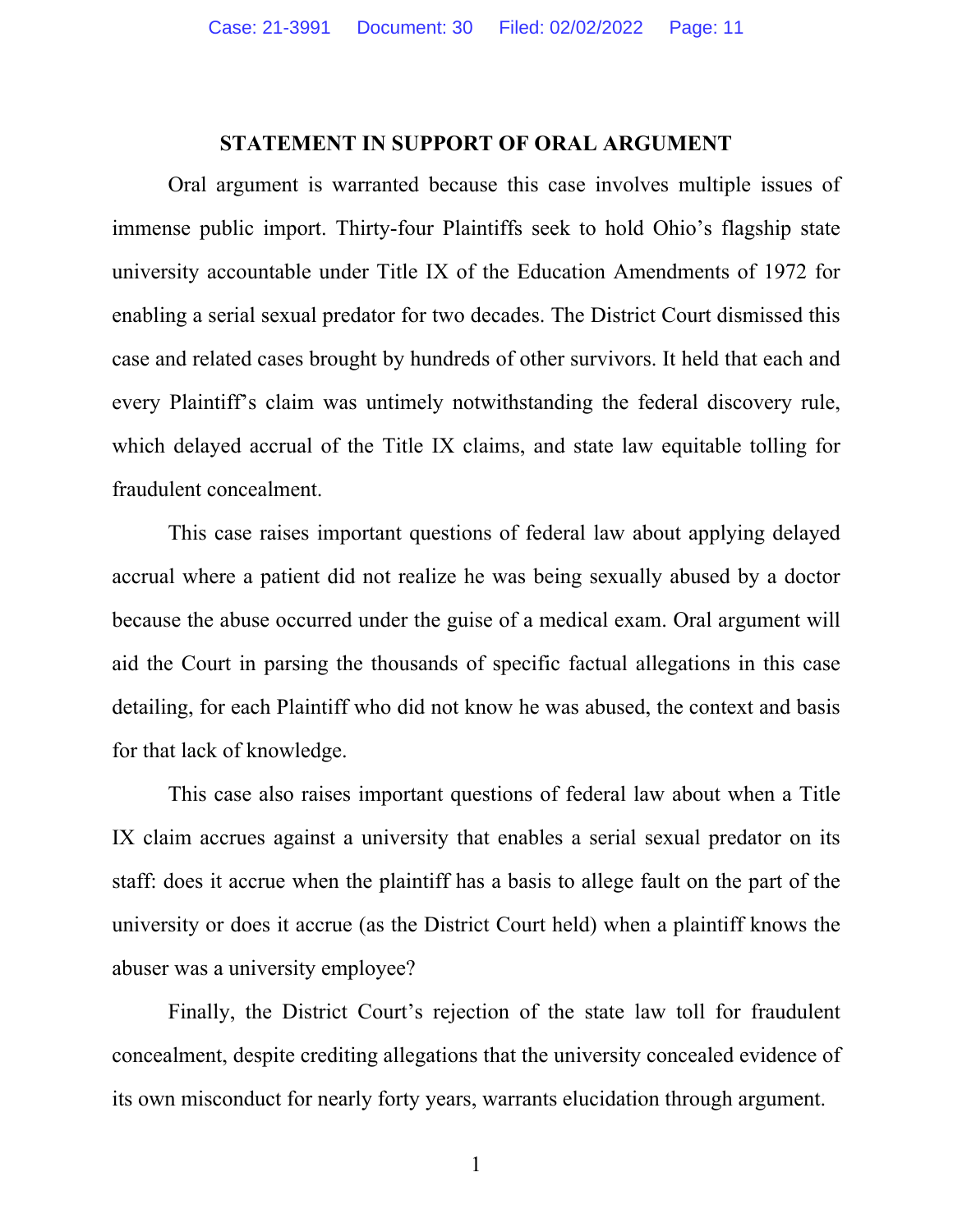## STATEMENT IN SUPPORT OF ORAL ARGUMENT

Oral argument is warranted because this case involves multiple issues of immense public import. Thirty-four Plaintiffs seek to hold Ohio's flagship state university accountable under Title IX of the Education Amendments of 1972 for enabling a serial sexual predator for two decades. The District Court dismissed this case and related cases brought by hundreds of other survivors. It held that each and every Plaintiff's claim was untimely notwithstanding the federal discovery rule, which delayed accrual of the Title IX claims, and state law equitable tolling for fraudulent concealment.

This case raises important questions of federal law about applying delayed accrual where a patient did not realize he was being sexually abused by a doctor because the abuse occurred under the guise of a medical exam. Oral argument will aid the Court in parsing the thousands of specific factual allegations in this case detailing, for each Plaintiff who did not know he was abused, the context and basis for that lack of knowledge.

This case also raises important questions of federal law about when a Title IX claim accrues against a university that enables a serial sexual predator on its staff: does it accrue when the plaintiff has a basis to allege fault on the part of the university or does it accrue (as the District Court held) when a plaintiff knows the abuser was a university employee?

Finally, the District Court's rejection of the state law toll for fraudulent concealment, despite crediting allegations that the university concealed evidence of its own misconduct for nearly forty years, warrants elucidation through argument.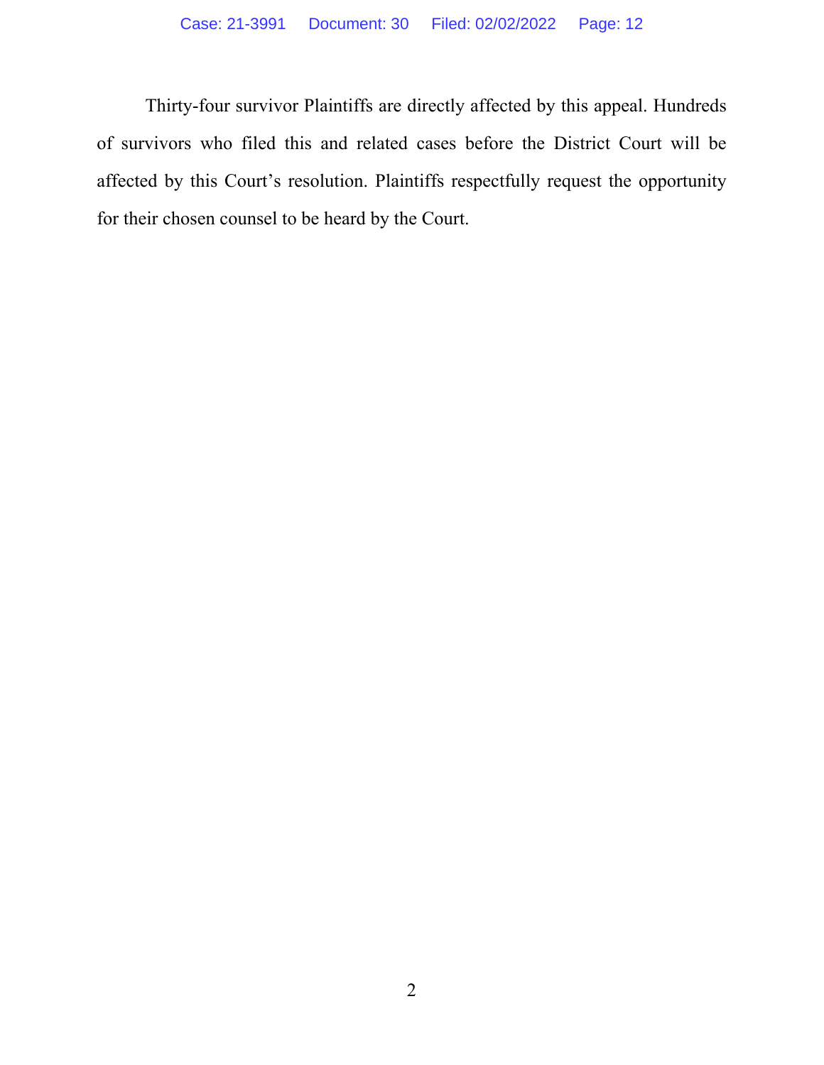Thirty-four survivor Plaintiffs are directly affected by this appeal. Hundreds of survivors who filed this and related cases before the District Court will be affected by this Court's resolution. Plaintiffs respectfully request the opportunity for their chosen counsel to be heard by the Court.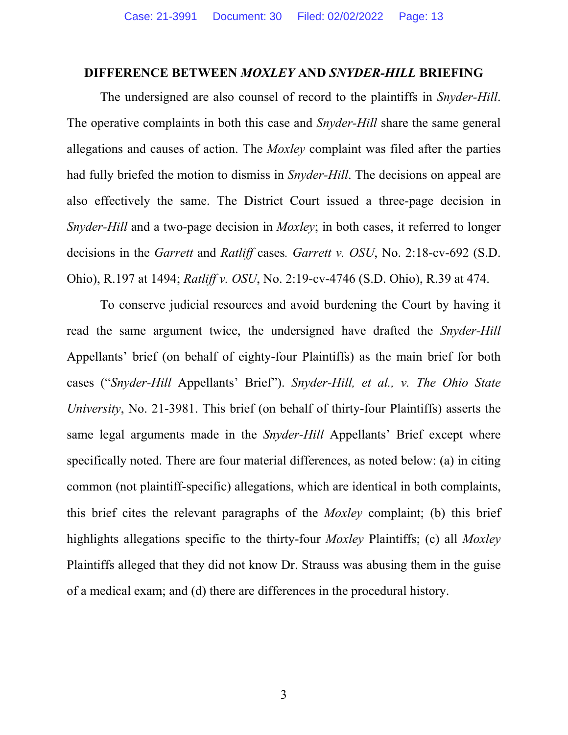## DIFFERENCE BETWEEN *MOXLEY* AND *SNYDER-HILL* BRIEFING

The undersigned are also counsel of record to the plaintiffs in *Snyder-Hill*. The operative complaints in both this case and *Snyder-Hill* share the same general allegations and causes of action. The *Moxley* complaint was filed after the parties had fully briefed the motion to dismiss in *Snyder-Hill*. The decisions on appeal are also effectively the same. The District Court issued a three-page decision in *Snyder-Hill* and a two-page decision in *Moxley*; in both cases, it referred to longer decisions in the *Garrett* and *Ratliff* cases*.* *Garrett v. OSU*, No. 2:18-cv-692 (S.D. Ohio), R.197 at 1494; *Ratliff v. OSU*, No. 2:19-cv-4746 (S.D. Ohio), R.39 at 474.

To conserve judicial resources and avoid burdening the Court by having it read the same argument twice, the undersigned have drafted the *Snyder-Hill* Appellants' brief (on behalf of eighty-four Plaintiffs) as the main brief for both cases ("*Snyder-Hill* Appellants' Brief"). *Snyder-Hill, et al., v. The Ohio State University*, No. 21-3981. This brief (on behalf of thirty-four Plaintiffs) asserts the same legal arguments made in the *Snyder-Hill* Appellants' Brief except where specifically noted. There are four material differences, as noted below: (a) in citing common (not plaintiff-specific) allegations, which are identical in both complaints, this brief cites the relevant paragraphs of the *Moxley* complaint; (b) this brief highlights allegations specific to the thirty-four *Moxley* Plaintiffs; (c) all *Moxley* Plaintiffs alleged that they did not know Dr. Strauss was abusing them in the guise of a medical exam; and (d) there are differences in the procedural history.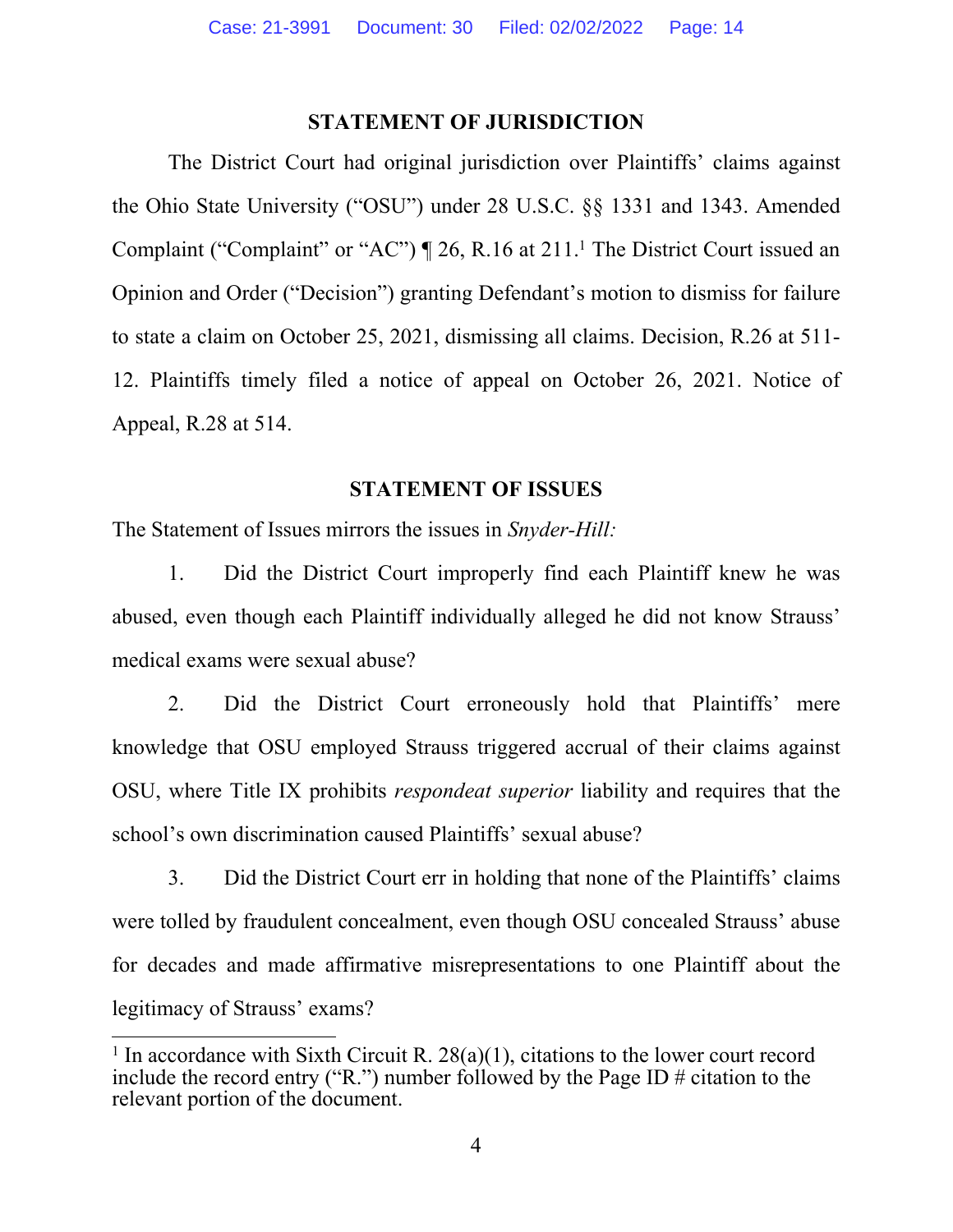## STATEMENT OF JURISDICTION

The District Court had original jurisdiction over Plaintiffs' claims against the Ohio State University ("OSU") under 28 U.S.C. §§ 1331 and 1343. Amended Complaint ("Complaint" or "AC") ¶ 26, R.16 at 211.[1] The District Court issued an Opinion and Order ("Decision") granting Defendant's motion to dismiss for failure to state a claim on October 25, 2021, dismissing all claims. Decision, R.26 at 511-12. Plaintiffs timely filed a notice of appeal on October 26, 2021. Notice of Appeal, R.28 at 514.

## STATEMENT OF ISSUES

The Statement of Issues mirrors the issues in *Snyder-Hill:*

1. Did the District Court improperly find each Plaintiff knew he was abused, even though each Plaintiff individually alleged he did not know Strauss' medical exams were sexual abuse?

2. Did the District Court erroneously hold that Plaintiffs' mere knowledge that OSU employed Strauss triggered accrual of their claims against OSU, where Title IX prohibits *respondeat superior* liability and requires that the school's own discrimination caused Plaintiffs' sexual abuse?

3. Did the District Court err in holding that none of the Plaintiffs' claims were tolled by fraudulent concealment, even though OSU concealed Strauss' abuse for decades and made affirmative misrepresentations to one Plaintiff about the legitimacy of Strauss' exams?

---

[1] In accordance with Sixth Circuit R. 28(a)(1), citations to the lower court record include the record entry ("R.") number followed by the Page ID # citation to the relevant portion of the document.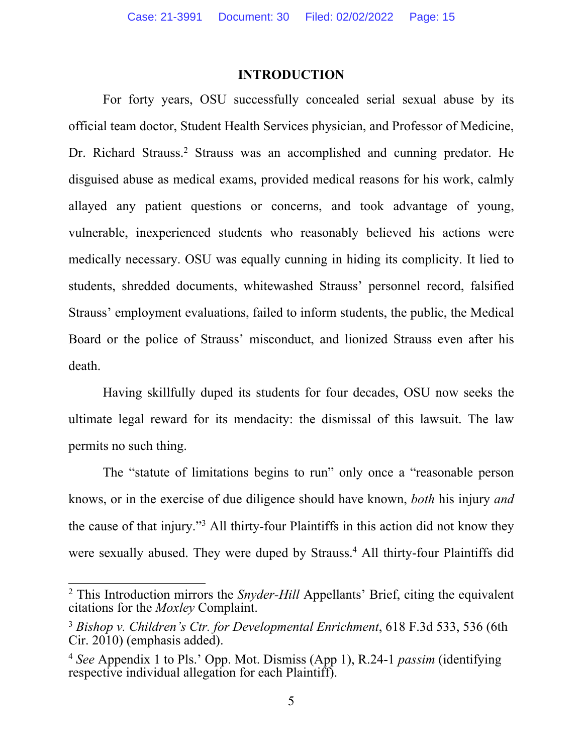## INTRODUCTION

For forty years, OSU successfully concealed serial sexual abuse by its official team doctor, Student Health Services physician, and Professor of Medicine, Dr. Richard Strauss.[2] Strauss was an accomplished and cunning predator. He disguised abuse as medical exams, provided medical reasons for his work, calmly allayed any patient questions or concerns, and took advantage of young, vulnerable, inexperienced students who reasonably believed his actions were medically necessary. OSU was equally cunning in hiding its complicity. It lied to students, shredded documents, whitewashed Strauss' personnel record, falsified Strauss' employment evaluations, failed to inform students, the public, the Medical Board or the police of Strauss' misconduct, and lionized Strauss even after his death.

Having skillfully duped its students for four decades, OSU now seeks the ultimate legal reward for its mendacity: the dismissal of this lawsuit. The law permits no such thing.

The "statute of limitations begins to run" only once a "reasonable person knows, or in the exercise of due diligence should have known, *both* his injury *and* the cause of that injury."[3] All thirty-four Plaintiffs in this action did not know they were sexually abused. They were duped by Strauss.[4] All thirty-four Plaintiffs did

---

[2] This Introduction mirrors the *Snyder-Hill* Appellants' Brief, citing the equivalent citations for the *Moxley* Complaint.

[3] *Bishop v. Children's Ctr. for Developmental Enrichment*, 618 F.3d 533, 536 (6th Cir. 2010) (emphasis added).

[4] *See* Appendix 1 to Pls.' Opp. Mot. Dismiss (App 1), R.24-1 *passim* (identifying respective individual allegation for each Plaintiff).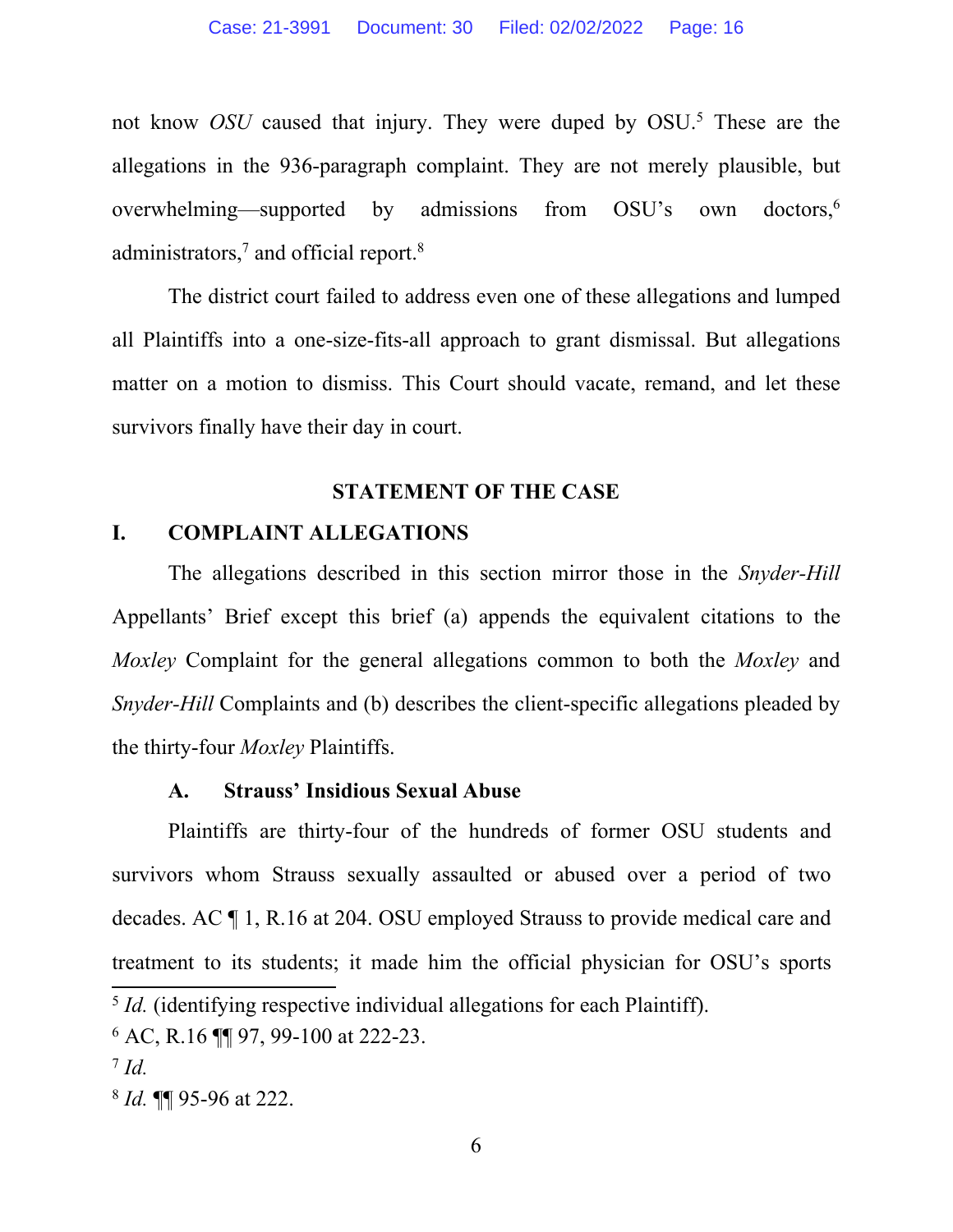not know *OSU* caused that injury. They were duped by OSU.[5] These are the allegations in the 936-paragraph complaint. They are not merely plausible, but overwhelming—supported by admissions from OSU's own doctors,[6] administrators,[7] and official report.[8]

The district court failed to address even one of these allegations and lumped all Plaintiffs into a one-size-fits-all approach to grant dismissal. But allegations matter on a motion to dismiss. This Court should vacate, remand, and let these survivors finally have their day in court.

## STATEMENT OF THE CASE

## I. COMPLAINT ALLEGATIONS

The allegations described in this section mirror those in the *Snyder-Hill* Appellants' Brief except this brief (a) appends the equivalent citations to the *Moxley* Complaint for the general allegations common to both the *Moxley* and *Snyder-Hill* Complaints and (b) describes the client-specific allegations pleaded by the thirty-four *Moxley* Plaintiffs.

### A. Strauss' Insidious Sexual Abuse

Plaintiffs are thirty-four of the hundreds of former OSU students and survivors whom Strauss sexually assaulted or abused over a period of two decades. AC ¶ 1, R.16 at 204. OSU employed Strauss to provide medical care and treatment to its students; it made him the official physician for OSU's sports

---

[5] *Id.* (identifying respective individual allegations for each Plaintiff).

[6] AC, R.16 ¶¶ 97, 99-100 at 222-23.

[7] *Id.*

[8] *Id.* ¶¶ 95-96 at 222.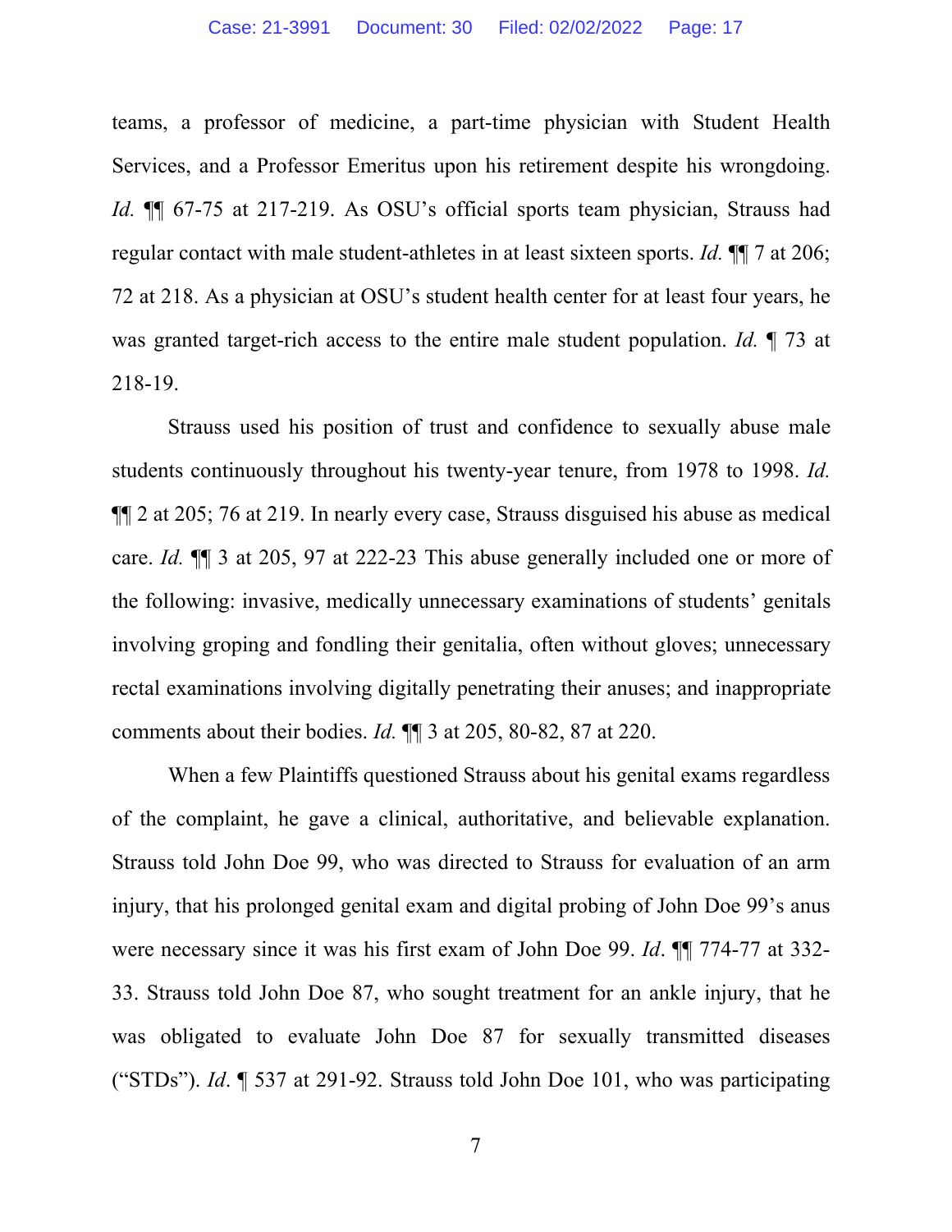teams, a professor of medicine, a part-time physician with Student Health Services, and a Professor Emeritus upon his retirement despite his wrongdoing. *Id.* ¶¶ 67-75 at 217-219. As OSU's official sports team physician, Strauss had regular contact with male student-athletes in at least sixteen sports. *Id.* ¶¶ 7 at 206; 72 at 218. As a physician at OSU's student health center for at least four years, he was granted target-rich access to the entire male student population. *Id.* ¶ 73 at 218-19.

Strauss used his position of trust and confidence to sexually abuse male students continuously throughout his twenty-year tenure, from 1978 to 1998. *Id.* ¶¶ 2 at 205; 76 at 219. In nearly every case, Strauss disguised his abuse as medical care. *Id.* ¶¶ 3 at 205, 97 at 222-23 This abuse generally included one or more of the following: invasive, medically unnecessary examinations of students' genitals involving groping and fondling their genitalia, often without gloves; unnecessary rectal examinations involving digitally penetrating their anuses; and inappropriate comments about their bodies. *Id.* ¶¶ 3 at 205, 80-82, 87 at 220.

When a few Plaintiffs questioned Strauss about his genital exams regardless of the complaint, he gave a clinical, authoritative, and believable explanation. Strauss told John Doe 99, who was directed to Strauss for evaluation of an arm injury, that his prolonged genital exam and digital probing of John Doe 99's anus were necessary since it was his first exam of John Doe 99. *Id*. ¶¶ 774-77 at 332-33. Strauss told John Doe 87, who sought treatment for an ankle injury, that he was obligated to evaluate John Doe 87 for sexually transmitted diseases ("STDs"). *Id*. ¶ 537 at 291-92. Strauss told John Doe 101, who was participating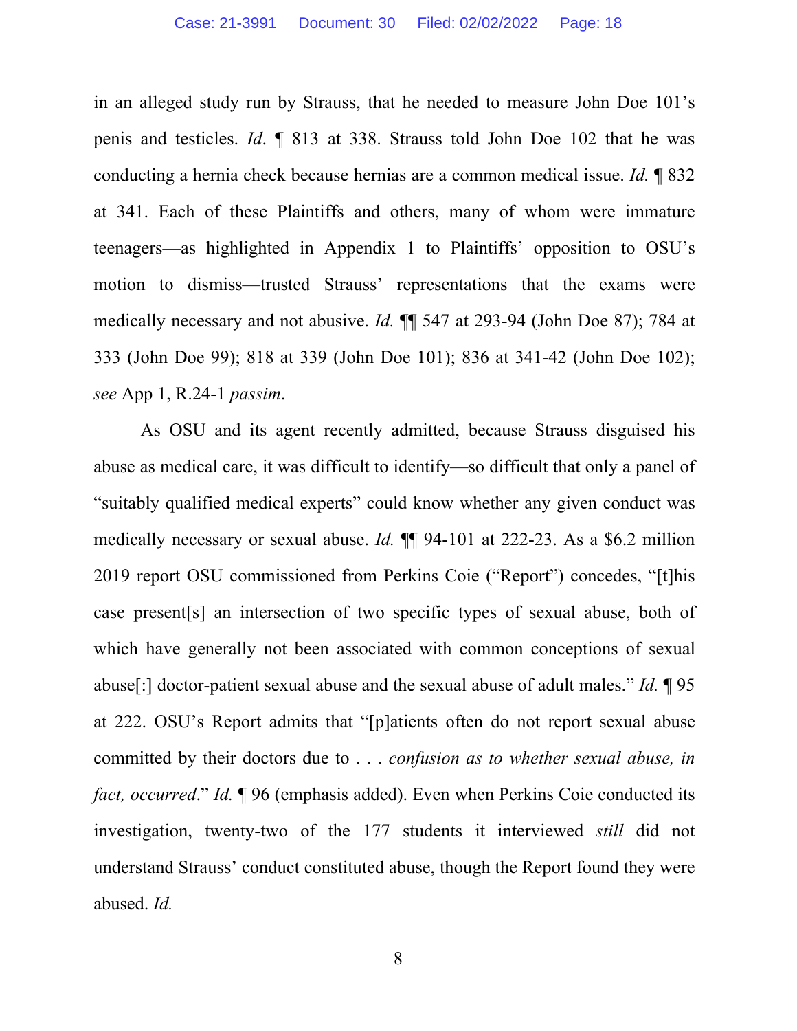in an alleged study run by Strauss, that he needed to measure John Doe 101's penis and testicles. *Id*. ¶ 813 at 338. Strauss told John Doe 102 that he was conducting a hernia check because hernias are a common medical issue. *Id.* ¶ 832 at 341. Each of these Plaintiffs and others, many of whom were immature teenagers—as highlighted in Appendix 1 to Plaintiffs' opposition to OSU's motion to dismiss—trusted Strauss' representations that the exams were medically necessary and not abusive. *Id.* ¶¶ 547 at 293-94 (John Doe 87); 784 at 333 (John Doe 99); 818 at 339 (John Doe 101); 836 at 341-42 (John Doe 102); *see* App 1, R.24-1 *passim*.

As OSU and its agent recently admitted, because Strauss disguised his abuse as medical care, it was difficult to identify—so difficult that only a panel of "suitably qualified medical experts" could know whether any given conduct was medically necessary or sexual abuse. *Id.* ¶¶ 94-101 at 222-23. As a $6.2 million 2019 report OSU commissioned from Perkins Coie ("Report") concedes, "[t]his case present[s] an intersection of two specific types of sexual abuse, both of which have generally not been associated with common conceptions of sexual abuse[:] doctor-patient sexual abuse and the sexual abuse of adult males." *Id.* ¶ 95 at 222. OSU's Report admits that "[p]atients often do not report sexual abuse committed by their doctors due to . . . *confusion as to whether sexual abuse, in fact, occurred*." *Id.* ¶ 96 (emphasis added). Even when Perkins Coie conducted its investigation, twenty-two of the 177 students it interviewed *still* did not understand Strauss' conduct constituted abuse, though the Report found they were abused. *Id.*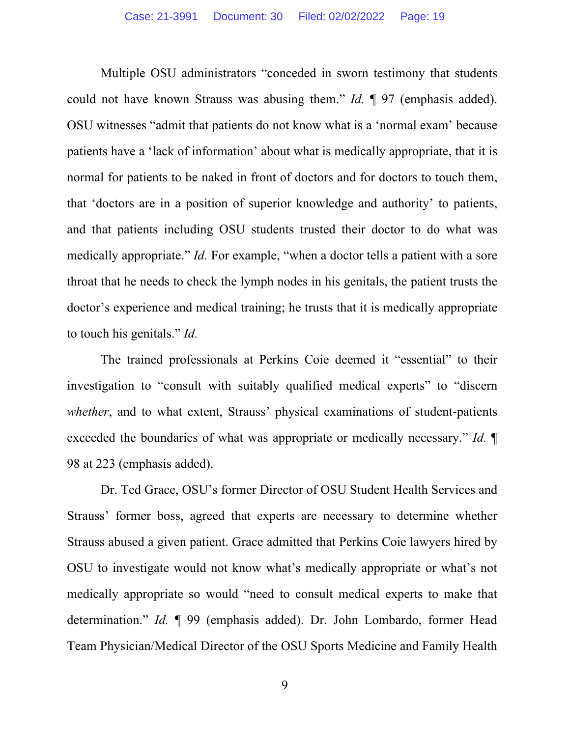Multiple OSU administrators "conceded in sworn testimony that students could not have known Strauss was abusing them." *Id.* ¶ 97 (emphasis added). OSU witnesses "admit that patients do not know what is a 'normal exam' because patients have a 'lack of information' about what is medically appropriate, that it is normal for patients to be naked in front of doctors and for doctors to touch them, that 'doctors are in a position of superior knowledge and authority' to patients, and that patients including OSU students trusted their doctor to do what was medically appropriate." *Id.* For example, "when a doctor tells a patient with a sore throat that he needs to check the lymph nodes in his genitals, the patient trusts the doctor's experience and medical training; he trusts that it is medically appropriate to touch his genitals." *Id.*

The trained professionals at Perkins Coie deemed it "essential" to their investigation to "consult with suitably qualified medical experts" to "discern *whether*, and to what extent, Strauss' physical examinations of student-patients exceeded the boundaries of what was appropriate or medically necessary." *Id.* ¶ 98 at 223 (emphasis added).

Dr. Ted Grace, OSU's former Director of OSU Student Health Services and Strauss' former boss, agreed that experts are necessary to determine whether Strauss abused a given patient. Grace admitted that Perkins Coie lawyers hired by OSU to investigate would not know what's medically appropriate or what's not medically appropriate so would "need to consult medical experts to make that determination." *Id.* ¶ 99 (emphasis added). Dr. John Lombardo, former Head Team Physician/Medical Director of the OSU Sports Medicine and Family Health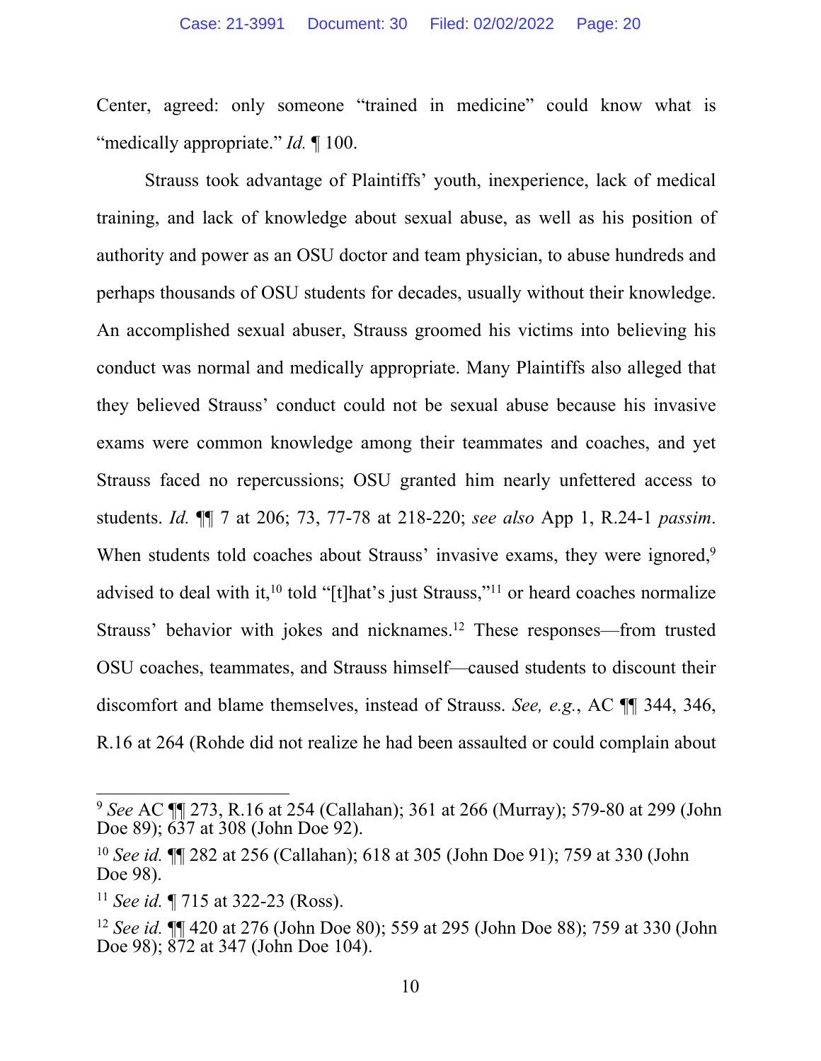Center, agreed: only someone "trained in medicine" could know what is "medically appropriate." *Id.* ¶ 100.

Strauss took advantage of Plaintiffs' youth, inexperience, lack of medical training, and lack of knowledge about sexual abuse, as well as his position of authority and power as an OSU doctor and team physician, to abuse hundreds and perhaps thousands of OSU students for decades, usually without their knowledge. An accomplished sexual abuser, Strauss groomed his victims into believing his conduct was normal and medically appropriate. Many Plaintiffs also alleged that they believed Strauss' conduct could not be sexual abuse because his invasive exams were common knowledge among their teammates and coaches, and yet Strauss faced no repercussions; OSU granted him nearly unfettered access to students. *Id.* ¶¶ 7 at 206; 73, 77-78 at 218-220; *see also* App 1, R.24-1 *passim*. When students told coaches about Strauss' invasive exams, they were ignored,[9] advised to deal with it,[10] told "[t]hat's just Strauss,"[11] or heard coaches normalize Strauss' behavior with jokes and nicknames.[12] These responses—from trusted OSU coaches, teammates, and Strauss himself—caused students to discount their discomfort and blame themselves, instead of Strauss. *See, e.g.*, AC ¶¶ 344, 346, R.16 at 264 (Rohde did not realize he had been assaulted or could complain about

---

[9] *See* AC ¶¶ 273, R.16 at 254 (Callahan); 361 at 266 (Murray); 579-80 at 299 (John Doe 89); 637 at 308 (John Doe 92).

[10] *See id.* ¶¶ 282 at 256 (Callahan); 618 at 305 (John Doe 91); 759 at 330 (John Doe 98).

[11] *See id.* ¶ 715 at 322-23 (Ross).

[12] *See id.* ¶¶ 420 at 276 (John Doe 80); 559 at 295 (John Doe 88); 759 at 330 (John Doe 98); 872 at 347 (John Doe 104).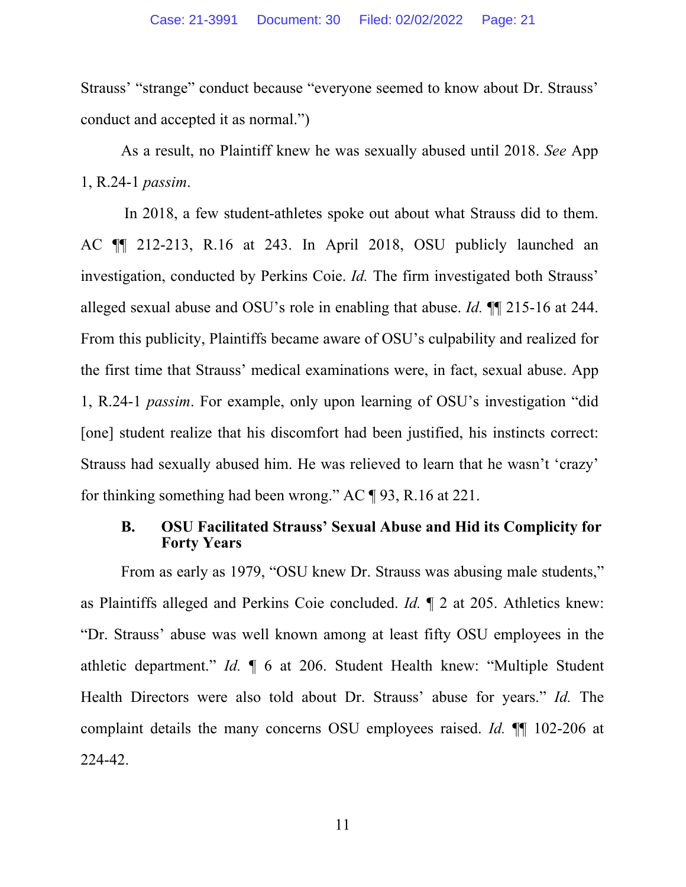Strauss' "strange" conduct because "everyone seemed to know about Dr. Strauss' conduct and accepted it as normal.")

As a result, no Plaintiff knew he was sexually abused until 2018. *See* App 1, R.24-1 *passim*.

In 2018, a few student-athletes spoke out about what Strauss did to them. AC ¶¶ 212-213, R.16 at 243. In April 2018, OSU publicly launched an investigation, conducted by Perkins Coie. *Id.* The firm investigated both Strauss' alleged sexual abuse and OSU's role in enabling that abuse. *Id.* ¶¶ 215-16 at 244. From this publicity, Plaintiffs became aware of OSU's culpability and realized for the first time that Strauss' medical examinations were, in fact, sexual abuse. App 1, R.24-1 *passim*. For example, only upon learning of OSU's investigation "did [one] student realize that his discomfort had been justified, his instincts correct: Strauss had sexually abused him. He was relieved to learn that he wasn't 'crazy' for thinking something had been wrong." AC ¶ 93, R.16 at 221.

### B. OSU Facilitated Strauss' Sexual Abuse and Hid its Complicity for Forty Years

From as early as 1979, "OSU knew Dr. Strauss was abusing male students," as Plaintiffs alleged and Perkins Coie concluded. *Id.* ¶ 2 at 205. Athletics knew: "Dr. Strauss' abuse was well known among at least fifty OSU employees in the athletic department." *Id.* ¶ 6 at 206. Student Health knew: "Multiple Student Health Directors were also told about Dr. Strauss' abuse for years." *Id.* The complaint details the many concerns OSU employees raised. *Id.* ¶¶ 102-206 at 224-42.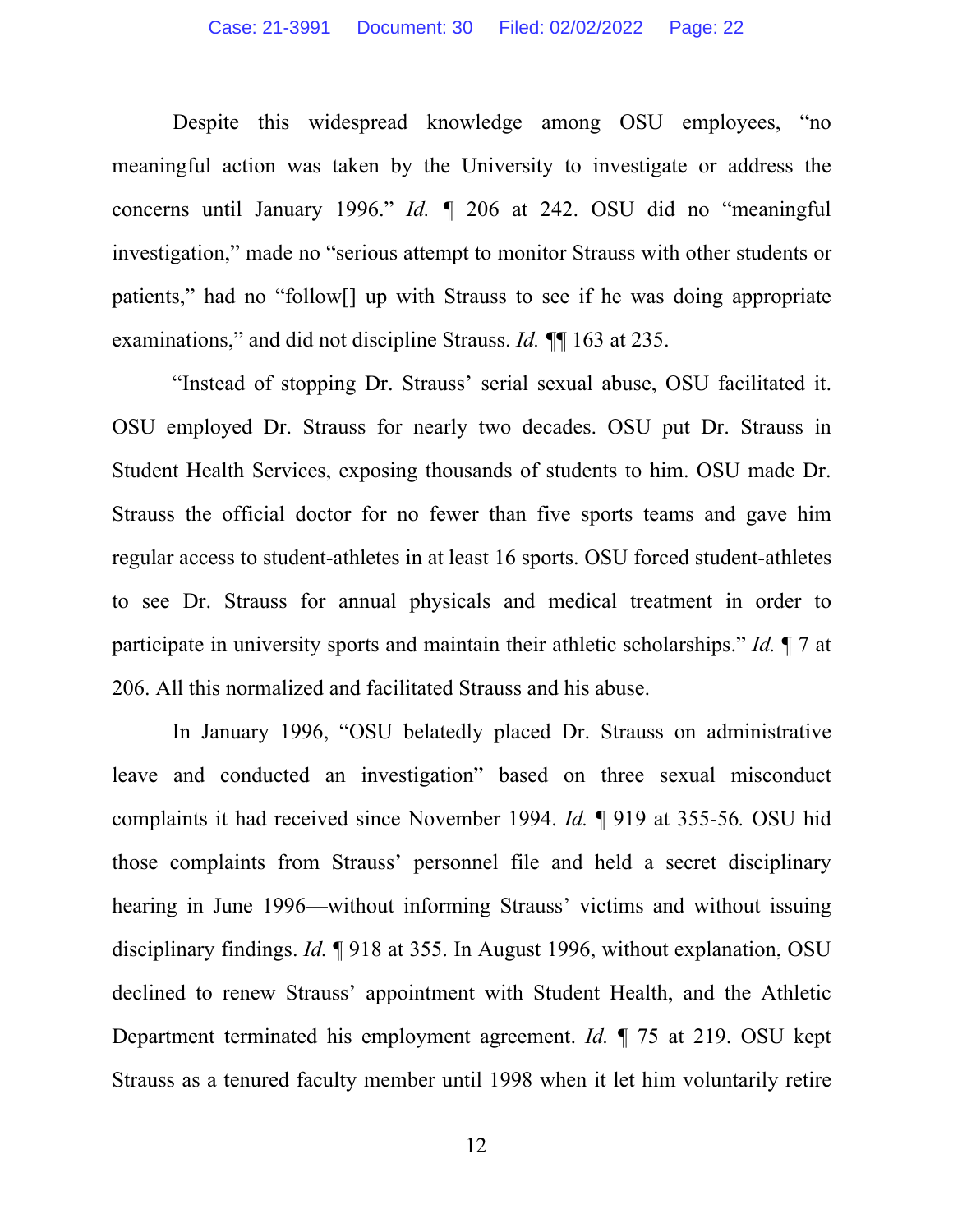Despite this widespread knowledge among OSU employees, "no meaningful action was taken by the University to investigate or address the concerns until January 1996." *Id.* ¶ 206 at 242. OSU did no "meaningful investigation," made no "serious attempt to monitor Strauss with other students or patients," had no "follow[] up with Strauss to see if he was doing appropriate examinations," and did not discipline Strauss. *Id.* ¶¶ 163 at 235.

"Instead of stopping Dr. Strauss' serial sexual abuse, OSU facilitated it. OSU employed Dr. Strauss for nearly two decades. OSU put Dr. Strauss in Student Health Services, exposing thousands of students to him. OSU made Dr. Strauss the official doctor for no fewer than five sports teams and gave him regular access to student-athletes in at least 16 sports. OSU forced student-athletes to see Dr. Strauss for annual physicals and medical treatment in order to participate in university sports and maintain their athletic scholarships." *Id.* ¶ 7 at 206. All this normalized and facilitated Strauss and his abuse.

In January 1996, "OSU belatedly placed Dr. Strauss on administrative leave and conducted an investigation" based on three sexual misconduct complaints it had received since November 1994. *Id.* ¶ 919 at 355-56*.* OSU hid those complaints from Strauss' personnel file and held a secret disciplinary hearing in June 1996—without informing Strauss' victims and without issuing disciplinary findings. *Id.* ¶ 918 at 355. In August 1996, without explanation, OSU declined to renew Strauss' appointment with Student Health, and the Athletic Department terminated his employment agreement. *Id.* ¶ 75 at 219. OSU kept Strauss as a tenured faculty member until 1998 when it let him voluntarily retire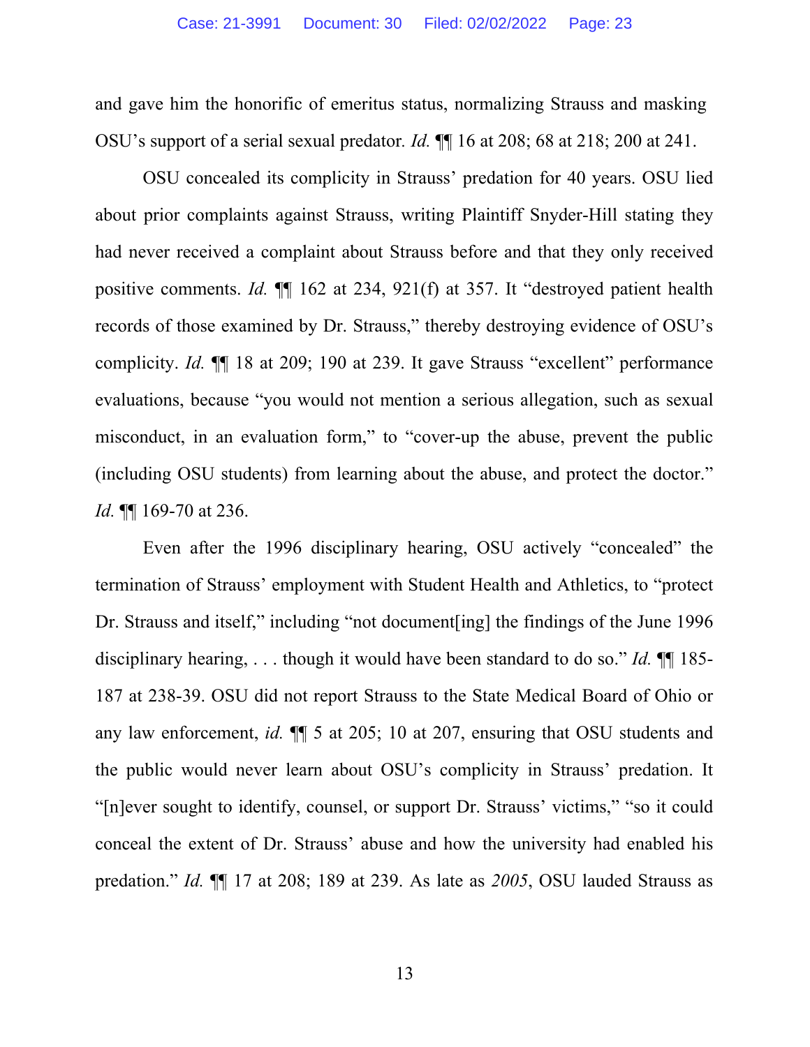and gave him the honorific of emeritus status, normalizing Strauss and masking OSU's support of a serial sexual predator. *Id.* ¶¶ 16 at 208; 68 at 218; 200 at 241.

OSU concealed its complicity in Strauss' predation for 40 years. OSU lied about prior complaints against Strauss, writing Plaintiff Snyder-Hill stating they had never received a complaint about Strauss before and that they only received positive comments. *Id.* ¶¶ 162 at 234, 921(f) at 357. It "destroyed patient health records of those examined by Dr. Strauss," thereby destroying evidence of OSU's complicity. *Id.* ¶¶ 18 at 209; 190 at 239. It gave Strauss "excellent" performance evaluations, because "you would not mention a serious allegation, such as sexual misconduct, in an evaluation form," to "cover-up the abuse, prevent the public (including OSU students) from learning about the abuse, and protect the doctor." *Id.* ¶¶ 169-70 at 236.

Even after the 1996 disciplinary hearing, OSU actively "concealed" the termination of Strauss' employment with Student Health and Athletics, to "protect Dr. Strauss and itself," including "not document[ing] the findings of the June 1996 disciplinary hearing, . . . though it would have been standard to do so." *Id.* ¶¶ 185-187 at 238-39. OSU did not report Strauss to the State Medical Board of Ohio or any law enforcement, *id.* ¶¶ 5 at 205; 10 at 207, ensuring that OSU students and the public would never learn about OSU's complicity in Strauss' predation. It "[n]ever sought to identify, counsel, or support Dr. Strauss' victims," "so it could conceal the extent of Dr. Strauss' abuse and how the university had enabled his predation." *Id.* ¶¶ 17 at 208; 189 at 239. As late as *2005*, OSU lauded Strauss as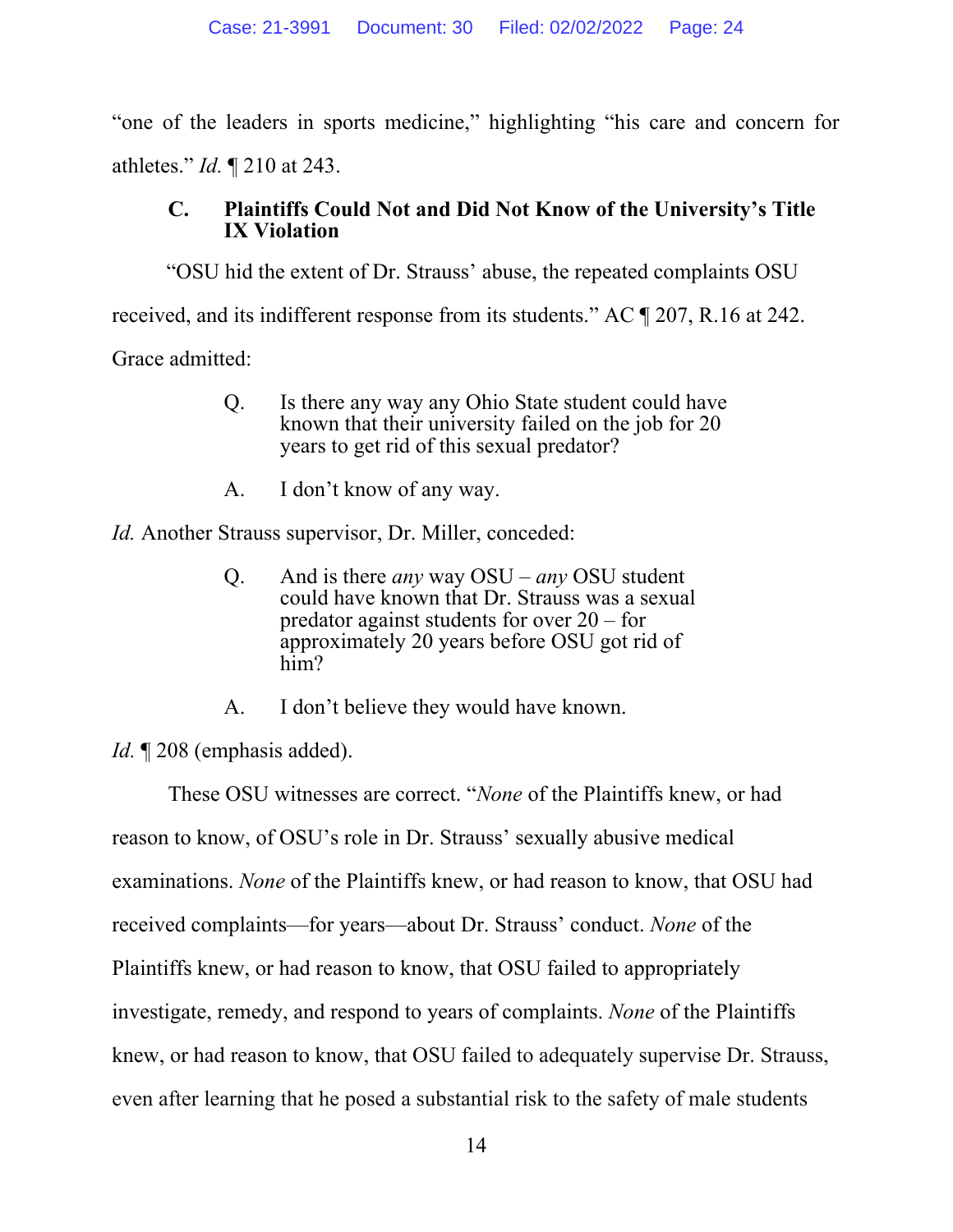"one of the leaders in sports medicine," highlighting "his care and concern for athletes." *Id.* ¶ 210 at 243.

### C. Plaintiffs Could Not and Did Not Know of the University's Title IX Violation

"OSU hid the extent of Dr. Strauss' abuse, the repeated complaints OSU received, and its indifferent response from its students." AC ¶ 207, R.16 at 242. Grace admitted:

> Q. Is there any way any Ohio State student could have known that their university failed on the job for 20 years to get rid of this sexual predator?
>
> A. I don't know of any way.

*Id.* Another Strauss supervisor, Dr. Miller, conceded:

> Q. And is there *any* way OSU – *any* OSU student could have known that Dr. Strauss was a sexual predator against students for over 20 – for approximately 20 years before OSU got rid of him?
>
> A. I don't believe they would have known.

*Id.* ¶ 208 (emphasis added).

These OSU witnesses are correct. "*None* of the Plaintiffs knew, or had reason to know, of OSU's role in Dr. Strauss' sexually abusive medical examinations. *None* of the Plaintiffs knew, or had reason to know, that OSU had received complaints—for years—about Dr. Strauss' conduct. *None* of the Plaintiffs knew, or had reason to know, that OSU failed to appropriately investigate, remedy, and respond to years of complaints. *None* of the Plaintiffs knew, or had reason to know, that OSU failed to adequately supervise Dr. Strauss, even after learning that he posed a substantial risk to the safety of male students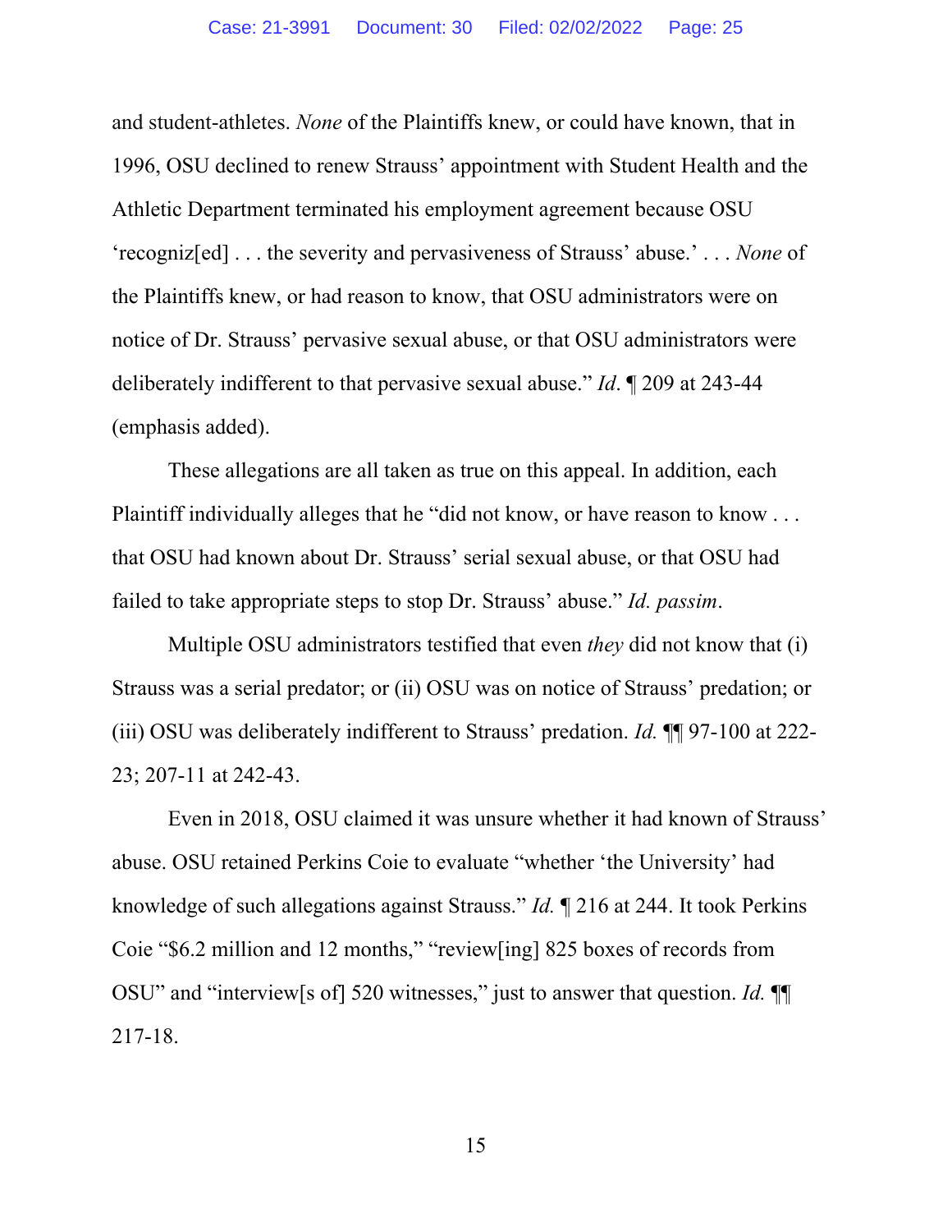and student-athletes. *None* of the Plaintiffs knew, or could have known, that in 1996, OSU declined to renew Strauss' appointment with Student Health and the Athletic Department terminated his employment agreement because OSU 'recogniz[ed] . . . the severity and pervasiveness of Strauss' abuse.' . . . *None* of the Plaintiffs knew, or had reason to know, that OSU administrators were on notice of Dr. Strauss' pervasive sexual abuse, or that OSU administrators were deliberately indifferent to that pervasive sexual abuse." *Id*. ¶ 209 at 243-44 (emphasis added).

These allegations are all taken as true on this appeal. In addition, each Plaintiff individually alleges that he "did not know, or have reason to know . . . that OSU had known about Dr. Strauss' serial sexual abuse, or that OSU had failed to take appropriate steps to stop Dr. Strauss' abuse." *Id. passim*.

Multiple OSU administrators testified that even *they* did not know that (i) Strauss was a serial predator; or (ii) OSU was on notice of Strauss' predation; or (iii) OSU was deliberately indifferent to Strauss' predation. *Id.* ¶¶ 97-100 at 222-23; 207-11 at 242-43.

Even in 2018, OSU claimed it was unsure whether it had known of Strauss' abuse. OSU retained Perkins Coie to evaluate "whether 'the University' had knowledge of such allegations against Strauss." *Id.* ¶ 216 at 244. It took Perkins Coie "$6.2 million and 12 months," "review[ing] 825 boxes of records from OSU" and "interview[s of] 520 witnesses," just to answer that question. *Id.* ¶¶ 217-18.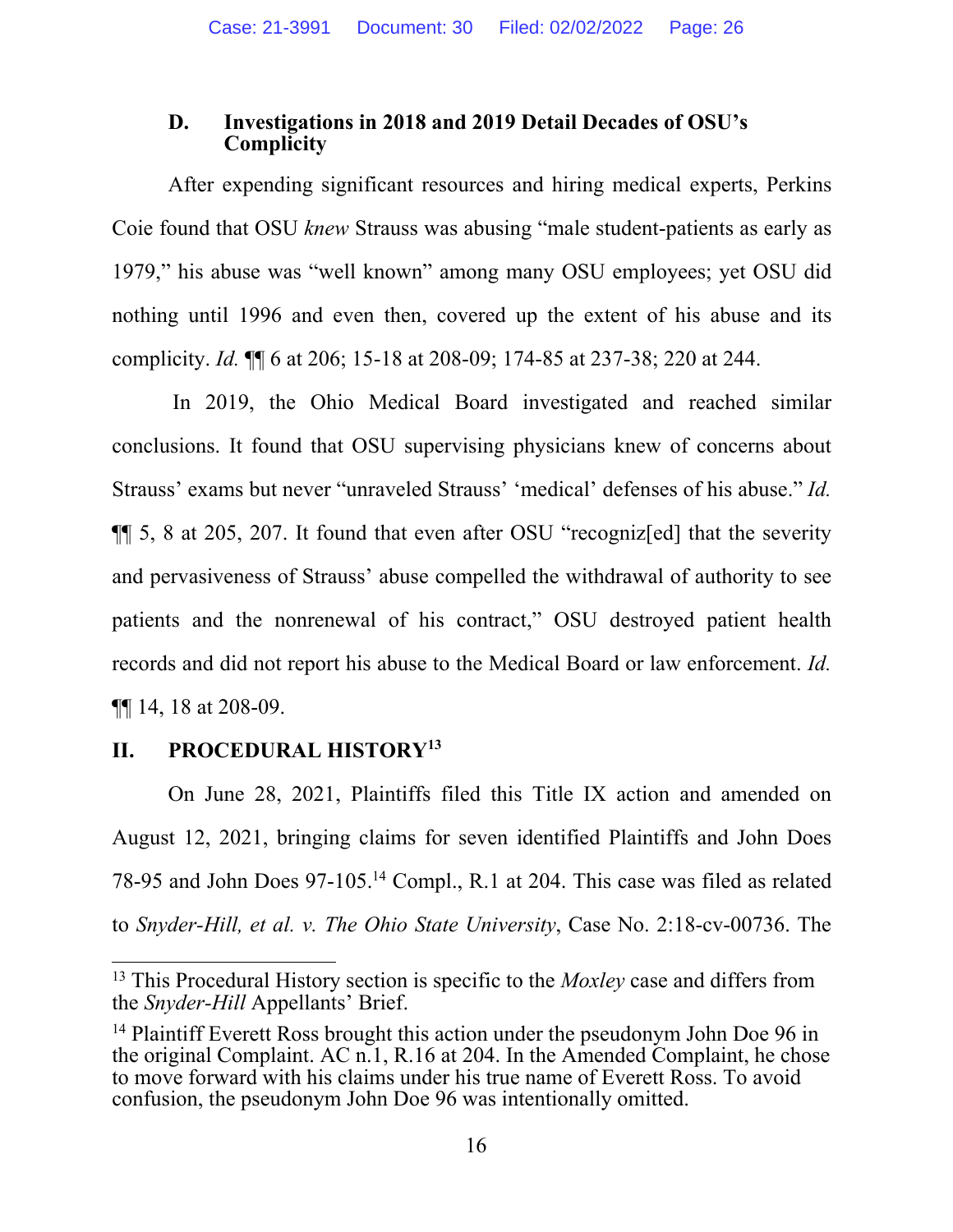### D. Investigations in 2018 and 2019 Detail Decades of OSU's Complicity

After expending significant resources and hiring medical experts, Perkins Coie found that OSU *knew* Strauss was abusing "male student-patients as early as 1979," his abuse was "well known" among many OSU employees; yet OSU did nothing until 1996 and even then, covered up the extent of his abuse and its complicity. *Id.* ¶¶ 6 at 206; 15-18 at 208-09; 174-85 at 237-38; 220 at 244.

In 2019, the Ohio Medical Board investigated and reached similar conclusions. It found that OSU supervising physicians knew of concerns about Strauss' exams but never "unraveled Strauss' 'medical' defenses of his abuse." *Id.* ¶¶ 5, 8 at 205, 207. It found that even after OSU "recogniz[ed] that the severity and pervasiveness of Strauss' abuse compelled the withdrawal of authority to see patients and the nonrenewal of his contract," OSU destroyed patient health records and did not report his abuse to the Medical Board or law enforcement. *Id.* ¶¶ 14, 18 at 208-09.

## II. PROCEDURAL HISTORY[13]

On June 28, 2021, Plaintiffs filed this Title IX action and amended on August 12, 2021, bringing claims for seven identified Plaintiffs and John Does 78-95 and John Does 97-105.[14] Compl., R.1 at 204. This case was filed as related to *Snyder-Hill, et al. v. The Ohio State University*, Case No. 2:18-cv-00736. The

---

[13] This Procedural History section is specific to the *Moxley* case and differs from the *Snyder-Hill* Appellants' Brief.

[14] Plaintiff Everett Ross brought this action under the pseudonym John Doe 96 in the original Complaint. AC n.1, R.16 at 204. In the Amended Complaint, he chose to move forward with his claims under his true name of Everett Ross. To avoid confusion, the pseudonym John Doe 96 was intentionally omitted.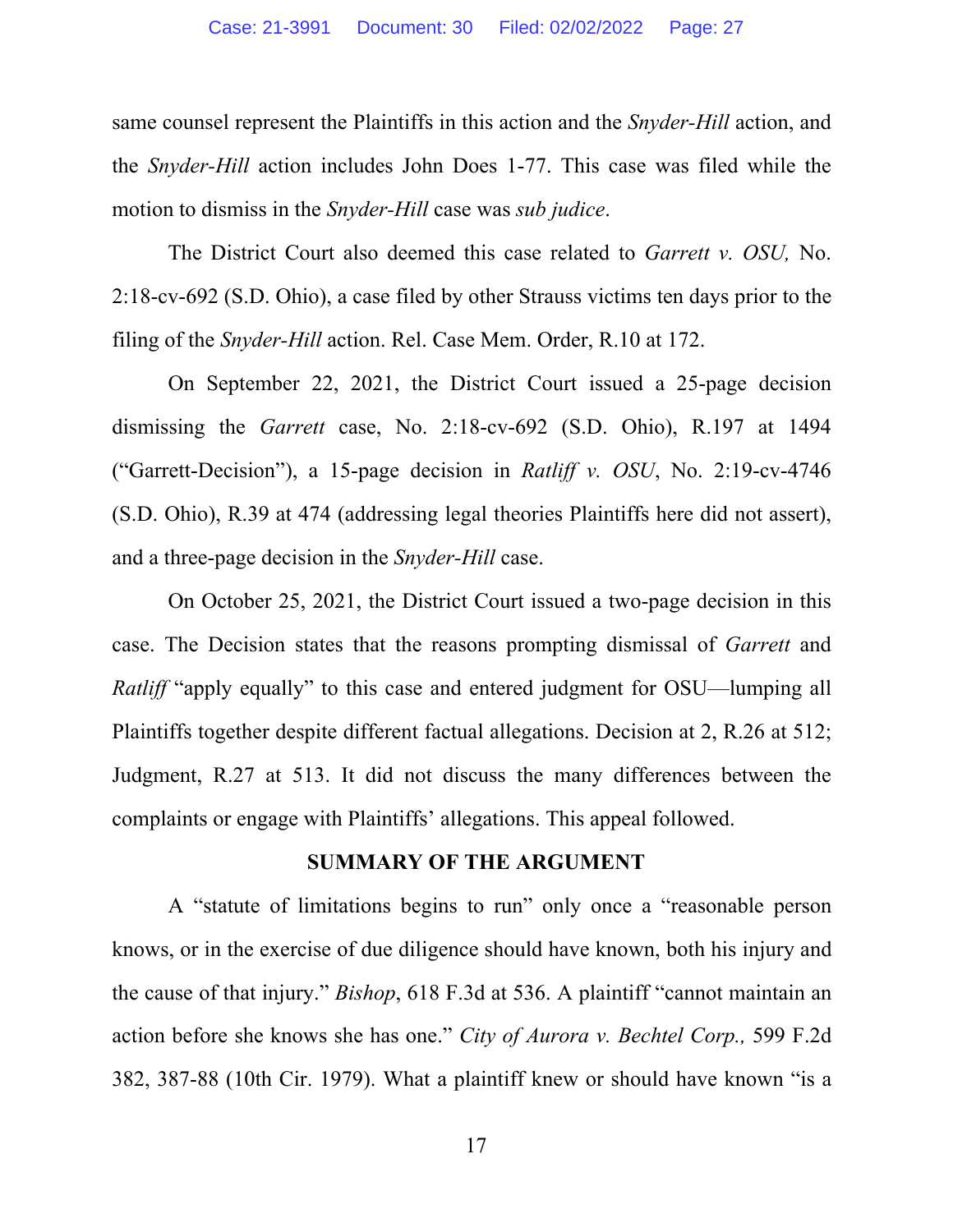same counsel represent the Plaintiffs in this action and the *Snyder-Hill* action, and the *Snyder-Hill* action includes John Does 1-77. This case was filed while the motion to dismiss in the *Snyder-Hill* case was *sub judice*.

The District Court also deemed this case related to *Garrett v. OSU,* No. 2:18-cv-692 (S.D. Ohio), a case filed by other Strauss victims ten days prior to the filing of the *Snyder-Hill* action. Rel. Case Mem. Order, R.10 at 172.

On September 22, 2021, the District Court issued a 25-page decision dismissing the *Garrett* case, No. 2:18-cv-692 (S.D. Ohio), R.197 at 1494 ("Garrett-Decision"), a 15-page decision in *Ratliff v. OSU*, No. 2:19-cv-4746 (S.D. Ohio), R.39 at 474 (addressing legal theories Plaintiffs here did not assert), and a three-page decision in the *Snyder-Hill* case.

On October 25, 2021, the District Court issued a two-page decision in this case. The Decision states that the reasons prompting dismissal of *Garrett* and *Ratliff* "apply equally" to this case and entered judgment for OSU—lumping all Plaintiffs together despite different factual allegations. Decision at 2, R.26 at 512; Judgment, R.27 at 513. It did not discuss the many differences between the complaints or engage with Plaintiffs' allegations. This appeal followed.

## SUMMARY OF THE ARGUMENT

A "statute of limitations begins to run" only once a "reasonable person knows, or in the exercise of due diligence should have known, both his injury and the cause of that injury." *Bishop*, 618 F.3d at 536. A plaintiff "cannot maintain an action before she knows she has one." *City of Aurora v. Bechtel Corp.,* 599 F.2d 382, 387-88 (10th Cir. 1979). What a plaintiff knew or should have known "is a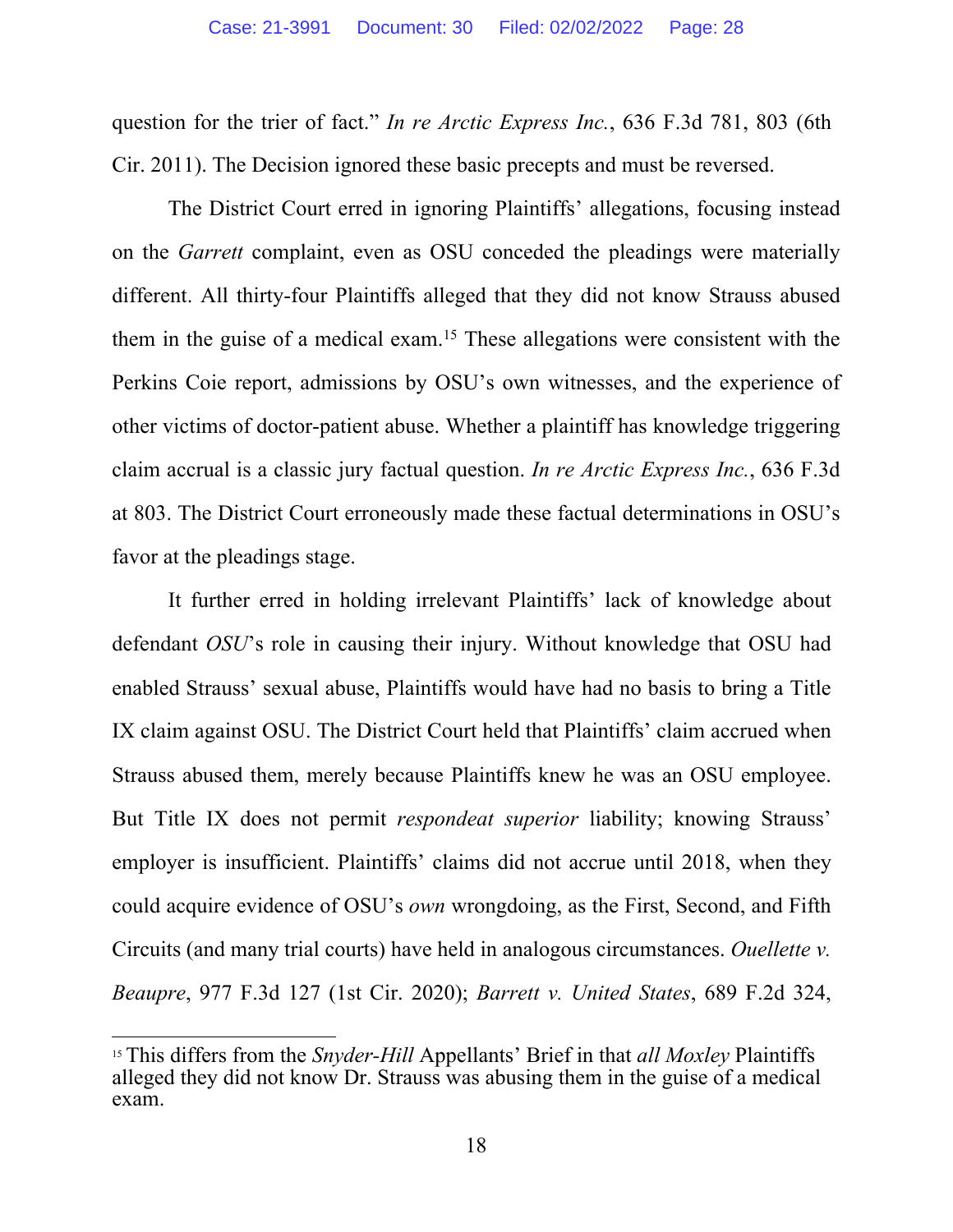question for the trier of fact." *In re Arctic Express Inc.*, 636 F.3d 781, 803 (6th Cir. 2011). The Decision ignored these basic precepts and must be reversed.

The District Court erred in ignoring Plaintiffs' allegations, focusing instead on the *Garrett* complaint, even as OSU conceded the pleadings were materially different. All thirty-four Plaintiffs alleged that they did not know Strauss abused them in the guise of a medical exam.[15] These allegations were consistent with the Perkins Coie report, admissions by OSU's own witnesses, and the experience of other victims of doctor-patient abuse. Whether a plaintiff has knowledge triggering claim accrual is a classic jury factual question. *In re Arctic Express Inc.*, 636 F.3d at 803. The District Court erroneously made these factual determinations in OSU's favor at the pleadings stage.

It further erred in holding irrelevant Plaintiffs' lack of knowledge about defendant *OSU*'s role in causing their injury. Without knowledge that OSU had enabled Strauss' sexual abuse, Plaintiffs would have had no basis to bring a Title IX claim against OSU. The District Court held that Plaintiffs' claim accrued when Strauss abused them, merely because Plaintiffs knew he was an OSU employee. But Title IX does not permit *respondeat superior* liability; knowing Strauss' employer is insufficient. Plaintiffs' claims did not accrue until 2018, when they could acquire evidence of OSU's *own* wrongdoing, as the First, Second, and Fifth Circuits (and many trial courts) have held in analogous circumstances. *Ouellette v. Beaupre*, 977 F.3d 127 (1st Cir. 2020); *Barrett v. United States*, 689 F.2d 324,

[15] This differs from the *Snyder-Hill* Appellants' Brief in that *all Moxley* Plaintiffs alleged they did not know Dr. Strauss was abusing them in the guise of a medical exam.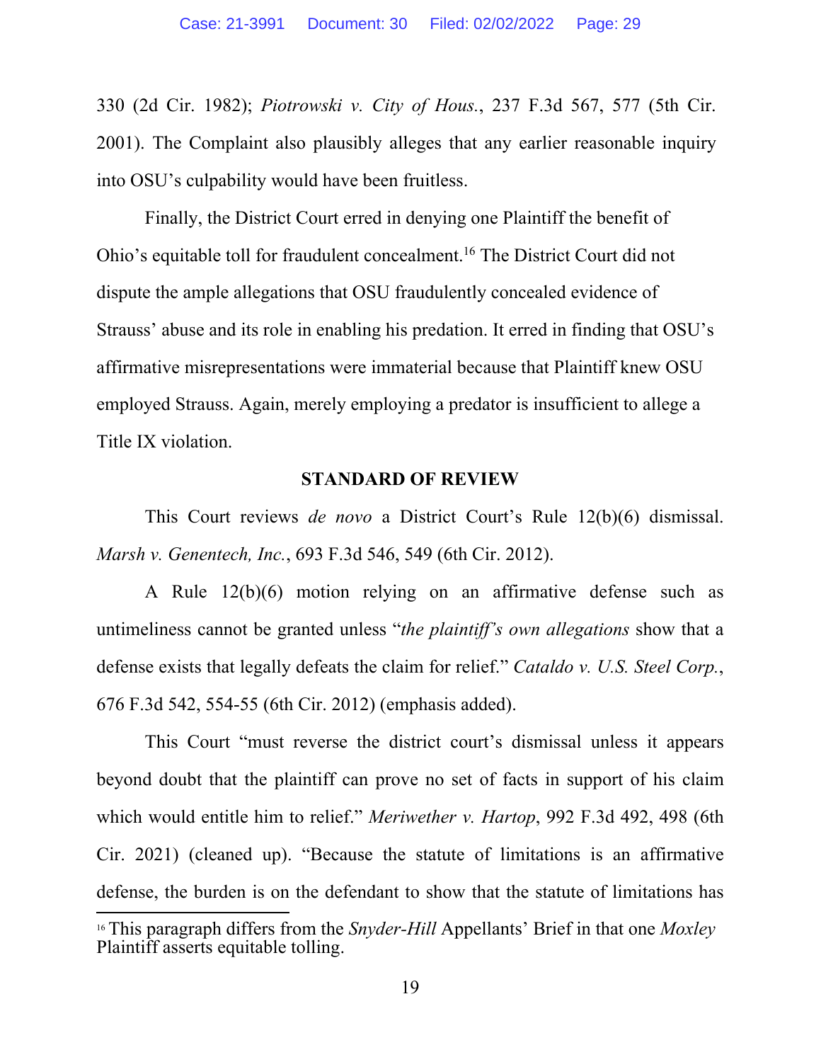330 (2d Cir. 1982); *Piotrowski v. City of Hous.*, 237 F.3d 567, 577 (5th Cir. 2001). The Complaint also plausibly alleges that any earlier reasonable inquiry into OSU's culpability would have been fruitless.

Finally, the District Court erred in denying one Plaintiff the benefit of Ohio's equitable toll for fraudulent concealment.[16] The District Court did not dispute the ample allegations that OSU fraudulently concealed evidence of Strauss' abuse and its role in enabling his predation. It erred in finding that OSU's affirmative misrepresentations were immaterial because that Plaintiff knew OSU employed Strauss. Again, merely employing a predator is insufficient to allege a Title IX violation.

## STANDARD OF REVIEW

This Court reviews *de novo* a District Court's Rule 12(b)(6) dismissal. *Marsh v. Genentech, Inc.*, 693 F.3d 546, 549 (6th Cir. 2012).

A Rule 12(b)(6) motion relying on an affirmative defense such as untimeliness cannot be granted unless "*the plaintiff's own allegations* show that a defense exists that legally defeats the claim for relief." *Cataldo v. U.S. Steel Corp.*, 676 F.3d 542, 554-55 (6th Cir. 2012) (emphasis added).

This Court "must reverse the district court's dismissal unless it appears beyond doubt that the plaintiff can prove no set of facts in support of his claim which would entitle him to relief." *Meriwether v. Hartop*, 992 F.3d 492, 498 (6th Cir. 2021) (cleaned up). "Because the statute of limitations is an affirmative defense, the burden is on the defendant to show that the statute of limitations has

[16] This paragraph differs from the *Snyder-Hill* Appellants' Brief in that one *Moxley* Plaintiff asserts equitable tolling.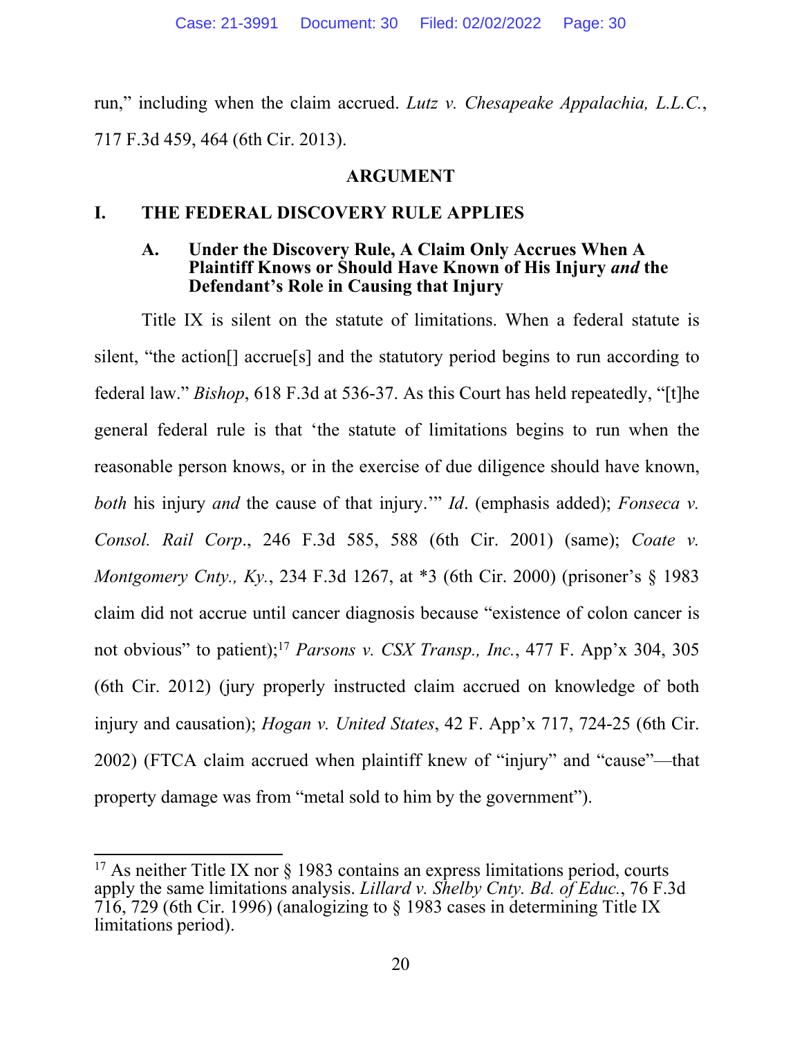run," including when the claim accrued. *Lutz v. Chesapeake Appalachia, L.L.C.*, 717 F.3d 459, 464 (6th Cir. 2013).

## ARGUMENT

## I. THE FEDERAL DISCOVERY RULE APPLIES

### A. Under the Discovery Rule, A Claim Only Accrues When A Plaintiff Knows or Should Have Known of His Injury *and* the Defendant's Role in Causing that Injury

Title IX is silent on the statute of limitations. When a federal statute is silent, "the action[] accrue[s] and the statutory period begins to run according to federal law." *Bishop*, 618 F.3d at 536-37. As this Court has held repeatedly, "[t]he general federal rule is that 'the statute of limitations begins to run when the reasonable person knows, or in the exercise of due diligence should have known, *both* his injury *and* the cause of that injury.'" *Id*. (emphasis added); *Fonseca v. Consol. Rail Corp*., 246 F.3d 585, 588 (6th Cir. 2001) (same); *Coate v. Montgomery Cnty., Ky.*, 234 F.3d 1267, at *3 (6th Cir. 2000) (prisoner's § 1983 claim did not accrue until cancer diagnosis because "existence of colon cancer is not obvious" to patient);[17] *Parsons v. CSX Transp., Inc.*, 477 F. App'x 304, 305 (6th Cir. 2012) (jury properly instructed claim accrued on knowledge of both injury and causation); *Hogan v. United States*, 42 F. App'x 717, 724-25 (6th Cir. 2002) (FTCA claim accrued when plaintiff knew of "injury" and "cause"—that property damage was from "metal sold to him by the government").

---

[17] As neither Title IX nor § 1983 contains an express limitations period, courts apply the same limitations analysis. *Lillard v. Shelby Cnty. Bd. of Educ.*, 76 F.3d 716, 729 (6th Cir. 1996) (analogizing to § 1983 cases in determining Title IX limitations period).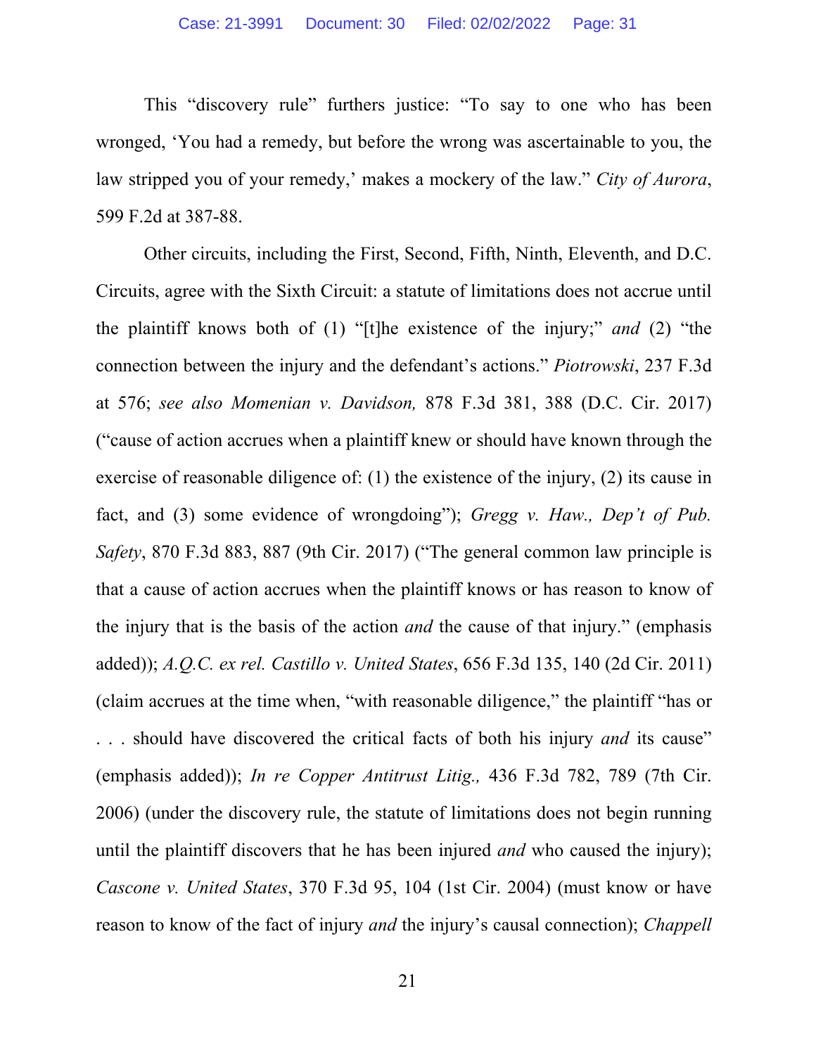This "discovery rule" furthers justice: "To say to one who has been wronged, 'You had a remedy, but before the wrong was ascertainable to you, the law stripped you of your remedy,' makes a mockery of the law." *City of Aurora*, 599 F.2d at 387-88.

Other circuits, including the First, Second, Fifth, Ninth, Eleventh, and D.C. Circuits, agree with the Sixth Circuit: a statute of limitations does not accrue until the plaintiff knows both of (1) "[t]he existence of the injury;" *and* (2) "the connection between the injury and the defendant's actions." *Piotrowski*, 237 F.3d at 576; *see also Momenian v. Davidson,* 878 F.3d 381, 388 (D.C. Cir. 2017) ("cause of action accrues when a plaintiff knew or should have known through the exercise of reasonable diligence of: (1) the existence of the injury, (2) its cause in fact, and (3) some evidence of wrongdoing"); *Gregg v. Haw., Dep't of Pub. Safety*, 870 F.3d 883, 887 (9th Cir. 2017) ("The general common law principle is that a cause of action accrues when the plaintiff knows or has reason to know of the injury that is the basis of the action *and* the cause of that injury." (emphasis added)); *A.Q.C. ex rel. Castillo v. United States*, 656 F.3d 135, 140 (2d Cir. 2011) (claim accrues at the time when, "with reasonable diligence," the plaintiff "has or . . . should have discovered the critical facts of both his injury *and* its cause" (emphasis added)); *In re Copper Antitrust Litig.,* 436 F.3d 782, 789 (7th Cir. 2006) (under the discovery rule, the statute of limitations does not begin running until the plaintiff discovers that he has been injured *and* who caused the injury); *Cascone v. United States*, 370 F.3d 95, 104 (1st Cir. 2004) (must know or have reason to know of the fact of injury *and* the injury's causal connection); *Chappell*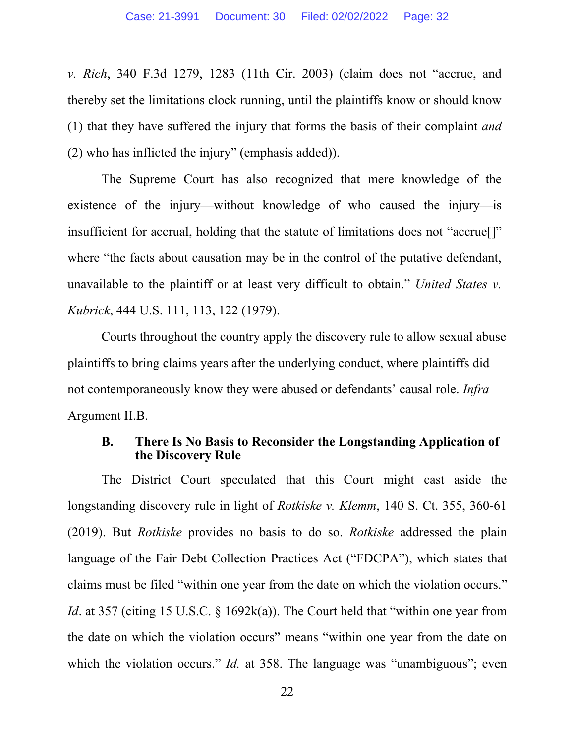*v. Rich*, 340 F.3d 1279, 1283 (11th Cir. 2003) (claim does not "accrue, and thereby set the limitations clock running, until the plaintiffs know or should know (1) that they have suffered the injury that forms the basis of their complaint *and* (2) who has inflicted the injury" (emphasis added)).

The Supreme Court has also recognized that mere knowledge of the existence of the injury—without knowledge of who caused the injury—is insufficient for accrual, holding that the statute of limitations does not "accrue[]" where "the facts about causation may be in the control of the putative defendant, unavailable to the plaintiff or at least very difficult to obtain." *United States v. Kubrick*, 444 U.S. 111, 113, 122 (1979).

Courts throughout the country apply the discovery rule to allow sexual abuse plaintiffs to bring claims years after the underlying conduct, where plaintiffs did not contemporaneously know they were abused or defendants' causal role. *Infra* Argument II.B.

### B. There Is No Basis to Reconsider the Longstanding Application of the Discovery Rule

The District Court speculated that this Court might cast aside the longstanding discovery rule in light of *Rotkiske v. Klemm*, 140 S. Ct. 355, 360-61 (2019). But *Rotkiske* provides no basis to do so. *Rotkiske* addressed the plain language of the Fair Debt Collection Practices Act ("FDCPA"), which states that claims must be filed "within one year from the date on which the violation occurs." *Id*. at 357 (citing 15 U.S.C. § 1692k(a)). The Court held that "within one year from the date on which the violation occurs" means "within one year from the date on which the violation occurs." *Id.* at 358. The language was "unambiguous"; even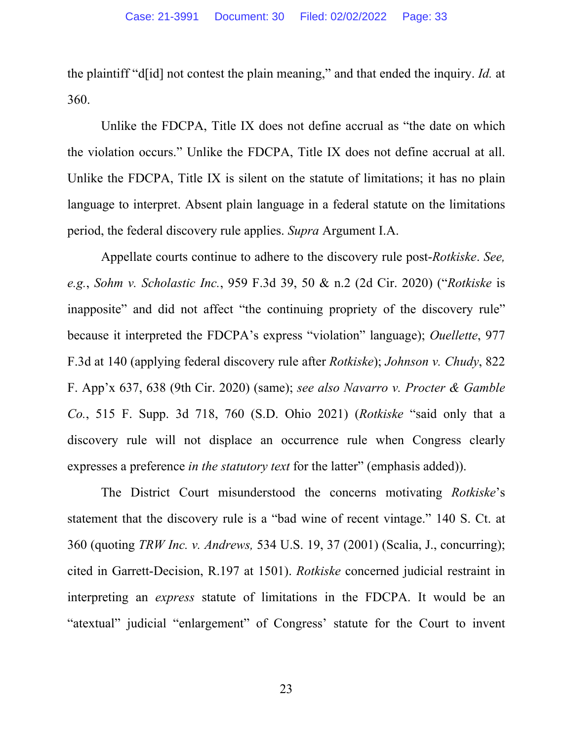the plaintiff "d[id] not contest the plain meaning," and that ended the inquiry. *Id.* at 360.

Unlike the FDCPA, Title IX does not define accrual as "the date on which the violation occurs." Unlike the FDCPA, Title IX does not define accrual at all. Unlike the FDCPA, Title IX is silent on the statute of limitations; it has no plain language to interpret. Absent plain language in a federal statute on the limitations period, the federal discovery rule applies. *Supra* Argument I.A.

Appellate courts continue to adhere to the discovery rule post-*Rotkiske*. *See, e.g.*, *Sohm v. Scholastic Inc.*, 959 F.3d 39, 50 & n.2 (2d Cir. 2020) ("*Rotkiske* is inapposite" and did not affect "the continuing propriety of the discovery rule" because it interpreted the FDCPA's express "violation" language); *Ouellette*, 977 F.3d at 140 (applying federal discovery rule after *Rotkiske*); *Johnson v. Chudy*, 822 F. App'x 637, 638 (9th Cir. 2020) (same); *see also Navarro v. Procter & Gamble Co.*, 515 F. Supp. 3d 718, 760 (S.D. Ohio 2021) (*Rotkiske* "said only that a discovery rule will not displace an occurrence rule when Congress clearly expresses a preference *in the statutory text* for the latter" (emphasis added)).

The District Court misunderstood the concerns motivating *Rotkiske*'s statement that the discovery rule is a "bad wine of recent vintage." 140 S. Ct. at 360 (quoting *TRW Inc. v. Andrews,* 534 U.S. 19, 37 (2001) (Scalia, J., concurring); cited in Garrett-Decision, R.197 at 1501). *Rotkiske* concerned judicial restraint in interpreting an *express* statute of limitations in the FDCPA. It would be an "atextual" judicial "enlargement" of Congress' statute for the Court to invent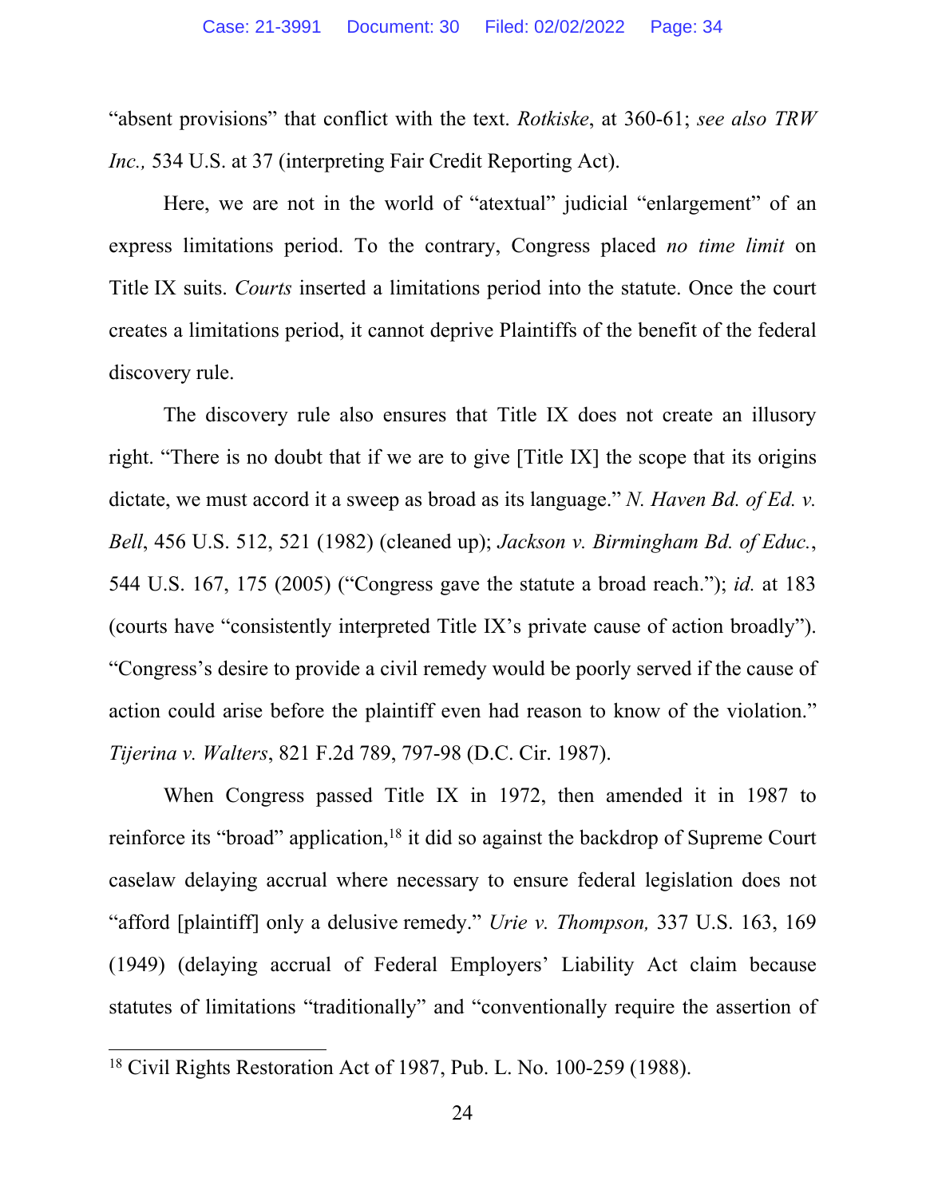"absent provisions" that conflict with the text. *Rotkiske*, at 360-61; *see also TRW Inc.,* 534 U.S. at 37 (interpreting Fair Credit Reporting Act).

Here, we are not in the world of "atextual" judicial "enlargement" of an express limitations period. To the contrary, Congress placed *no time limit* on Title IX suits. *Courts* inserted a limitations period into the statute. Once the court creates a limitations period, it cannot deprive Plaintiffs of the benefit of the federal discovery rule.

The discovery rule also ensures that Title IX does not create an illusory right. "There is no doubt that if we are to give [Title IX] the scope that its origins dictate, we must accord it a sweep as broad as its language." *N. Haven Bd. of Ed. v. Bell*, 456 U.S. 512, 521 (1982) (cleaned up); *Jackson v. Birmingham Bd. of Educ.*, 544 U.S. 167, 175 (2005) ("Congress gave the statute a broad reach."); *id.* at 183 (courts have "consistently interpreted Title IX's private cause of action broadly"). "Congress's desire to provide a civil remedy would be poorly served if the cause of action could arise before the plaintiff even had reason to know of the violation." *Tijerina v. Walters*, 821 F.2d 789, 797-98 (D.C. Cir. 1987).

When Congress passed Title IX in 1972, then amended it in 1987 to reinforce its "broad" application,[18] it did so against the backdrop of Supreme Court caselaw delaying accrual where necessary to ensure federal legislation does not "afford [plaintiff] only a delusive remedy." *Urie v. Thompson,* 337 U.S. 163, 169 (1949) (delaying accrual of Federal Employers' Liability Act claim because statutes of limitations "traditionally" and "conventionally require the assertion of

---

[18] Civil Rights Restoration Act of 1987, Pub. L. No. 100-259 (1988).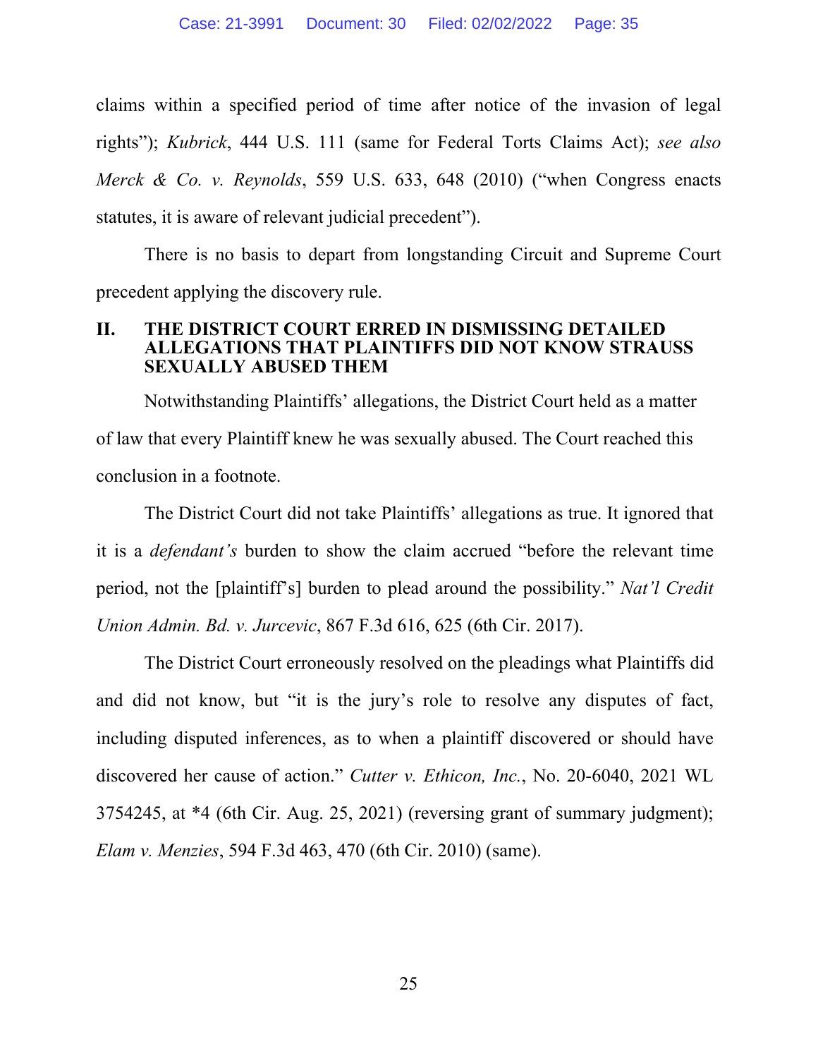claims within a specified period of time after notice of the invasion of legal rights"); *Kubrick*, 444 U.S. 111 (same for Federal Torts Claims Act); *see also Merck & Co. v. Reynolds*, 559 U.S. 633, 648 (2010) ("when Congress enacts statutes, it is aware of relevant judicial precedent").

There is no basis to depart from longstanding Circuit and Supreme Court precedent applying the discovery rule.

## II. THE DISTRICT COURT ERRED IN DISMISSING DETAILED ALLEGATIONS THAT PLAINTIFFS DID NOT KNOW STRAUSS SEXUALLY ABUSED THEM

Notwithstanding Plaintiffs' allegations, the District Court held as a matter of law that every Plaintiff knew he was sexually abused. The Court reached this conclusion in a footnote.

The District Court did not take Plaintiffs' allegations as true. It ignored that it is a *defendant's* burden to show the claim accrued "before the relevant time period, not the [plaintiff's] burden to plead around the possibility." *Nat'l Credit Union Admin. Bd. v. Jurcevic*, 867 F.3d 616, 625 (6th Cir. 2017).

The District Court erroneously resolved on the pleadings what Plaintiffs did and did not know, but "it is the jury's role to resolve any disputes of fact, including disputed inferences, as to when a plaintiff discovered or should have discovered her cause of action." *Cutter v. Ethicon, Inc.*, No. 20-6040, 2021 WL 3754245, at *4 (6th Cir. Aug. 25, 2021) (reversing grant of summary judgment); *Elam v. Menzies*, 594 F.3d 463, 470 (6th Cir. 2010) (same).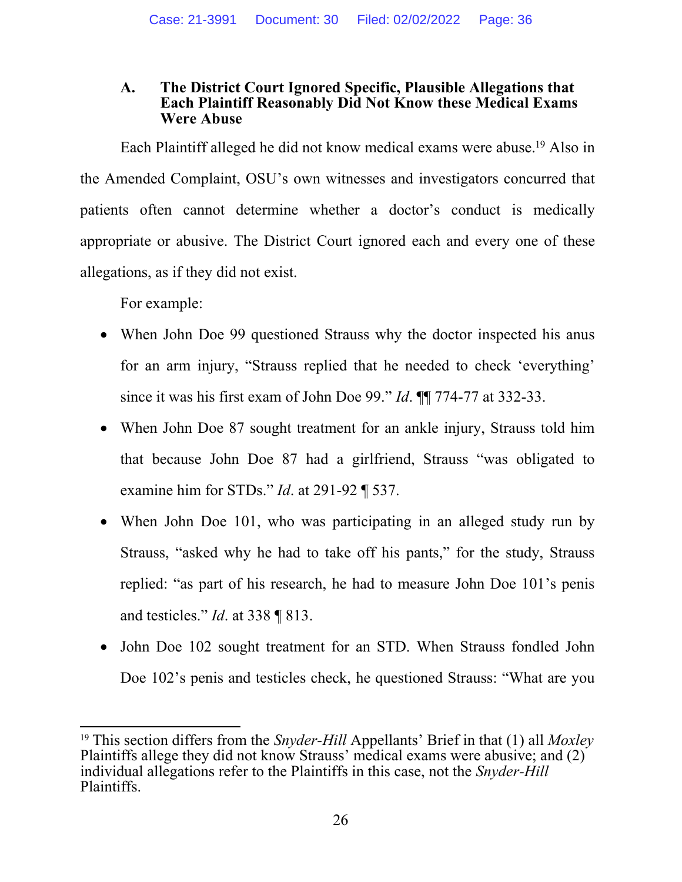### A. The District Court Ignored Specific, Plausible Allegations that Each Plaintiff Reasonably Did Not Know these Medical Exams Were Abuse

Each Plaintiff alleged he did not know medical exams were abuse.[19] Also in the Amended Complaint, OSU's own witnesses and investigators concurred that patients often cannot determine whether a doctor's conduct is medically appropriate or abusive. The District Court ignored each and every one of these allegations, as if they did not exist.

For example:

- When John Doe 99 questioned Strauss why the doctor inspected his anus for an arm injury, "Strauss replied that he needed to check 'everything' since it was his first exam of John Doe 99." *Id*. ¶¶ 774-77 at 332-33.
- When John Doe 87 sought treatment for an ankle injury, Strauss told him that because John Doe 87 had a girlfriend, Strauss "was obligated to examine him for STDs." *Id*. at 291-92 ¶ 537.
- When John Doe 101, who was participating in an alleged study run by Strauss, "asked why he had to take off his pants," for the study, Strauss replied: "as part of his research, he had to measure John Doe 101's penis and testicles." *Id*. at 338 ¶ 813.
- John Doe 102 sought treatment for an STD. When Strauss fondled John Doe 102's penis and testicles check, he questioned Strauss: "What are you

---

[19] This section differs from the *Snyder-Hill* Appellants' Brief in that (1) all *Moxley* Plaintiffs allege they did not know Strauss' medical exams were abusive; and (2) individual allegations refer to the Plaintiffs in this case, not the *Snyder-Hill* Plaintiffs.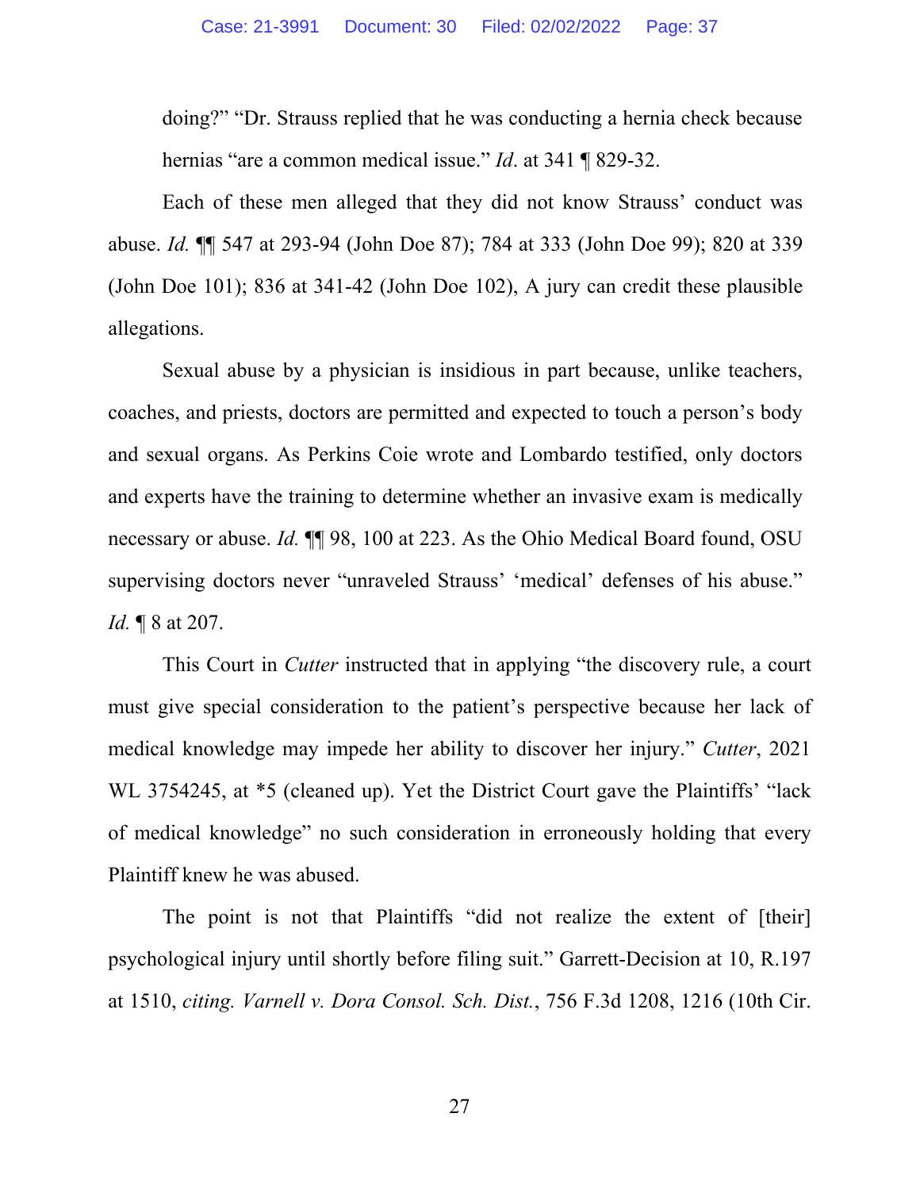doing?" "Dr. Strauss replied that he was conducting a hernia check because hernias "are a common medical issue." *Id*. at 341 ¶ 829-32.

Each of these men alleged that they did not know Strauss' conduct was abuse. *Id.* ¶¶ 547 at 293-94 (John Doe 87); 784 at 333 (John Doe 99); 820 at 339 (John Doe 101); 836 at 341-42 (John Doe 102), A jury can credit these plausible allegations.

Sexual abuse by a physician is insidious in part because, unlike teachers, coaches, and priests, doctors are permitted and expected to touch a person's body and sexual organs. As Perkins Coie wrote and Lombardo testified, only doctors and experts have the training to determine whether an invasive exam is medically necessary or abuse. *Id.* ¶¶ 98, 100 at 223. As the Ohio Medical Board found, OSU supervising doctors never "unraveled Strauss' 'medical' defenses of his abuse." *Id.* ¶ 8 at 207.

This Court in *Cutter* instructed that in applying "the discovery rule, a court must give special consideration to the patient's perspective because her lack of medical knowledge may impede her ability to discover her injury." *Cutter*, 2021 WL 3754245, at *5 (cleaned up). Yet the District Court gave the Plaintiffs' "lack of medical knowledge" no such consideration in erroneously holding that every Plaintiff knew he was abused.

The point is not that Plaintiffs "did not realize the extent of [their] psychological injury until shortly before filing suit." Garrett-Decision at 10, R.197 at 1510, *citing. Varnell v. Dora Consol. Sch. Dist.*, 756 F.3d 1208, 1216 (10th Cir.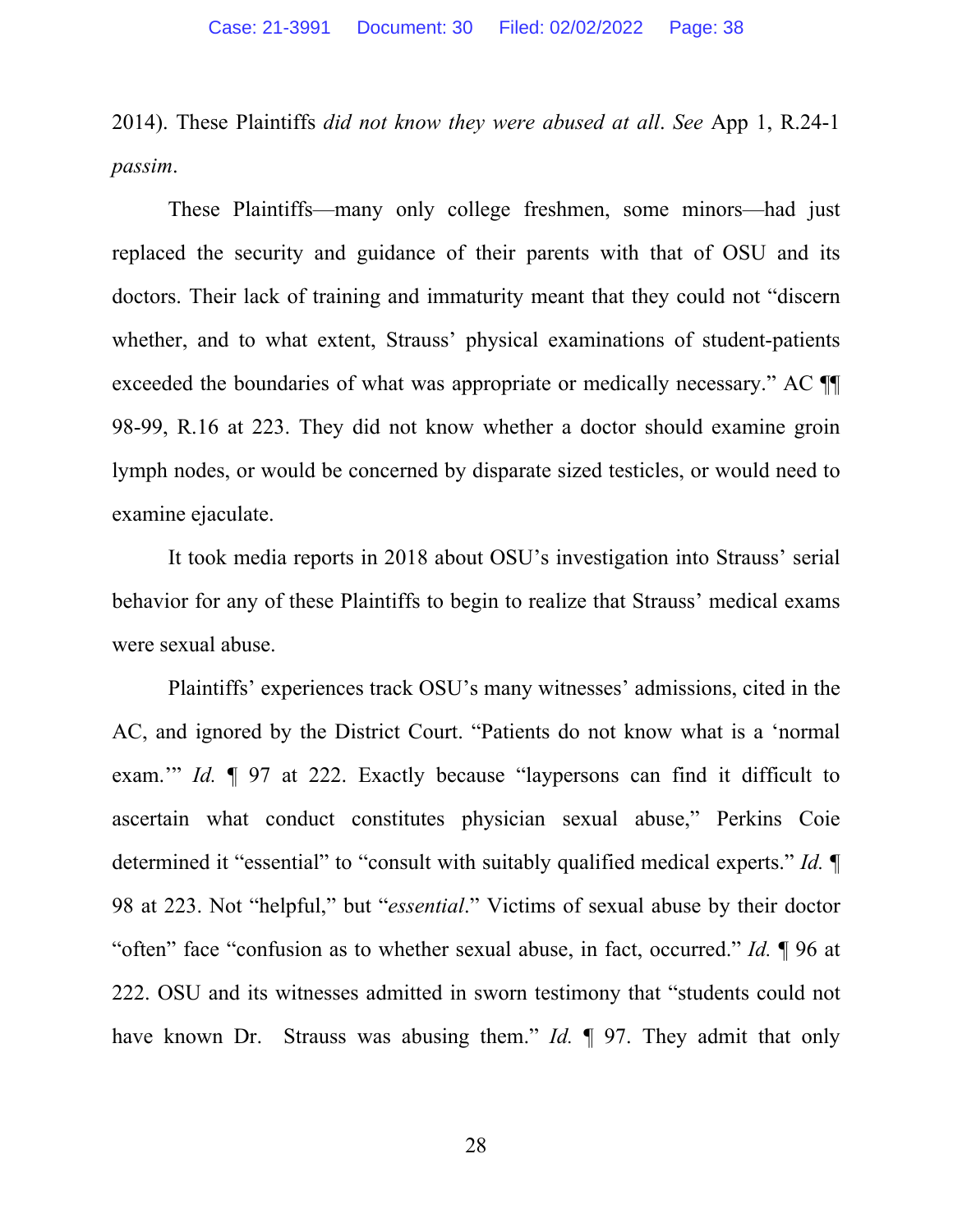2014). These Plaintiffs *did not know they were abused at all*. *See* App 1, R.24-1 *passim*.

These Plaintiffs—many only college freshmen, some minors—had just replaced the security and guidance of their parents with that of OSU and its doctors. Their lack of training and immaturity meant that they could not "discern whether, and to what extent, Strauss' physical examinations of student-patients exceeded the boundaries of what was appropriate or medically necessary." AC ¶¶ 98-99, R.16 at 223. They did not know whether a doctor should examine groin lymph nodes, or would be concerned by disparate sized testicles, or would need to examine ejaculate.

It took media reports in 2018 about OSU's investigation into Strauss' serial behavior for any of these Plaintiffs to begin to realize that Strauss' medical exams were sexual abuse.

Plaintiffs' experiences track OSU's many witnesses' admissions, cited in the AC, and ignored by the District Court. "Patients do not know what is a 'normal exam.'" *Id.* ¶ 97 at 222. Exactly because "laypersons can find it difficult to ascertain what conduct constitutes physician sexual abuse," Perkins Coie determined it "essential" to "consult with suitably qualified medical experts." *Id.* ¶ 98 at 223. Not "helpful," but "*essential*." Victims of sexual abuse by their doctor "often" face "confusion as to whether sexual abuse, in fact, occurred." *Id.* ¶ 96 at 222. OSU and its witnesses admitted in sworn testimony that "students could not have known Dr. Strauss was abusing them." *Id.* ¶ 97. They admit that only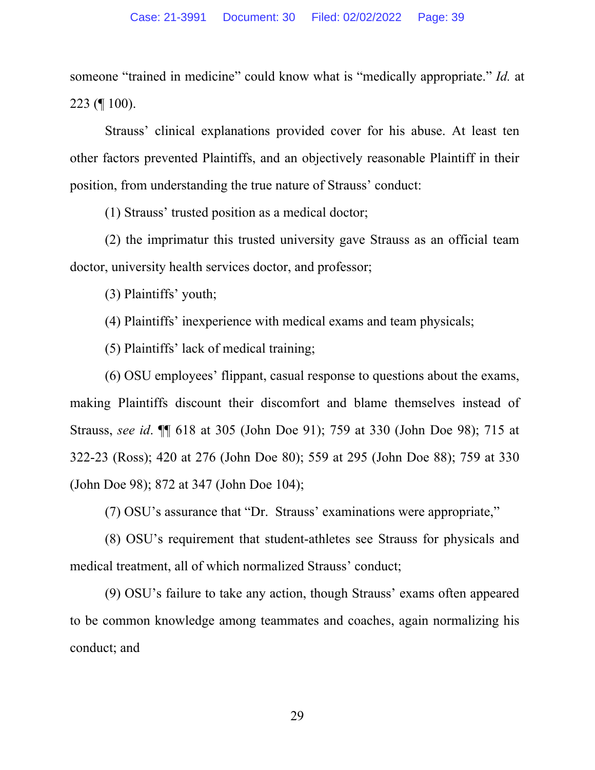someone "trained in medicine" could know what is "medically appropriate." *Id.* at 223 (¶ 100).

Strauss' clinical explanations provided cover for his abuse. At least ten other factors prevented Plaintiffs, and an objectively reasonable Plaintiff in their position, from understanding the true nature of Strauss' conduct:

(1) Strauss' trusted position as a medical doctor;

(2) the imprimatur this trusted university gave Strauss as an official team doctor, university health services doctor, and professor;

(3) Plaintiffs' youth;

(4) Plaintiffs' inexperience with medical exams and team physicals;

(5) Plaintiffs' lack of medical training;

(6) OSU employees' flippant, casual response to questions about the exams, making Plaintiffs discount their discomfort and blame themselves instead of Strauss, *see id*. ¶¶ 618 at 305 (John Doe 91); 759 at 330 (John Doe 98); 715 at 322-23 (Ross); 420 at 276 (John Doe 80); 559 at 295 (John Doe 88); 759 at 330 (John Doe 98); 872 at 347 (John Doe 104);

(7) OSU's assurance that "Dr. Strauss' examinations were appropriate,"

(8) OSU's requirement that student-athletes see Strauss for physicals and medical treatment, all of which normalized Strauss' conduct;

(9) OSU's failure to take any action, though Strauss' exams often appeared to be common knowledge among teammates and coaches, again normalizing his conduct; and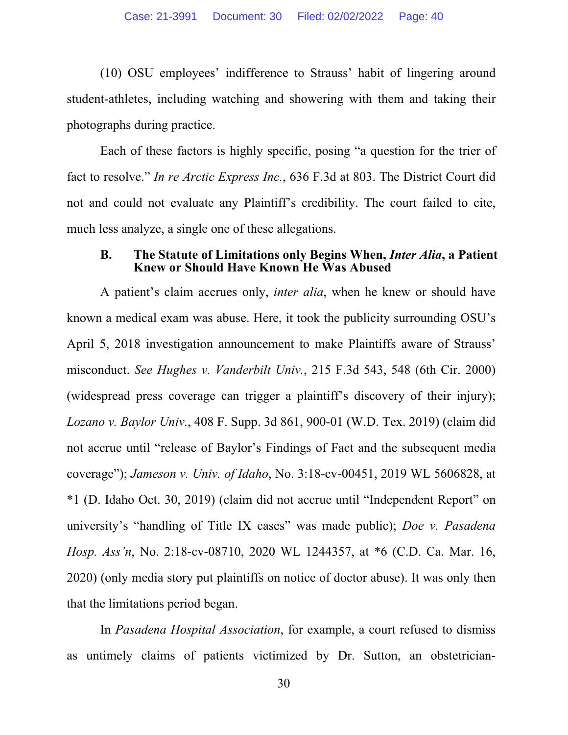(10) OSU employees' indifference to Strauss' habit of lingering around student-athletes, including watching and showering with them and taking their photographs during practice.

Each of these factors is highly specific, posing "a question for the trier of fact to resolve." *In re Arctic Express Inc.*, 636 F.3d at 803. The District Court did not and could not evaluate any Plaintiff's credibility. The court failed to cite, much less analyze, a single one of these allegations.

### B. The Statute of Limitations only Begins When, *Inter Alia*, a Patient Knew or Should Have Known He Was Abused

A patient's claim accrues only, *inter alia*, when he knew or should have known a medical exam was abuse. Here, it took the publicity surrounding OSU's April 5, 2018 investigation announcement to make Plaintiffs aware of Strauss' misconduct. *See Hughes v. Vanderbilt Univ.*, 215 F.3d 543, 548 (6th Cir. 2000) (widespread press coverage can trigger a plaintiff's discovery of their injury); *Lozano v. Baylor Univ.*, 408 F. Supp. 3d 861, 900-01 (W.D. Tex. 2019) (claim did not accrue until "release of Baylor's Findings of Fact and the subsequent media coverage"); *Jameson v. Univ. of Idaho*, No. 3:18-cv-00451, 2019 WL 5606828, at *1 (D. Idaho Oct. 30, 2019) (claim did not accrue until "Independent Report" on university's "handling of Title IX cases" was made public); *Doe v. Pasadena Hosp. Ass'n*, No. 2:18-cv-08710, 2020 WL 1244357, at *6 (C.D. Ca. Mar. 16, 2020) (only media story put plaintiffs on notice of doctor abuse). It was only then that the limitations period began.

In *Pasadena Hospital Association*, for example, a court refused to dismiss as untimely claims of patients victimized by Dr. Sutton, an obstetrician-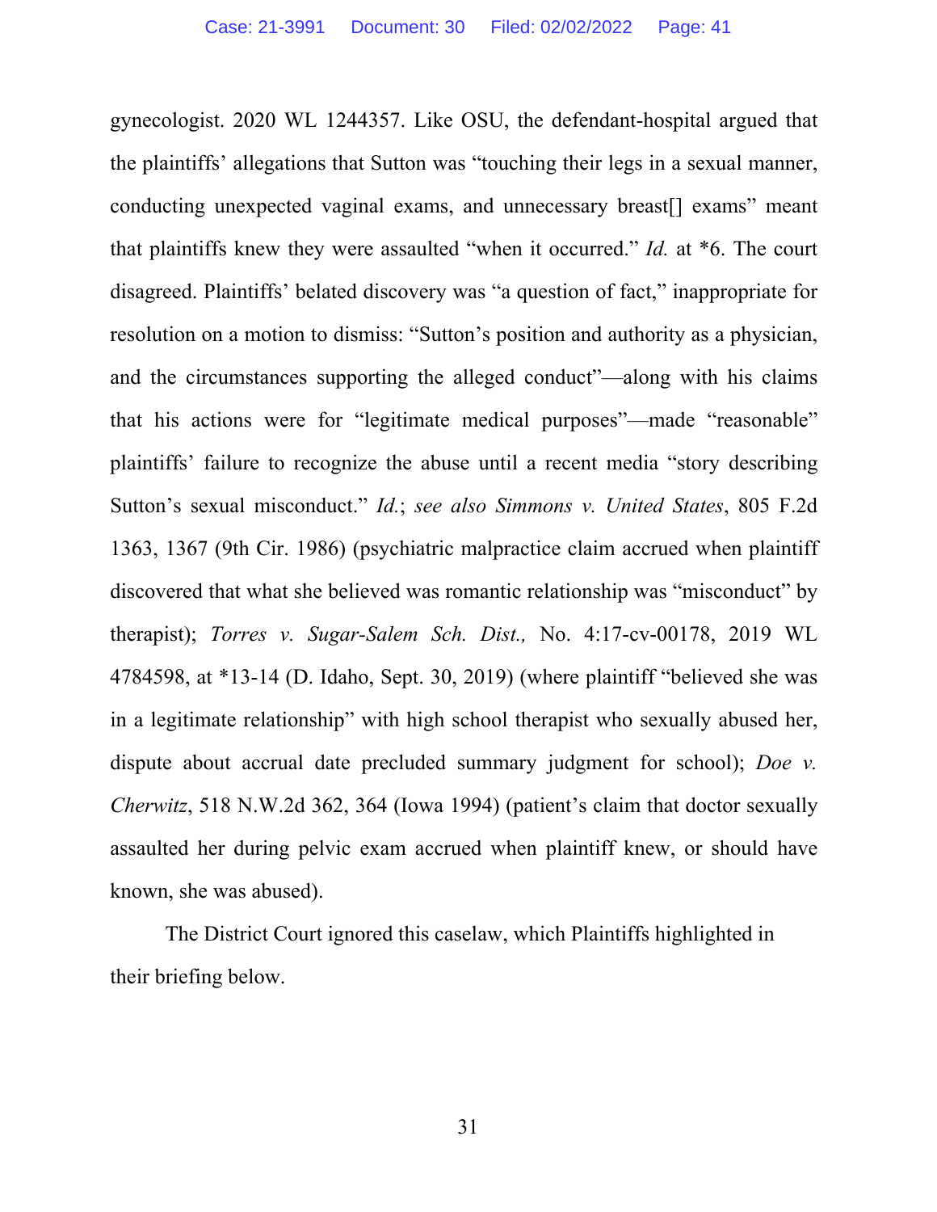gynecologist. 2020 WL 1244357. Like OSU, the defendant-hospital argued that the plaintiffs' allegations that Sutton was "touching their legs in a sexual manner, conducting unexpected vaginal exams, and unnecessary breast[] exams" meant that plaintiffs knew they were assaulted "when it occurred." *Id.* at *6. The court disagreed. Plaintiffs' belated discovery was "a question of fact," inappropriate for resolution on a motion to dismiss: "Sutton's position and authority as a physician, and the circumstances supporting the alleged conduct"—along with his claims that his actions were for "legitimate medical purposes"—made "reasonable" plaintiffs' failure to recognize the abuse until a recent media "story describing Sutton's sexual misconduct." *Id.*; *see also Simmons v. United States*, 805 F.2d 1363, 1367 (9th Cir. 1986) (psychiatric malpractice claim accrued when plaintiff discovered that what she believed was romantic relationship was "misconduct" by therapist); *Torres v. Sugar-Salem Sch. Dist.,* No. 4:17-cv-00178, 2019 WL 4784598, at *13-14 (D. Idaho, Sept. 30, 2019) (where plaintiff "believed she was in a legitimate relationship" with high school therapist who sexually abused her, dispute about accrual date precluded summary judgment for school); *Doe v. Cherwitz*, 518 N.W.2d 362, 364 (Iowa 1994) (patient's claim that doctor sexually assaulted her during pelvic exam accrued when plaintiff knew, or should have known, she was abused).

The District Court ignored this caselaw, which Plaintiffs highlighted in their briefing below.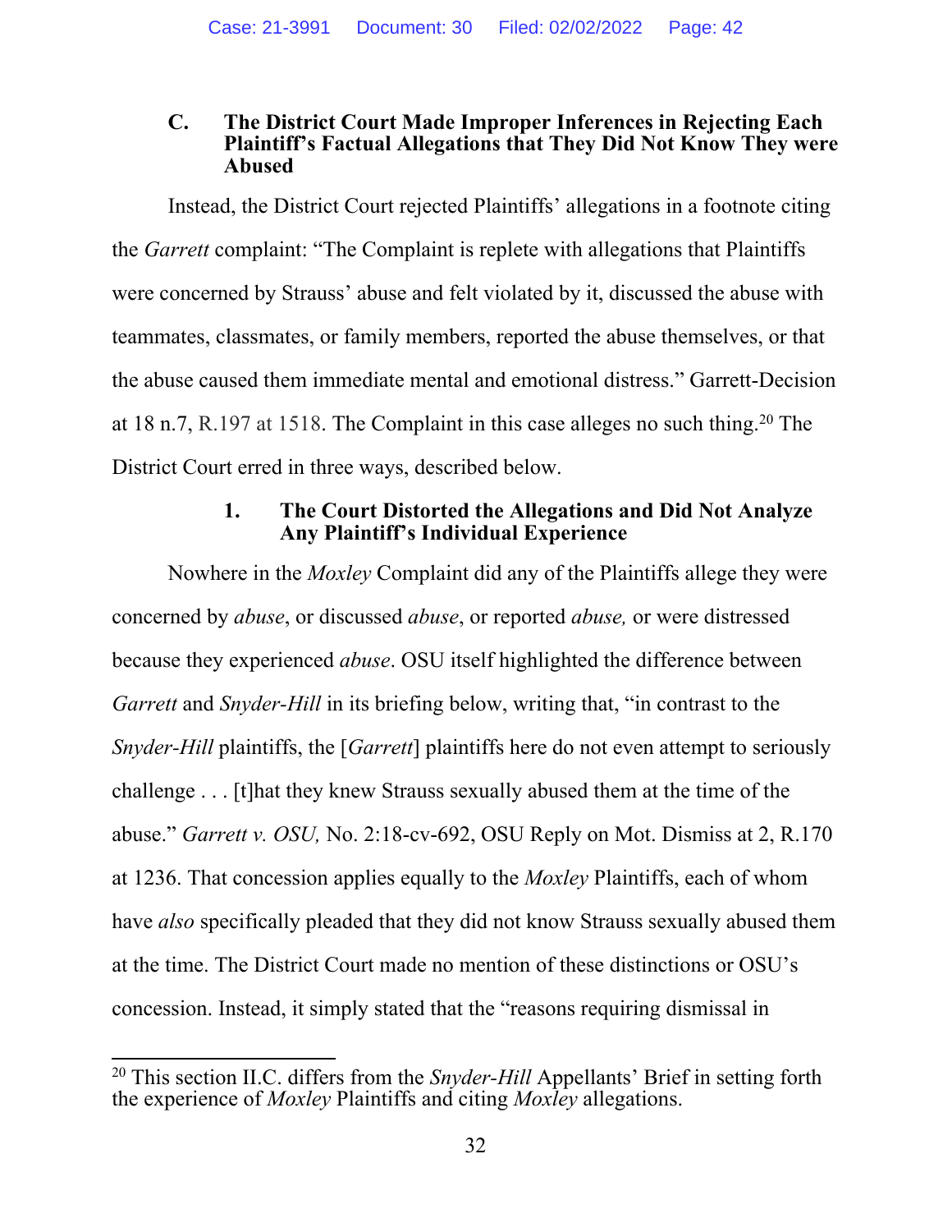### C. The District Court Made Improper Inferences in Rejecting Each Plaintiff's Factual Allegations that They Did Not Know They were Abused

Instead, the District Court rejected Plaintiffs' allegations in a footnote citing the *Garrett* complaint: "The Complaint is replete with allegations that Plaintiffs were concerned by Strauss' abuse and felt violated by it, discussed the abuse with teammates, classmates, or family members, reported the abuse themselves, or that the abuse caused them immediate mental and emotional distress." Garrett-Decision at 18 n.7, R.197 at 1518. The Complaint in this case alleges no such thing.[20] The District Court erred in three ways, described below.

#### 1. The Court Distorted the Allegations and Did Not Analyze Any Plaintiff's Individual Experience

Nowhere in the *Moxley* Complaint did any of the Plaintiffs allege they were concerned by *abuse*, or discussed *abuse*, or reported *abuse,* or were distressed because they experienced *abuse*. OSU itself highlighted the difference between *Garrett* and *Snyder-Hill* in its briefing below, writing that, "in contrast to the *Snyder-Hill* plaintiffs, the [*Garrett*] plaintiffs here do not even attempt to seriously challenge . . . [t]hat they knew Strauss sexually abused them at the time of the abuse." *Garrett v. OSU,* No. 2:18-cv-692, OSU Reply on Mot. Dismiss at 2, R.170 at 1236. That concession applies equally to the *Moxley* Plaintiffs, each of whom have *also* specifically pleaded that they did not know Strauss sexually abused them at the time. The District Court made no mention of these distinctions or OSU's concession. Instead, it simply stated that the "reasons requiring dismissal in

[20] This section II.C. differs from the *Snyder-Hill* Appellants' Brief in setting forth the experience of *Moxley* Plaintiffs and citing *Moxley* allegations.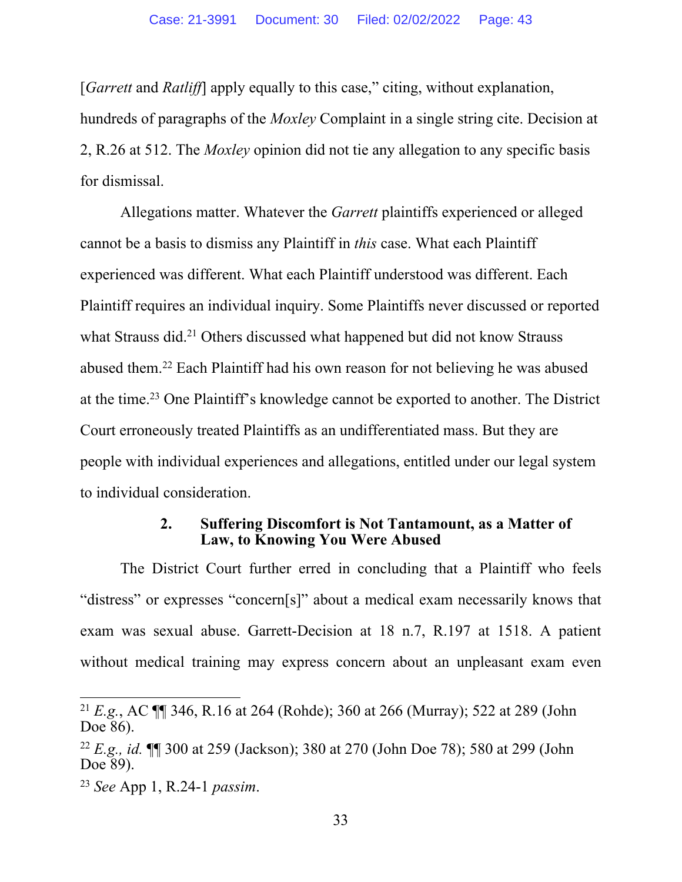[*Garrett* and *Ratliff*] apply equally to this case," citing, without explanation, hundreds of paragraphs of the *Moxley* Complaint in a single string cite. Decision at 2, R.26 at 512. The *Moxley* opinion did not tie any allegation to any specific basis for dismissal.

Allegations matter. Whatever the *Garrett* plaintiffs experienced or alleged cannot be a basis to dismiss any Plaintiff in *this* case. What each Plaintiff experienced was different. What each Plaintiff understood was different. Each Plaintiff requires an individual inquiry. Some Plaintiffs never discussed or reported what Strauss did.[21] Others discussed what happened but did not know Strauss abused them.[22] Each Plaintiff had his own reason for not believing he was abused at the time.[23] One Plaintiff's knowledge cannot be exported to another. The District Court erroneously treated Plaintiffs as an undifferentiated mass. But they are people with individual experiences and allegations, entitled under our legal system to individual consideration.

### 2. Suffering Discomfort is Not Tantamount, as a Matter of Law, to Knowing You Were Abused

The District Court further erred in concluding that a Plaintiff who feels "distress" or expresses "concern[s]" about a medical exam necessarily knows that exam was sexual abuse. Garrett-Decision at 18 n.7, R.197 at 1518. A patient without medical training may express concern about an unpleasant exam even

---

[21] *E.g.*, AC ¶¶ 346, R.16 at 264 (Rohde); 360 at 266 (Murray); 522 at 289 (John Doe 86).

[22] *E.g., id.* ¶¶ 300 at 259 (Jackson); 380 at 270 (John Doe 78); 580 at 299 (John Doe 89).

[23] *See* App 1, R.24-1 *passim*.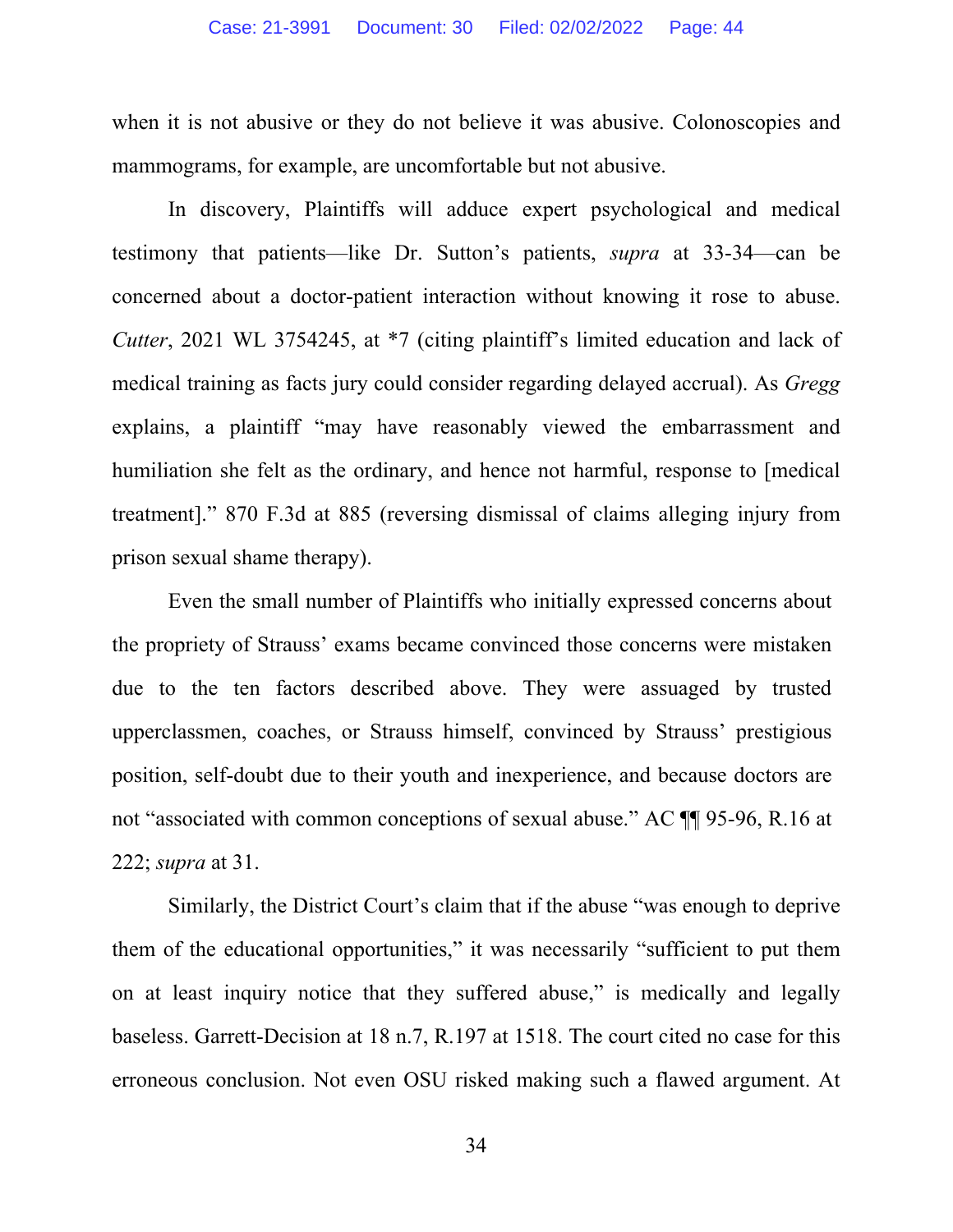when it is not abusive or they do not believe it was abusive. Colonoscopies and mammograms, for example, are uncomfortable but not abusive.

In discovery, Plaintiffs will adduce expert psychological and medical testimony that patients—like Dr. Sutton's patients, *supra* at 33-34—can be concerned about a doctor-patient interaction without knowing it rose to abuse. *Cutter*, 2021 WL 3754245, at *7 (citing plaintiff's limited education and lack of medical training as facts jury could consider regarding delayed accrual). As *Gregg* explains, a plaintiff "may have reasonably viewed the embarrassment and humiliation she felt as the ordinary, and hence not harmful, response to [medical treatment]." 870 F.3d at 885 (reversing dismissal of claims alleging injury from prison sexual shame therapy).

Even the small number of Plaintiffs who initially expressed concerns about the propriety of Strauss' exams became convinced those concerns were mistaken due to the ten factors described above. They were assuaged by trusted upperclassmen, coaches, or Strauss himself, convinced by Strauss' prestigious position, self-doubt due to their youth and inexperience, and because doctors are not "associated with common conceptions of sexual abuse." AC ¶¶ 95-96, R.16 at 222; *supra* at 31.

Similarly, the District Court's claim that if the abuse "was enough to deprive them of the educational opportunities," it was necessarily "sufficient to put them on at least inquiry notice that they suffered abuse," is medically and legally baseless. Garrett-Decision at 18 n.7, R.197 at 1518. The court cited no case for this erroneous conclusion. Not even OSU risked making such a flawed argument. At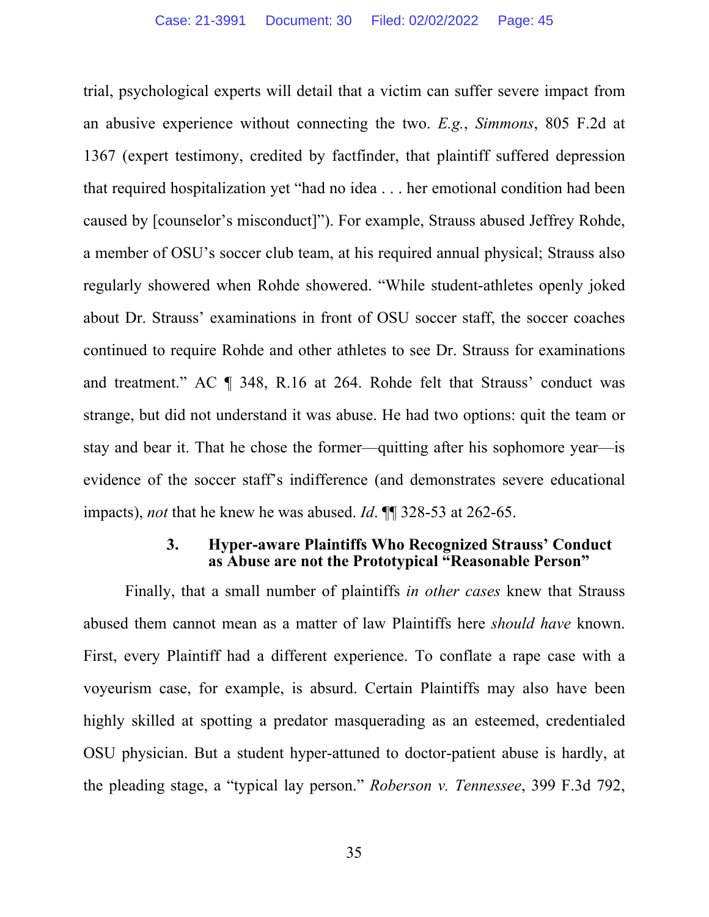trial, psychological experts will detail that a victim can suffer severe impact from an abusive experience without connecting the two. *E.g.*, *Simmons*, 805 F.2d at 1367 (expert testimony, credited by factfinder, that plaintiff suffered depression that required hospitalization yet "had no idea . . . her emotional condition had been caused by [counselor's misconduct]"). For example, Strauss abused Jeffrey Rohde, a member of OSU's soccer club team, at his required annual physical; Strauss also regularly showered when Rohde showered. "While student-athletes openly joked about Dr. Strauss' examinations in front of OSU soccer staff, the soccer coaches continued to require Rohde and other athletes to see Dr. Strauss for examinations and treatment." AC ¶ 348, R.16 at 264. Rohde felt that Strauss' conduct was strange, but did not understand it was abuse. He had two options: quit the team or stay and bear it. That he chose the former—quitting after his sophomore year—is evidence of the soccer staff's indifference (and demonstrates severe educational impacts), *not* that he knew he was abused. *Id*. ¶¶ 328-53 at 262-65.

### 3. Hyper-aware Plaintiffs Who Recognized Strauss' Conduct as Abuse are not the Prototypical "Reasonable Person"

Finally, that a small number of plaintiffs *in other cases* knew that Strauss abused them cannot mean as a matter of law Plaintiffs here *should have* known. First, every Plaintiff had a different experience. To conflate a rape case with a voyeurism case, for example, is absurd. Certain Plaintiffs may also have been highly skilled at spotting a predator masquerading as an esteemed, credentialed OSU physician. But a student hyper-attuned to doctor-patient abuse is hardly, at the pleading stage, a "typical lay person." *Roberson v. Tennessee*, 399 F.3d 792,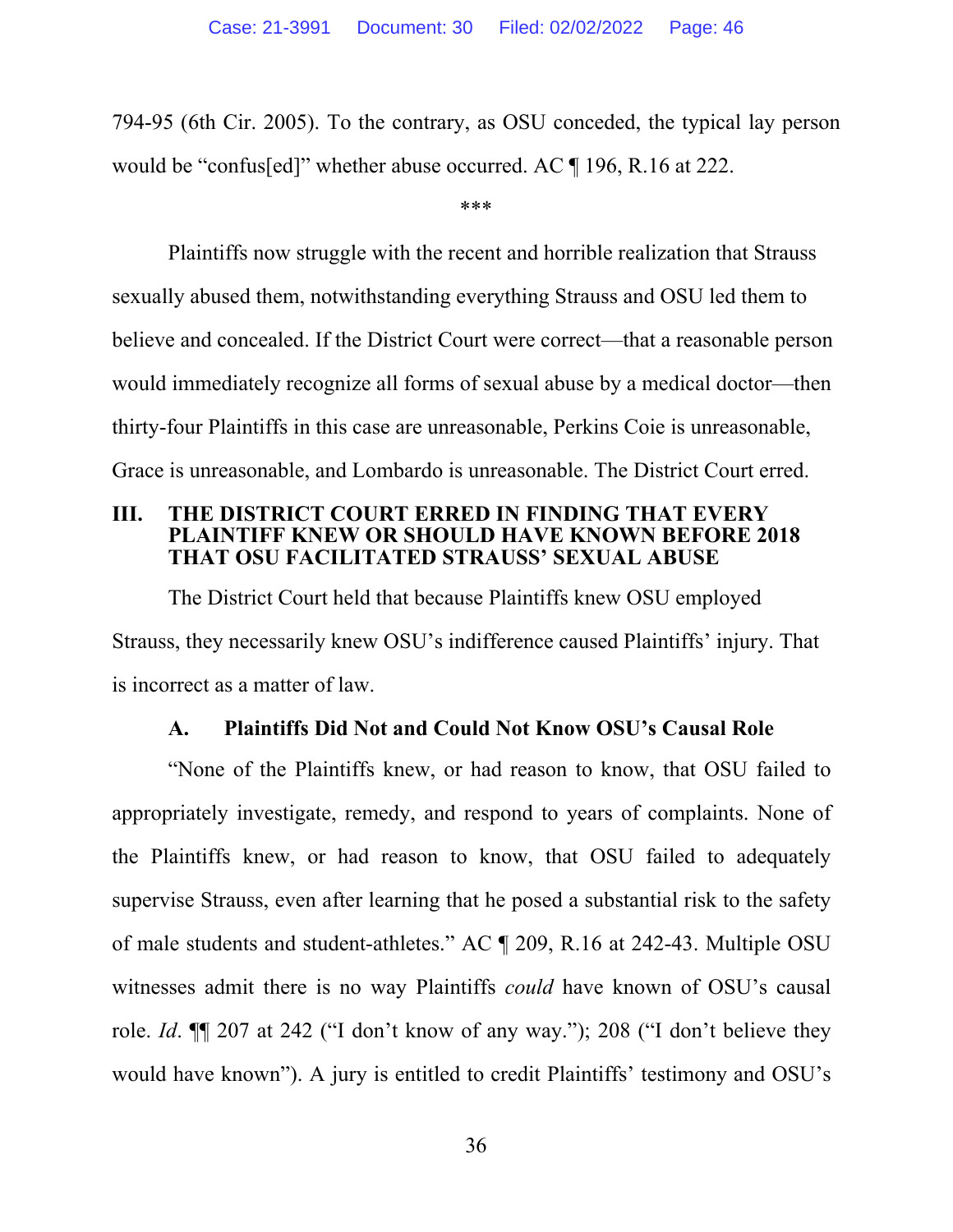794-95 (6th Cir. 2005). To the contrary, as OSU conceded, the typical lay person would be "confus[ed]" whether abuse occurred. AC ¶ 196, R.16 at 222.

***

Plaintiffs now struggle with the recent and horrible realization that Strauss sexually abused them, notwithstanding everything Strauss and OSU led them to believe and concealed. If the District Court were correct—that a reasonable person would immediately recognize all forms of sexual abuse by a medical doctor—then thirty-four Plaintiffs in this case are unreasonable, Perkins Coie is unreasonable, Grace is unreasonable, and Lombardo is unreasonable. The District Court erred.

## III. THE DISTRICT COURT ERRED IN FINDING THAT EVERY PLAINTIFF KNEW OR SHOULD HAVE KNOWN BEFORE 2018 THAT OSU FACILITATED STRAUSS' SEXUAL ABUSE

The District Court held that because Plaintiffs knew OSU employed Strauss, they necessarily knew OSU's indifference caused Plaintiffs' injury. That is incorrect as a matter of law.

### A. Plaintiffs Did Not and Could Not Know OSU's Causal Role

"None of the Plaintiffs knew, or had reason to know, that OSU failed to appropriately investigate, remedy, and respond to years of complaints. None of the Plaintiffs knew, or had reason to know, that OSU failed to adequately supervise Strauss, even after learning that he posed a substantial risk to the safety of male students and student-athletes." AC ¶ 209, R.16 at 242-43. Multiple OSU witnesses admit there is no way Plaintiffs *could* have known of OSU's causal role. *Id*. ¶¶ 207 at 242 ("I don't know of any way."); 208 ("I don't believe they would have known"). A jury is entitled to credit Plaintiffs' testimony and OSU's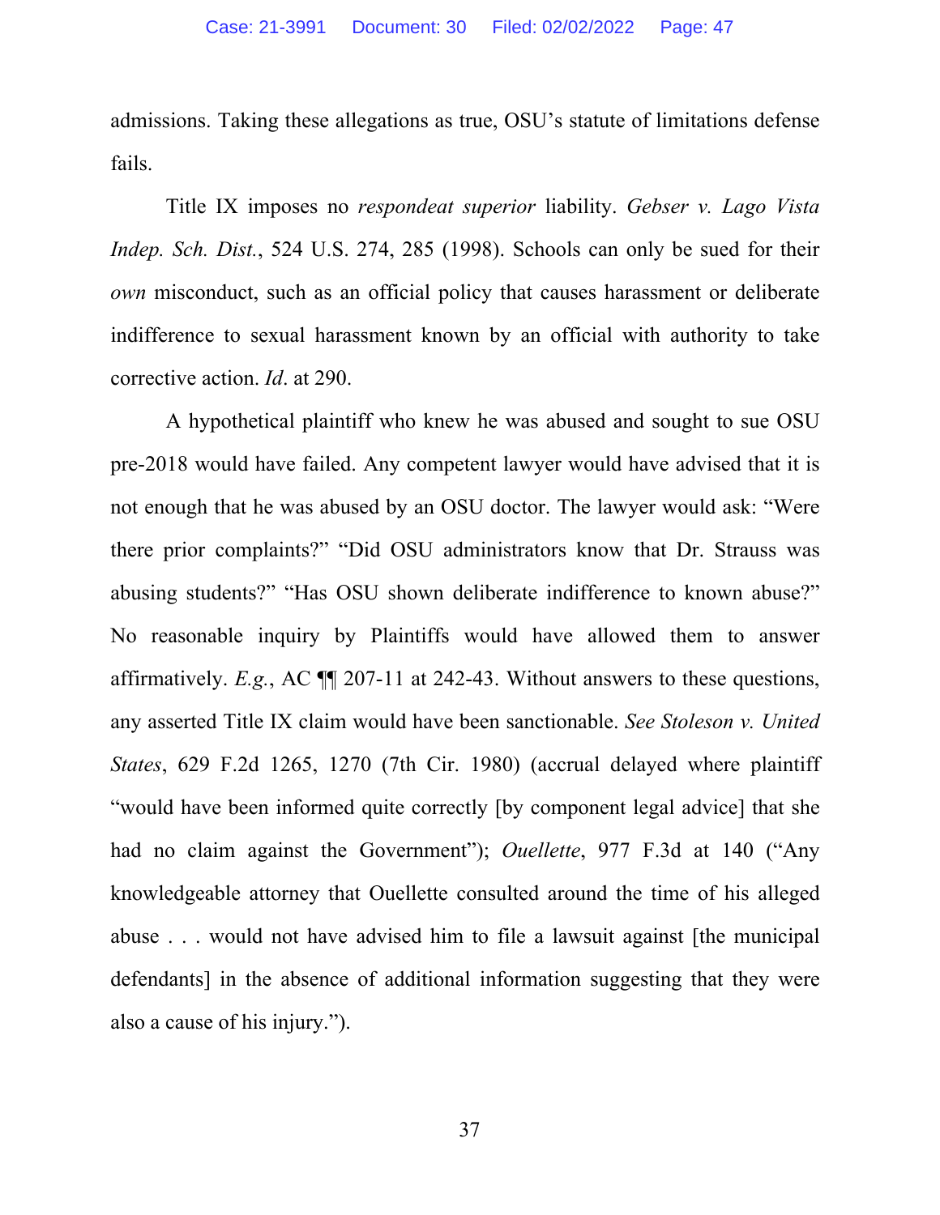admissions. Taking these allegations as true, OSU's statute of limitations defense fails.

Title IX imposes no *respondeat superior* liability. *Gebser v. Lago Vista Indep. Sch. Dist.*, 524 U.S. 274, 285 (1998). Schools can only be sued for their *own* misconduct, such as an official policy that causes harassment or deliberate indifference to sexual harassment known by an official with authority to take corrective action. *Id*. at 290.

A hypothetical plaintiff who knew he was abused and sought to sue OSU pre-2018 would have failed. Any competent lawyer would have advised that it is not enough that he was abused by an OSU doctor. The lawyer would ask: "Were there prior complaints?" "Did OSU administrators know that Dr. Strauss was abusing students?" "Has OSU shown deliberate indifference to known abuse?" No reasonable inquiry by Plaintiffs would have allowed them to answer affirmatively. *E.g.*, AC ¶¶ 207-11 at 242-43. Without answers to these questions, any asserted Title IX claim would have been sanctionable. *See Stoleson v. United States*, 629 F.2d 1265, 1270 (7th Cir. 1980) (accrual delayed where plaintiff "would have been informed quite correctly [by component legal advice] that she had no claim against the Government"); *Ouellette*, 977 F.3d at 140 ("Any knowledgeable attorney that Ouellette consulted around the time of his alleged abuse . . . would not have advised him to file a lawsuit against [the municipal defendants] in the absence of additional information suggesting that they were also a cause of his injury.").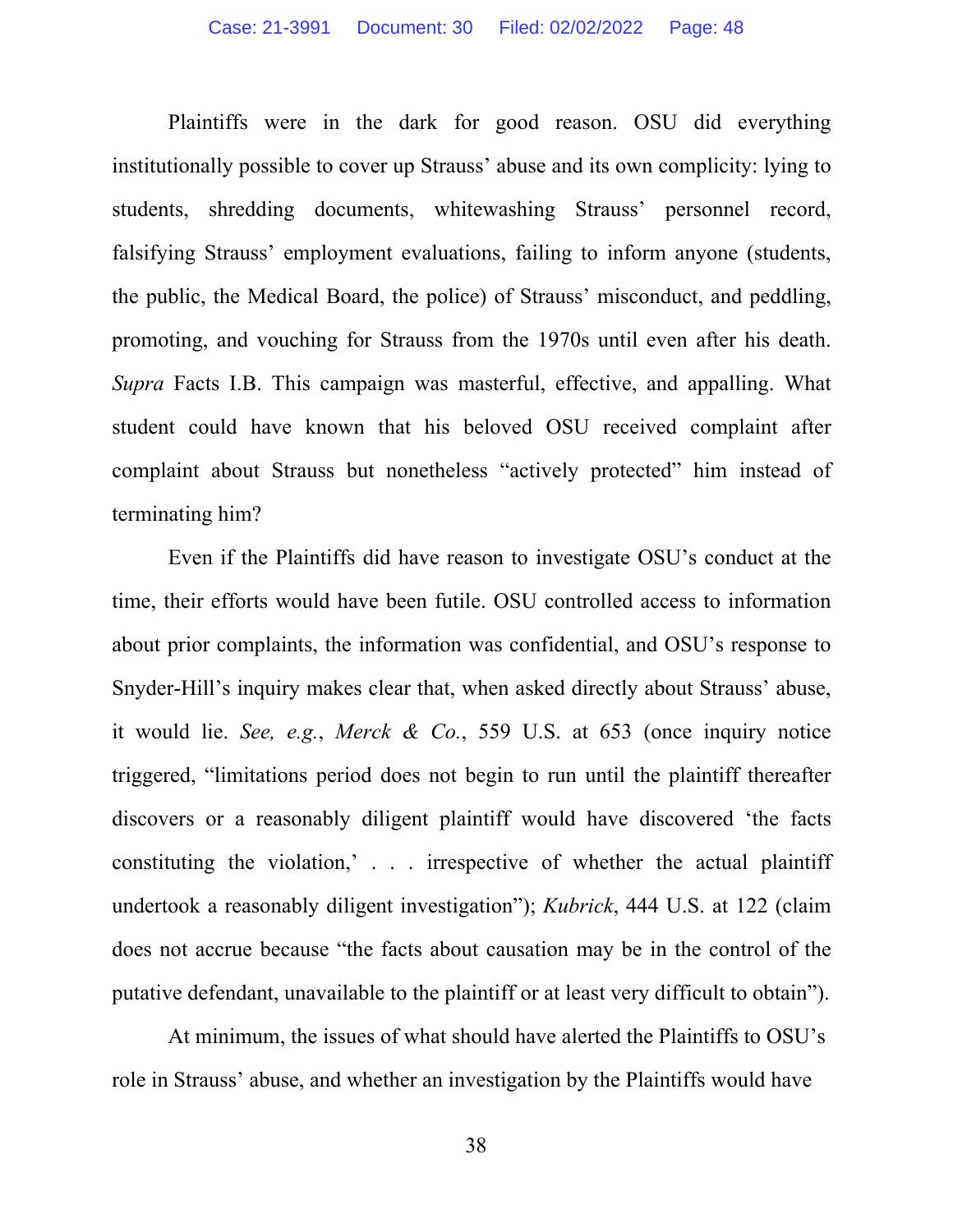Plaintiffs were in the dark for good reason. OSU did everything institutionally possible to cover up Strauss' abuse and its own complicity: lying to students, shredding documents, whitewashing Strauss' personnel record, falsifying Strauss' employment evaluations, failing to inform anyone (students, the public, the Medical Board, the police) of Strauss' misconduct, and peddling, promoting, and vouching for Strauss from the 1970s until even after his death. *Supra* Facts I.B. This campaign was masterful, effective, and appalling. What student could have known that his beloved OSU received complaint after complaint about Strauss but nonetheless "actively protected" him instead of terminating him?

Even if the Plaintiffs did have reason to investigate OSU's conduct at the time, their efforts would have been futile. OSU controlled access to information about prior complaints, the information was confidential, and OSU's response to Snyder-Hill's inquiry makes clear that, when asked directly about Strauss' abuse, it would lie. *See, e.g.*, *Merck & Co.*, 559 U.S. at 653 (once inquiry notice triggered, "limitations period does not begin to run until the plaintiff thereafter discovers or a reasonably diligent plaintiff would have discovered 'the facts constituting the violation,' . . . irrespective of whether the actual plaintiff undertook a reasonably diligent investigation"); *Kubrick*, 444 U.S. at 122 (claim does not accrue because "the facts about causation may be in the control of the putative defendant, unavailable to the plaintiff or at least very difficult to obtain").

At minimum, the issues of what should have alerted the Plaintiffs to OSU's role in Strauss' abuse, and whether an investigation by the Plaintiffs would have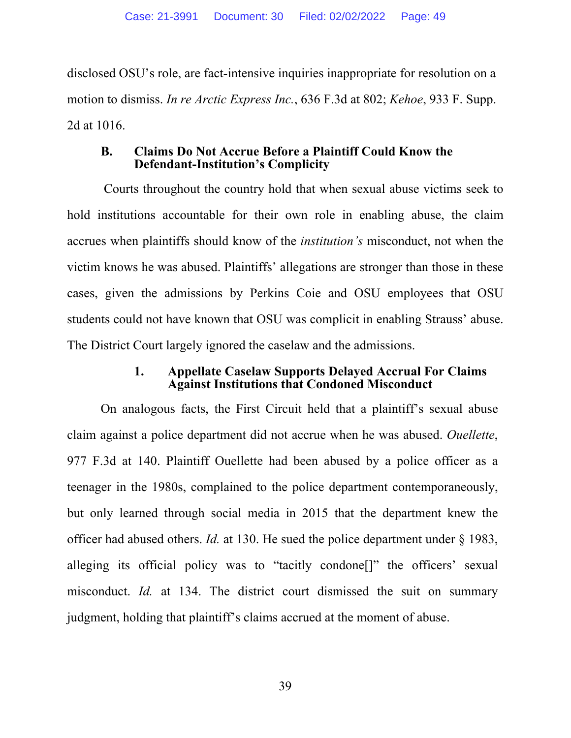disclosed OSU's role, are fact-intensive inquiries inappropriate for resolution on a motion to dismiss. *In re Arctic Express Inc.*, 636 F.3d at 802; *Kehoe*, 933 F. Supp. 2d at 1016.

### B. Claims Do Not Accrue Before a Plaintiff Could Know the Defendant-Institution's Complicity

Courts throughout the country hold that when sexual abuse victims seek to hold institutions accountable for their own role in enabling abuse, the claim accrues when plaintiffs should know of the *institution's* misconduct, not when the victim knows he was abused. Plaintiffs' allegations are stronger than those in these cases, given the admissions by Perkins Coie and OSU employees that OSU students could not have known that OSU was complicit in enabling Strauss' abuse. The District Court largely ignored the caselaw and the admissions.

#### 1. Appellate Caselaw Supports Delayed Accrual For Claims Against Institutions that Condoned Misconduct

On analogous facts, the First Circuit held that a plaintiff's sexual abuse claim against a police department did not accrue when he was abused. *Ouellette*, 977 F.3d at 140. Plaintiff Ouellette had been abused by a police officer as a teenager in the 1980s, complained to the police department contemporaneously, but only learned through social media in 2015 that the department knew the officer had abused others. *Id.* at 130. He sued the police department under § 1983, alleging its official policy was to "tacitly condone[]" the officers' sexual misconduct. *Id.* at 134. The district court dismissed the suit on summary judgment, holding that plaintiff's claims accrued at the moment of abuse.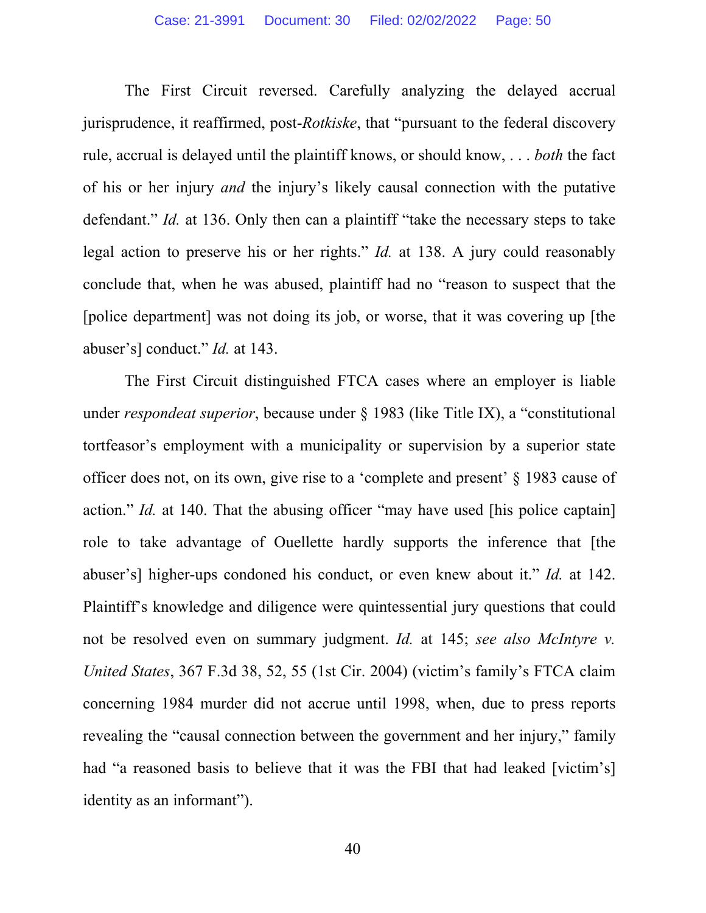The First Circuit reversed. Carefully analyzing the delayed accrual jurisprudence, it reaffirmed, post-*Rotkiske*, that "pursuant to the federal discovery rule, accrual is delayed until the plaintiff knows, or should know, . . . *both* the fact of his or her injury *and* the injury's likely causal connection with the putative defendant." *Id.* at 136. Only then can a plaintiff "take the necessary steps to take legal action to preserve his or her rights." *Id.* at 138. A jury could reasonably conclude that, when he was abused, plaintiff had no "reason to suspect that the [police department] was not doing its job, or worse, that it was covering up [the abuser's] conduct." *Id.* at 143.

The First Circuit distinguished FTCA cases where an employer is liable under *respondeat superior*, because under § 1983 (like Title IX), a "constitutional tortfeasor's employment with a municipality or supervision by a superior state officer does not, on its own, give rise to a 'complete and present' § 1983 cause of action." *Id.* at 140. That the abusing officer "may have used [his police captain] role to take advantage of Ouellette hardly supports the inference that [the abuser's] higher-ups condoned his conduct, or even knew about it." *Id.* at 142. Plaintiff's knowledge and diligence were quintessential jury questions that could not be resolved even on summary judgment. *Id.* at 145; *see also McIntyre v. United States*, 367 F.3d 38, 52, 55 (1st Cir. 2004) (victim's family's FTCA claim concerning 1984 murder did not accrue until 1998, when, due to press reports revealing the "causal connection between the government and her injury," family had "a reasoned basis to believe that it was the FBI that had leaked [victim's] identity as an informant").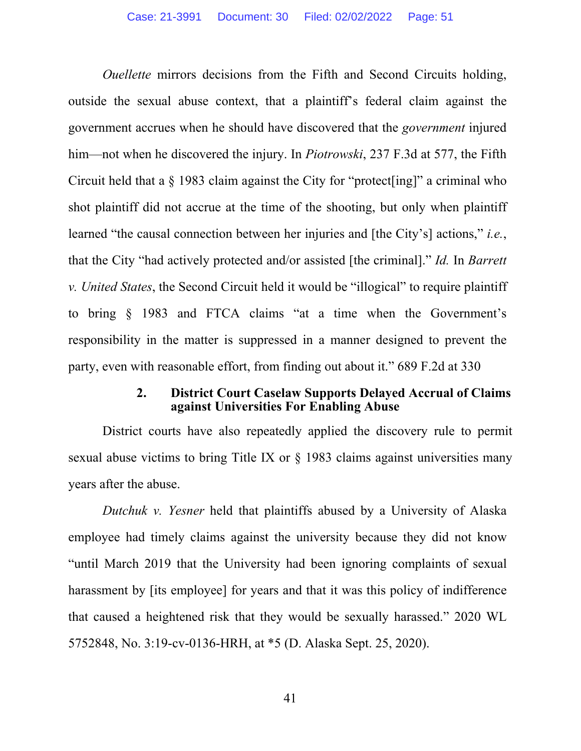*Ouellette* mirrors decisions from the Fifth and Second Circuits holding, outside the sexual abuse context, that a plaintiff's federal claim against the government accrues when he should have discovered that the *government* injured him—not when he discovered the injury. In *Piotrowski*, 237 F.3d at 577, the Fifth Circuit held that a § 1983 claim against the City for "protect[ing]" a criminal who shot plaintiff did not accrue at the time of the shooting, but only when plaintiff learned "the causal connection between her injuries and [the City's] actions," *i.e.*, that the City "had actively protected and/or assisted [the criminal]." *Id.* In *Barrett v. United States*, the Second Circuit held it would be "illogical" to require plaintiff to bring § 1983 and FTCA claims "at a time when the Government's responsibility in the matter is suppressed in a manner designed to prevent the party, even with reasonable effort, from finding out about it." 689 F.2d at 330

### 2. District Court Caselaw Supports Delayed Accrual of Claims against Universities For Enabling Abuse

District courts have also repeatedly applied the discovery rule to permit sexual abuse victims to bring Title IX or § 1983 claims against universities many years after the abuse.

*Dutchuk v. Yesner* held that plaintiffs abused by a University of Alaska employee had timely claims against the university because they did not know "until March 2019 that the University had been ignoring complaints of sexual harassment by [its employee] for years and that it was this policy of indifference that caused a heightened risk that they would be sexually harassed." 2020 WL 5752848, No. 3:19-cv-0136-HRH, at *5 (D. Alaska Sept. 25, 2020).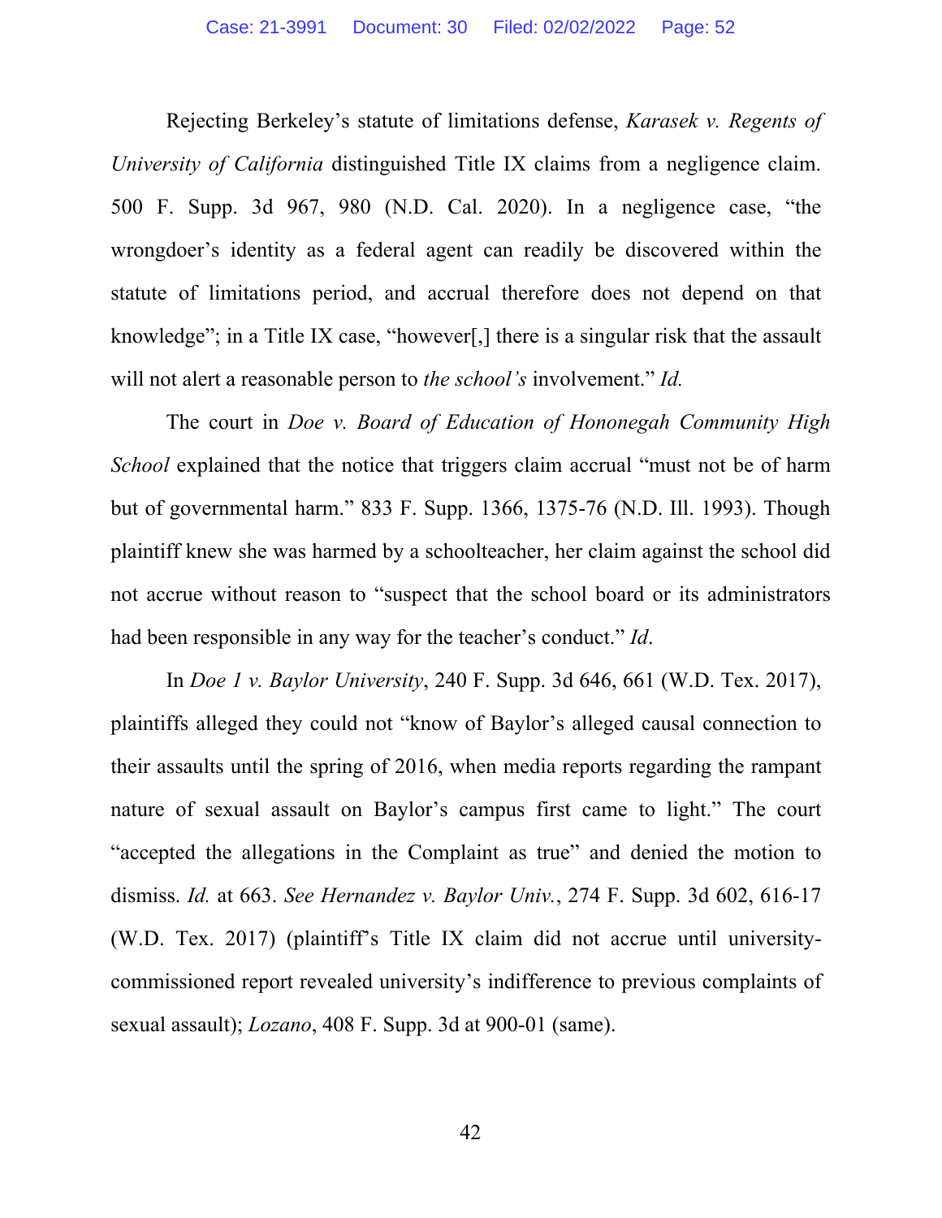Rejecting Berkeley's statute of limitations defense, *Karasek v. Regents of University of California* distinguished Title IX claims from a negligence claim. 500 F. Supp. 3d 967, 980 (N.D. Cal. 2020). In a negligence case, "the wrongdoer's identity as a federal agent can readily be discovered within the statute of limitations period, and accrual therefore does not depend on that knowledge"; in a Title IX case, "however[,] there is a singular risk that the assault will not alert a reasonable person to *the school's* involvement." *Id.*

The court in *Doe v. Board of Education of Hononegah Community High School* explained that the notice that triggers claim accrual "must not be of harm but of governmental harm." 833 F. Supp. 1366, 1375-76 (N.D. Ill. 1993). Though plaintiff knew she was harmed by a schoolteacher, her claim against the school did not accrue without reason to "suspect that the school board or its administrators had been responsible in any way for the teacher's conduct." *Id*.

In *Doe 1 v. Baylor University*, 240 F. Supp. 3d 646, 661 (W.D. Tex. 2017), plaintiffs alleged they could not "know of Baylor's alleged causal connection to their assaults until the spring of 2016, when media reports regarding the rampant nature of sexual assault on Baylor's campus first came to light." The court "accepted the allegations in the Complaint as true" and denied the motion to dismiss. *Id.* at 663. *See Hernandez v. Baylor Univ.*, 274 F. Supp. 3d 602, 616-17 (W.D. Tex. 2017) (plaintiff's Title IX claim did not accrue until university-commissioned report revealed university's indifference to previous complaints of sexual assault); *Lozano*, 408 F. Supp. 3d at 900-01 (same).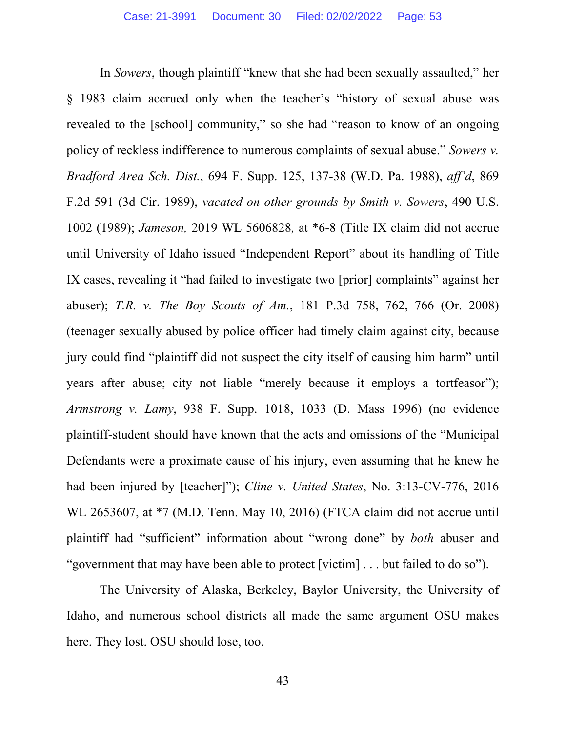In *Sowers*, though plaintiff "knew that she had been sexually assaulted," her § 1983 claim accrued only when the teacher's "history of sexual abuse was revealed to the [school] community," so she had "reason to know of an ongoing policy of reckless indifference to numerous complaints of sexual abuse." *Sowers v. Bradford Area Sch. Dist.*, 694 F. Supp. 125, 137-38 (W.D. Pa. 1988), *aff'd*, 869 F.2d 591 (3d Cir. 1989), *vacated on other grounds by Smith v. Sowers*, 490 U.S. 1002 (1989); *Jameson,* 2019 WL 5606828*,* at *6-8 (Title IX claim did not accrue until University of Idaho issued "Independent Report" about its handling of Title IX cases, revealing it "had failed to investigate two [prior] complaints" against her abuser); *T.R. v. The Boy Scouts of Am.*, 181 P.3d 758, 762, 766 (Or. 2008) (teenager sexually abused by police officer had timely claim against city, because jury could find "plaintiff did not suspect the city itself of causing him harm" until years after abuse; city not liable "merely because it employs a tortfeasor"); *Armstrong v. Lamy*, 938 F. Supp. 1018, 1033 (D. Mass 1996) (no evidence plaintiff-student should have known that the acts and omissions of the "Municipal Defendants were a proximate cause of his injury, even assuming that he knew he had been injured by [teacher]"); *Cline v. United States*, No. 3:13-CV-776, 2016 WL 2653607, at *7 (M.D. Tenn. May 10, 2016) (FTCA claim did not accrue until plaintiff had "sufficient" information about "wrong done" by *both* abuser and "government that may have been able to protect [victim] . . . but failed to do so").

The University of Alaska, Berkeley, Baylor University, the University of Idaho, and numerous school districts all made the same argument OSU makes here. They lost. OSU should lose, too.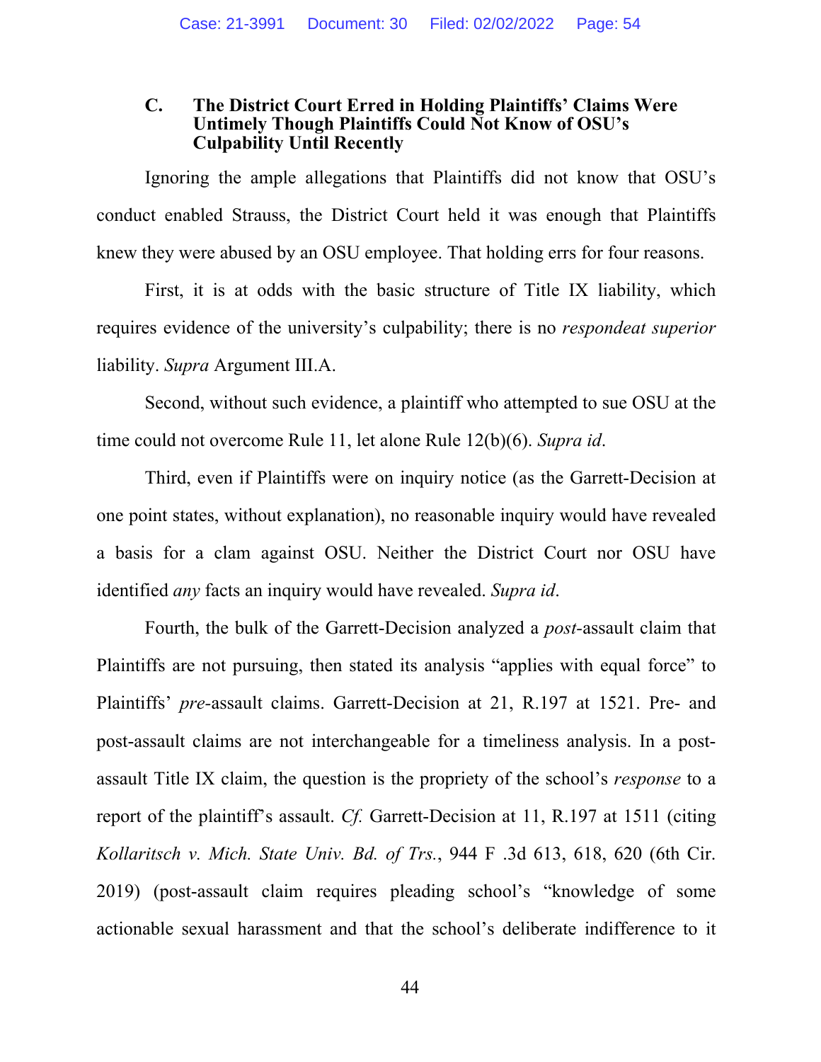### C. The District Court Erred in Holding Plaintiffs' Claims Were Untimely Though Plaintiffs Could Not Know of OSU's Culpability Until Recently

Ignoring the ample allegations that Plaintiffs did not know that OSU's conduct enabled Strauss, the District Court held it was enough that Plaintiffs knew they were abused by an OSU employee. That holding errs for four reasons.

First, it is at odds with the basic structure of Title IX liability, which requires evidence of the university's culpability; there is no *respondeat superior* liability. *Supra* Argument III.A.

Second, without such evidence, a plaintiff who attempted to sue OSU at the time could not overcome Rule 11, let alone Rule 12(b)(6). *Supra id*.

Third, even if Plaintiffs were on inquiry notice (as the Garrett-Decision at one point states, without explanation), no reasonable inquiry would have revealed a basis for a clam against OSU. Neither the District Court nor OSU have identified *any* facts an inquiry would have revealed. *Supra id*.

Fourth, the bulk of the Garrett-Decision analyzed a *post*-assault claim that Plaintiffs are not pursuing, then stated its analysis "applies with equal force" to Plaintiffs' *pre*-assault claims. Garrett-Decision at 21, R.197 at 1521. Pre- and post-assault claims are not interchangeable for a timeliness analysis. In a post-assault Title IX claim, the question is the propriety of the school's *response* to a report of the plaintiff's assault. *Cf.* Garrett-Decision at 11, R.197 at 1511 (citing *Kollaritsch v. Mich. State Univ. Bd. of Trs.*, 944 F .3d 613, 618, 620 (6th Cir. 2019) (post-assault claim requires pleading school's "knowledge of some actionable sexual harassment and that the school's deliberate indifference to it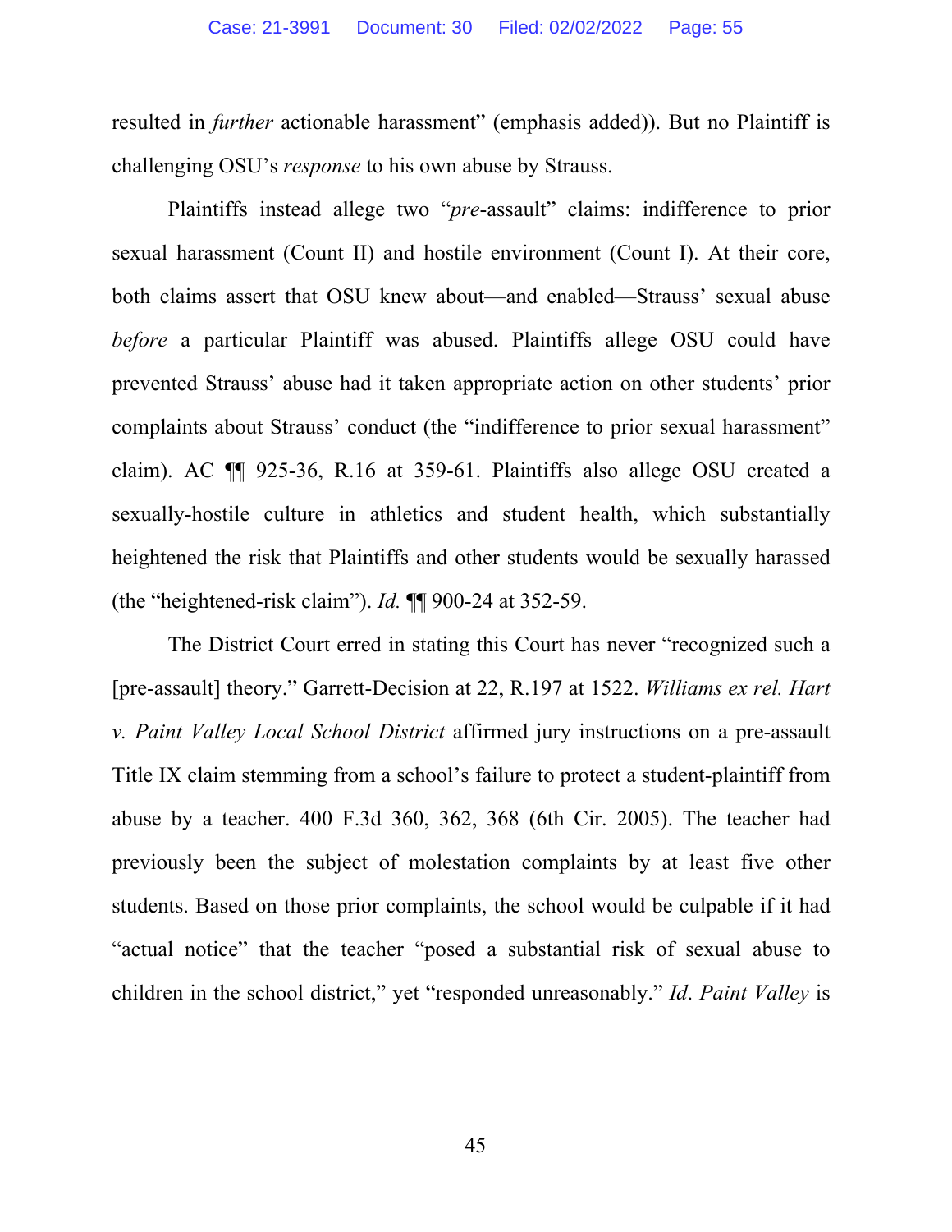resulted in *further* actionable harassment" (emphasis added)). But no Plaintiff is challenging OSU's *response* to his own abuse by Strauss.

Plaintiffs instead allege two "*pre*-assault" claims: indifference to prior sexual harassment (Count II) and hostile environment (Count I). At their core, both claims assert that OSU knew about—and enabled—Strauss' sexual abuse *before* a particular Plaintiff was abused. Plaintiffs allege OSU could have prevented Strauss' abuse had it taken appropriate action on other students' prior complaints about Strauss' conduct (the "indifference to prior sexual harassment" claim). AC ¶¶ 925-36, R.16 at 359-61. Plaintiffs also allege OSU created a sexually-hostile culture in athletics and student health, which substantially heightened the risk that Plaintiffs and other students would be sexually harassed (the "heightened-risk claim"). *Id.* ¶¶ 900-24 at 352-59.

The District Court erred in stating this Court has never "recognized such a [pre-assault] theory." Garrett-Decision at 22, R.197 at 1522. *Williams ex rel. Hart v. Paint Valley Local School District* affirmed jury instructions on a pre-assault Title IX claim stemming from a school's failure to protect a student-plaintiff from abuse by a teacher. 400 F.3d 360, 362, 368 (6th Cir. 2005). The teacher had previously been the subject of molestation complaints by at least five other students. Based on those prior complaints, the school would be culpable if it had "actual notice" that the teacher "posed a substantial risk of sexual abuse to children in the school district," yet "responded unreasonably." *Id*. *Paint Valley* is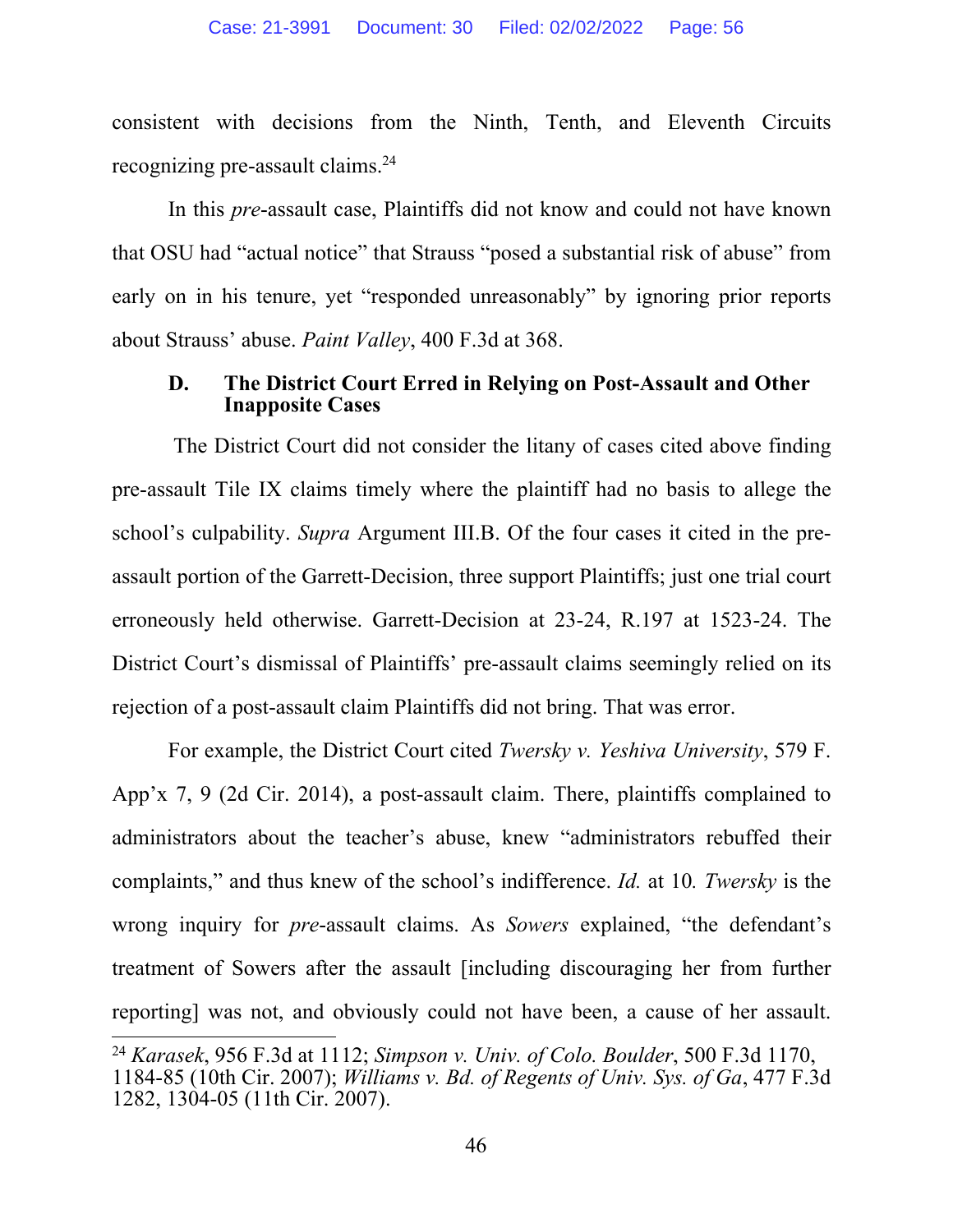consistent with decisions from the Ninth, Tenth, and Eleventh Circuits recognizing pre-assault claims.[24]

In this *pre*-assault case, Plaintiffs did not know and could not have known that OSU had "actual notice" that Strauss "posed a substantial risk of abuse" from early on in his tenure, yet "responded unreasonably" by ignoring prior reports about Strauss' abuse. *Paint Valley*, 400 F.3d at 368.

### D. The District Court Erred in Relying on Post-Assault and Other Inapposite Cases

The District Court did not consider the litany of cases cited above finding pre-assault Tile IX claims timely where the plaintiff had no basis to allege the school's culpability. *Supra* Argument III.B. Of the four cases it cited in the pre-assault portion of the Garrett-Decision, three support Plaintiffs; just one trial court erroneously held otherwise. Garrett-Decision at 23-24, R.197 at 1523-24. The District Court's dismissal of Plaintiffs' pre-assault claims seemingly relied on its rejection of a post-assault claim Plaintiffs did not bring. That was error.

For example, the District Court cited *Twersky v. Yeshiva University*, 579 F. App'x 7, 9 (2d Cir. 2014), a post-assault claim. There, plaintiffs complained to administrators about the teacher's abuse, knew "administrators rebuffed their complaints," and thus knew of the school's indifference. *Id.* at 10. *Twersky* is the wrong inquiry for *pre*-assault claims. As *Sowers* explained, "the defendant's treatment of Sowers after the assault [including discouraging her from further reporting] was not, and obviously could not have been, a cause of her assault.

---

[24] *Karasek*, 956 F.3d at 1112; *Simpson v. Univ. of Colo. Boulder*, 500 F.3d 1170, 1184-85 (10th Cir. 2007); *Williams v. Bd. of Regents of Univ. Sys. of Ga*, 477 F.3d 1282, 1304-05 (11th Cir. 2007).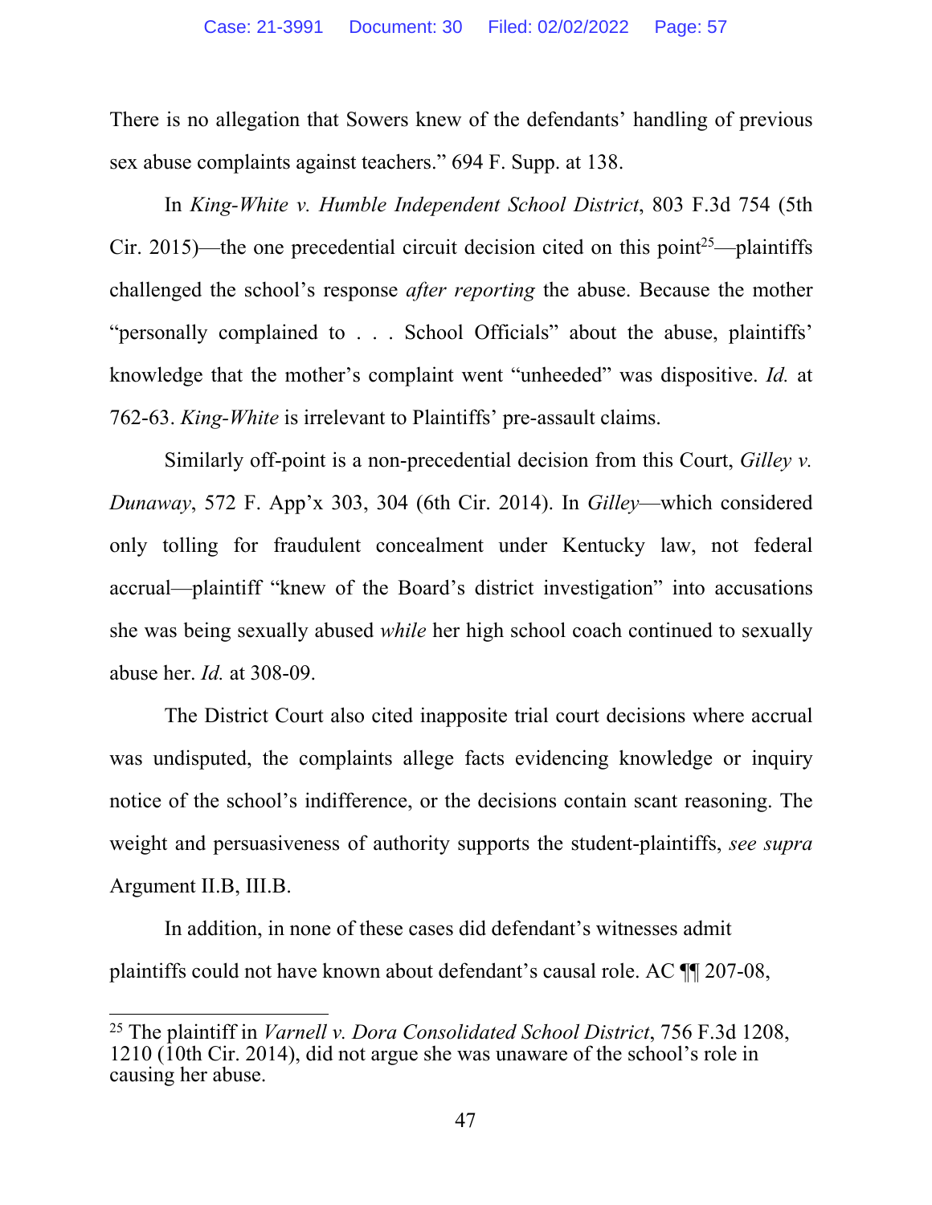There is no allegation that Sowers knew of the defendants' handling of previous sex abuse complaints against teachers." 694 F. Supp. at 138.

In *King-White v. Humble Independent School District*, 803 F.3d 754 (5th Cir. 2015)—the one precedential circuit decision cited on this point[25]—plaintiffs challenged the school's response *after reporting* the abuse. Because the mother "personally complained to . . . School Officials" about the abuse, plaintiffs' knowledge that the mother's complaint went "unheeded" was dispositive. *Id.* at 762-63. *King-White* is irrelevant to Plaintiffs' pre-assault claims.

Similarly off-point is a non-precedential decision from this Court, *Gilley v. Dunaway*, 572 F. App'x 303, 304 (6th Cir. 2014). In *Gilley*—which considered only tolling for fraudulent concealment under Kentucky law, not federal accrual—plaintiff "knew of the Board's district investigation" into accusations she was being sexually abused *while* her high school coach continued to sexually abuse her. *Id.* at 308-09.

The District Court also cited inapposite trial court decisions where accrual was undisputed, the complaints allege facts evidencing knowledge or inquiry notice of the school's indifference, or the decisions contain scant reasoning. The weight and persuasiveness of authority supports the student-plaintiffs, *see supra* Argument II.B, III.B.

In addition, in none of these cases did defendant's witnesses admit plaintiffs could not have known about defendant's causal role. AC ¶¶ 207-08,

[25] The plaintiff in *Varnell v. Dora Consolidated School District*, 756 F.3d 1208, 1210 (10th Cir. 2014), did not argue she was unaware of the school's role in causing her abuse.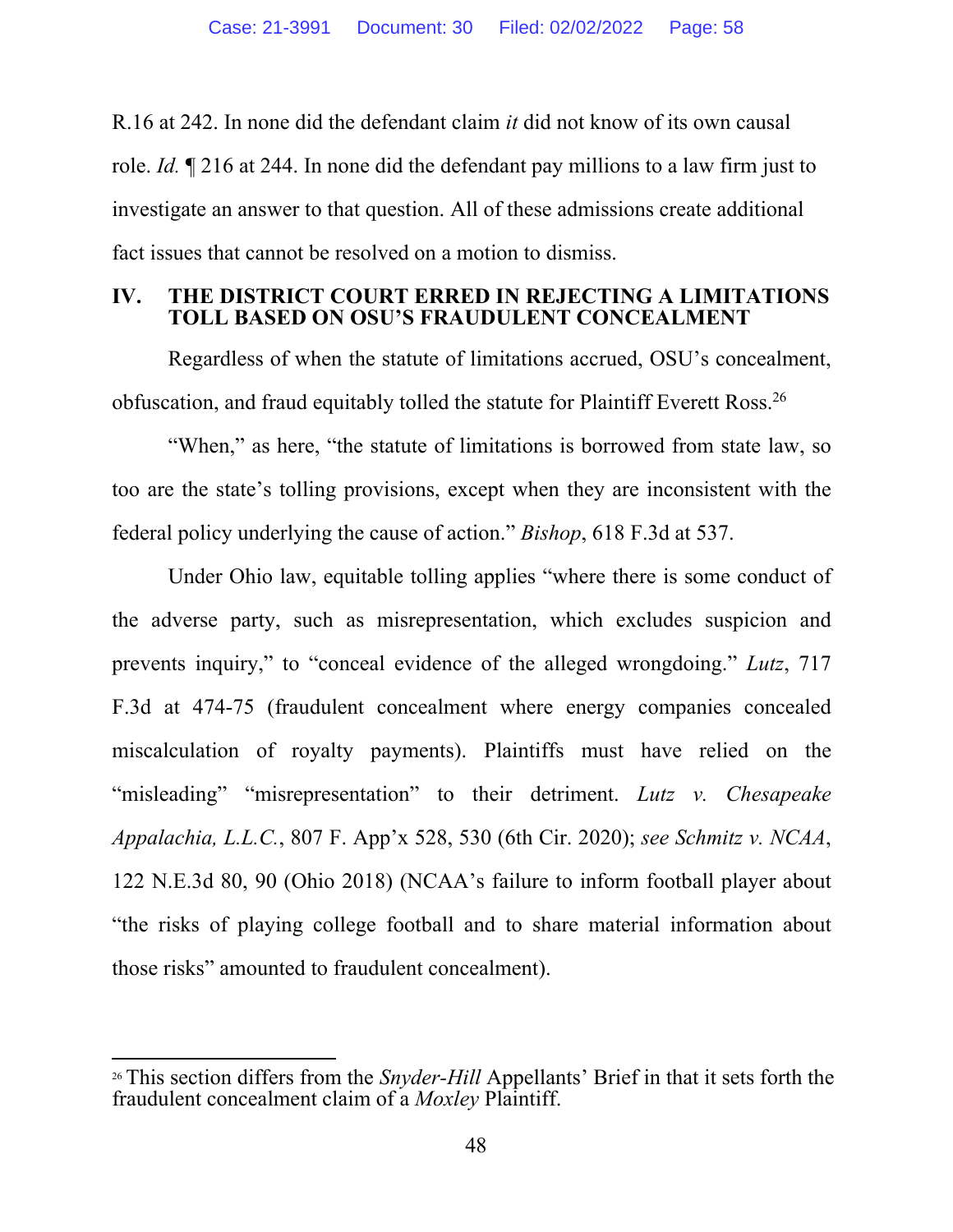R.16 at 242. In none did the defendant claim *it* did not know of its own causal role. *Id.* ¶ 216 at 244. In none did the defendant pay millions to a law firm just to investigate an answer to that question. All of these admissions create additional fact issues that cannot be resolved on a motion to dismiss.

## IV. THE DISTRICT COURT ERRED IN REJECTING A LIMITATIONS TOLL BASED ON OSU'S FRAUDULENT CONCEALMENT

Regardless of when the statute of limitations accrued, OSU's concealment, obfuscation, and fraud equitably tolled the statute for Plaintiff Everett Ross.[26]

"When," as here, "the statute of limitations is borrowed from state law, so too are the state's tolling provisions, except when they are inconsistent with the federal policy underlying the cause of action." *Bishop*, 618 F.3d at 537.

Under Ohio law, equitable tolling applies "where there is some conduct of the adverse party, such as misrepresentation, which excludes suspicion and prevents inquiry," to "conceal evidence of the alleged wrongdoing." *Lutz*, 717 F.3d at 474-75 (fraudulent concealment where energy companies concealed miscalculation of royalty payments). Plaintiffs must have relied on the "misleading" "misrepresentation" to their detriment. *Lutz v. Chesapeake Appalachia, L.L.C.*, 807 F. App'x 528, 530 (6th Cir. 2020); *see Schmitz v. NCAA*, 122 N.E.3d 80, 90 (Ohio 2018) (NCAA's failure to inform football player about "the risks of playing college football and to share material information about those risks" amounted to fraudulent concealment).

---

[26] This section differs from the *Snyder-Hill* Appellants' Brief in that it sets forth the fraudulent concealment claim of a *Moxley* Plaintiff.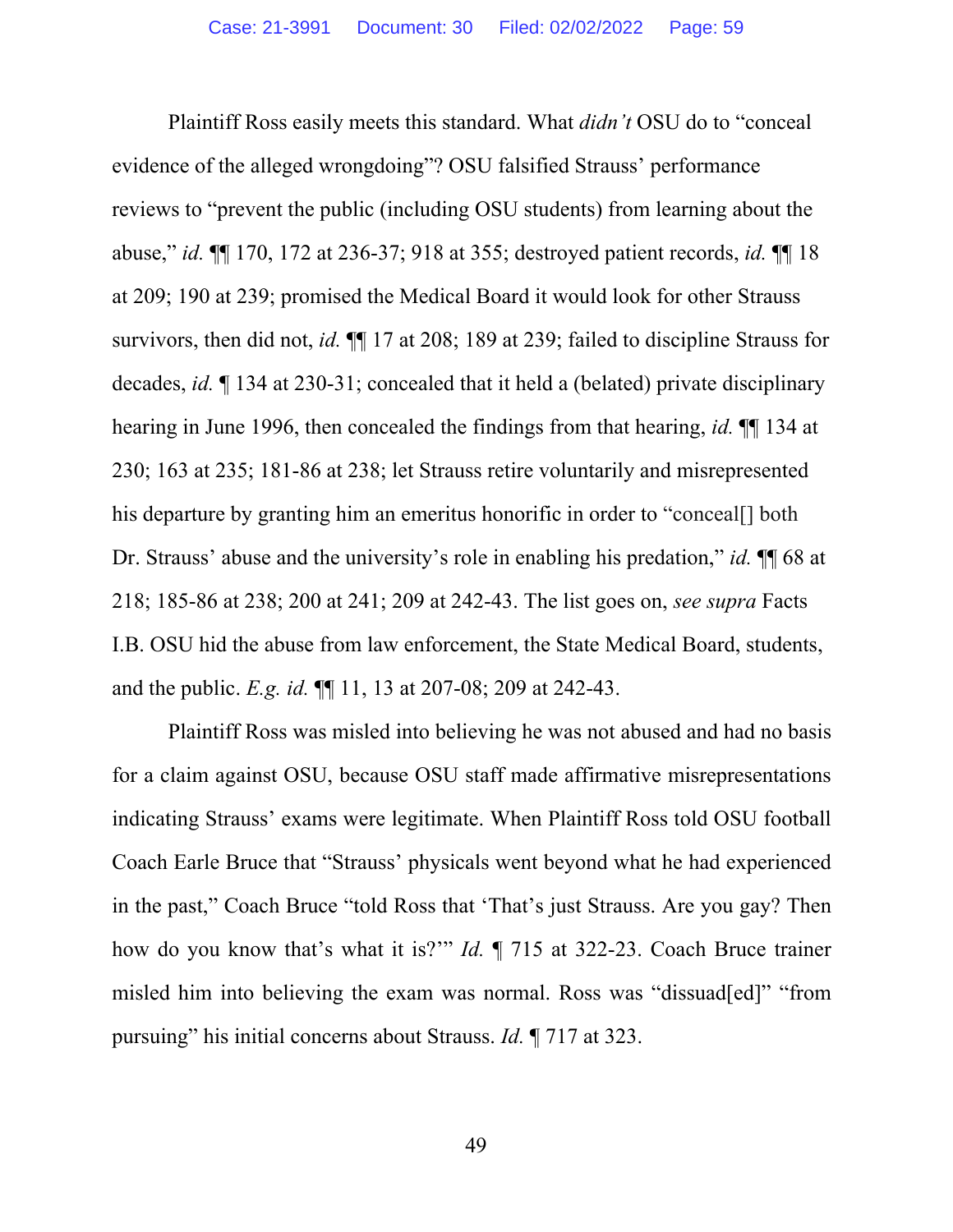Plaintiff Ross easily meets this standard. What *didn't* OSU do to "conceal evidence of the alleged wrongdoing"? OSU falsified Strauss' performance reviews to "prevent the public (including OSU students) from learning about the abuse," *id.* ¶¶ 170, 172 at 236-37; 918 at 355; destroyed patient records, *id.* ¶¶ 18 at 209; 190 at 239; promised the Medical Board it would look for other Strauss survivors, then did not, *id.* ¶¶ 17 at 208; 189 at 239; failed to discipline Strauss for decades, *id.* ¶ 134 at 230-31; concealed that it held a (belated) private disciplinary hearing in June 1996, then concealed the findings from that hearing, *id.* ¶¶ 134 at 230; 163 at 235; 181-86 at 238; let Strauss retire voluntarily and misrepresented his departure by granting him an emeritus honorific in order to "conceal[] both Dr. Strauss' abuse and the university's role in enabling his predation," *id.* ¶¶ 68 at 218; 185-86 at 238; 200 at 241; 209 at 242-43. The list goes on, *see supra* Facts I.B. OSU hid the abuse from law enforcement, the State Medical Board, students, and the public. *E.g. id.* ¶¶ 11, 13 at 207-08; 209 at 242-43.

Plaintiff Ross was misled into believing he was not abused and had no basis for a claim against OSU, because OSU staff made affirmative misrepresentations indicating Strauss' exams were legitimate. When Plaintiff Ross told OSU football Coach Earle Bruce that "Strauss' physicals went beyond what he had experienced in the past," Coach Bruce "told Ross that 'That's just Strauss. Are you gay? Then how do you know that's what it is?'" *Id.* ¶ 715 at 322-23. Coach Bruce trainer misled him into believing the exam was normal. Ross was "dissuad[ed]" "from pursuing" his initial concerns about Strauss. *Id.* ¶ 717 at 323.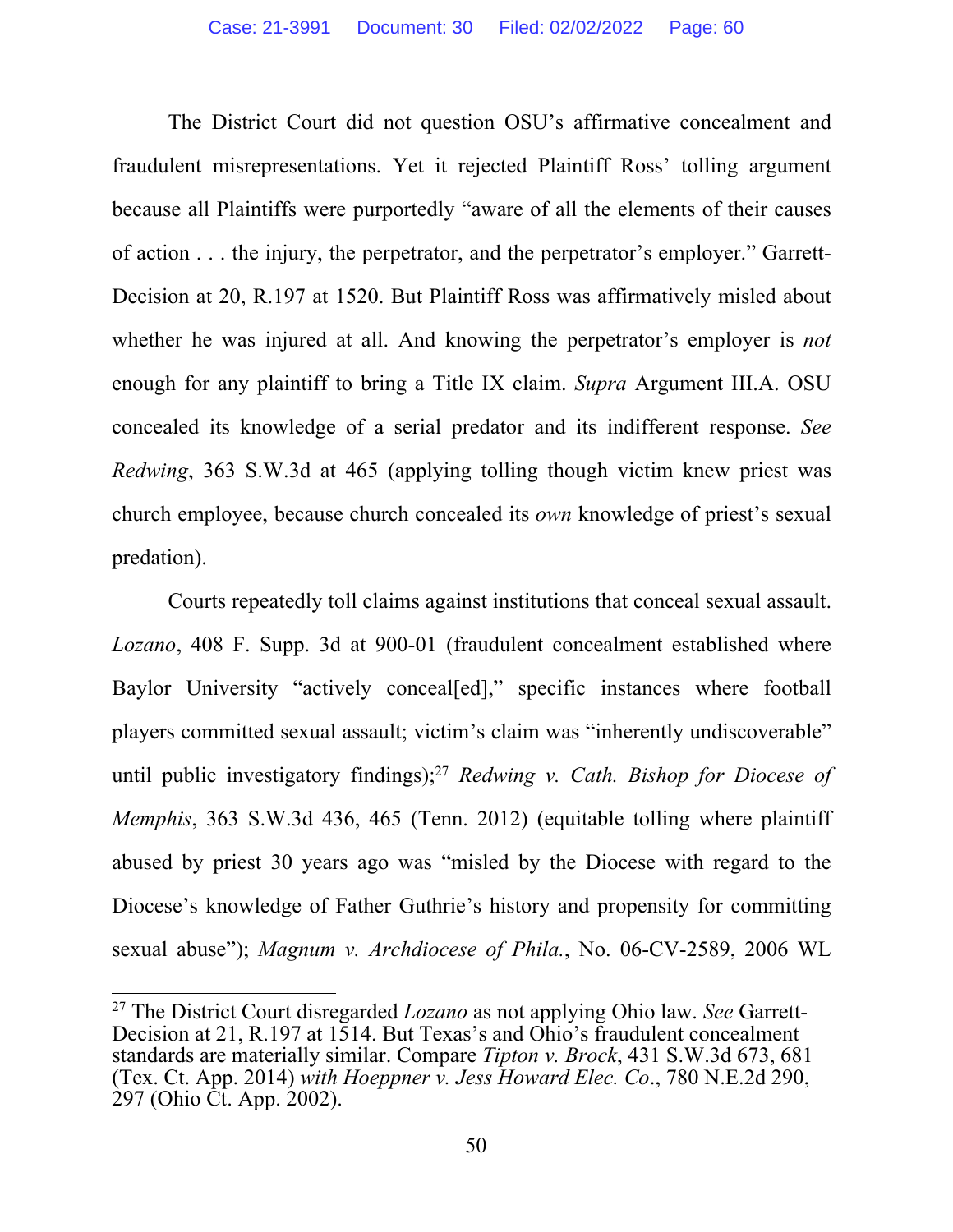The District Court did not question OSU's affirmative concealment and fraudulent misrepresentations. Yet it rejected Plaintiff Ross' tolling argument because all Plaintiffs were purportedly "aware of all the elements of their causes of action . . . the injury, the perpetrator, and the perpetrator's employer." Garrett-Decision at 20, R.197 at 1520. But Plaintiff Ross was affirmatively misled about whether he was injured at all. And knowing the perpetrator's employer is *not* enough for any plaintiff to bring a Title IX claim. *Supra* Argument III.A. OSU concealed its knowledge of a serial predator and its indifferent response. *See Redwing*, 363 S.W.3d at 465 (applying tolling though victim knew priest was church employee, because church concealed its *own* knowledge of priest's sexual predation).

Courts repeatedly toll claims against institutions that conceal sexual assault. *Lozano*, 408 F. Supp. 3d at 900-01 (fraudulent concealment established where Baylor University "actively conceal[ed]," specific instances where football players committed sexual assault; victim's claim was "inherently undiscoverable" until public investigatory findings);[27] *Redwing v. Cath. Bishop for Diocese of Memphis*, 363 S.W.3d 436, 465 (Tenn. 2012) (equitable tolling where plaintiff abused by priest 30 years ago was "misled by the Diocese with regard to the Diocese's knowledge of Father Guthrie's history and propensity for committing sexual abuse"); *Magnum v. Archdiocese of Phila.*, No. 06-CV-2589, 2006 WL

[27] The District Court disregarded *Lozano* as not applying Ohio law. *See* Garrett-Decision at 21, R.197 at 1514. But Texas's and Ohio's fraudulent concealment standards are materially similar. Compare *Tipton v. Brock*, 431 S.W.3d 673, 681 (Tex. Ct. App. 2014) *with Hoeppner v. Jess Howard Elec. Co*., 780 N.E.2d 290, 297 (Ohio Ct. App. 2002).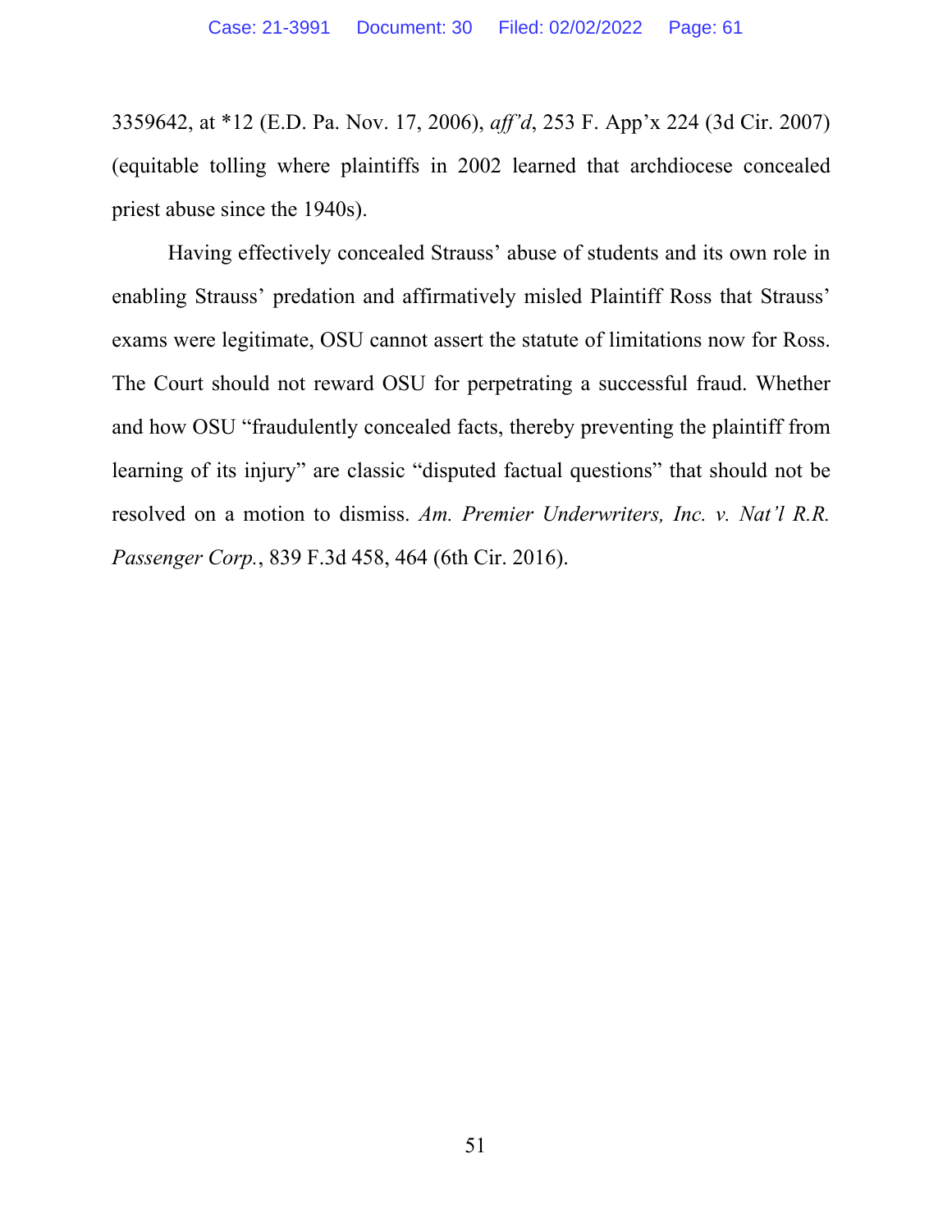3359642, at *12 (E.D. Pa. Nov. 17, 2006), *aff'd*, 253 F. App'x 224 (3d Cir. 2007) (equitable tolling where plaintiffs in 2002 learned that archdiocese concealed priest abuse since the 1940s).

Having effectively concealed Strauss' abuse of students and its own role in enabling Strauss' predation and affirmatively misled Plaintiff Ross that Strauss' exams were legitimate, OSU cannot assert the statute of limitations now for Ross. The Court should not reward OSU for perpetrating a successful fraud. Whether and how OSU "fraudulently concealed facts, thereby preventing the plaintiff from learning of its injury" are classic "disputed factual questions" that should not be resolved on a motion to dismiss. *Am. Premier Underwriters, Inc. v. Nat'l R.R. Passenger Corp.*, 839 F.3d 458, 464 (6th Cir. 2016).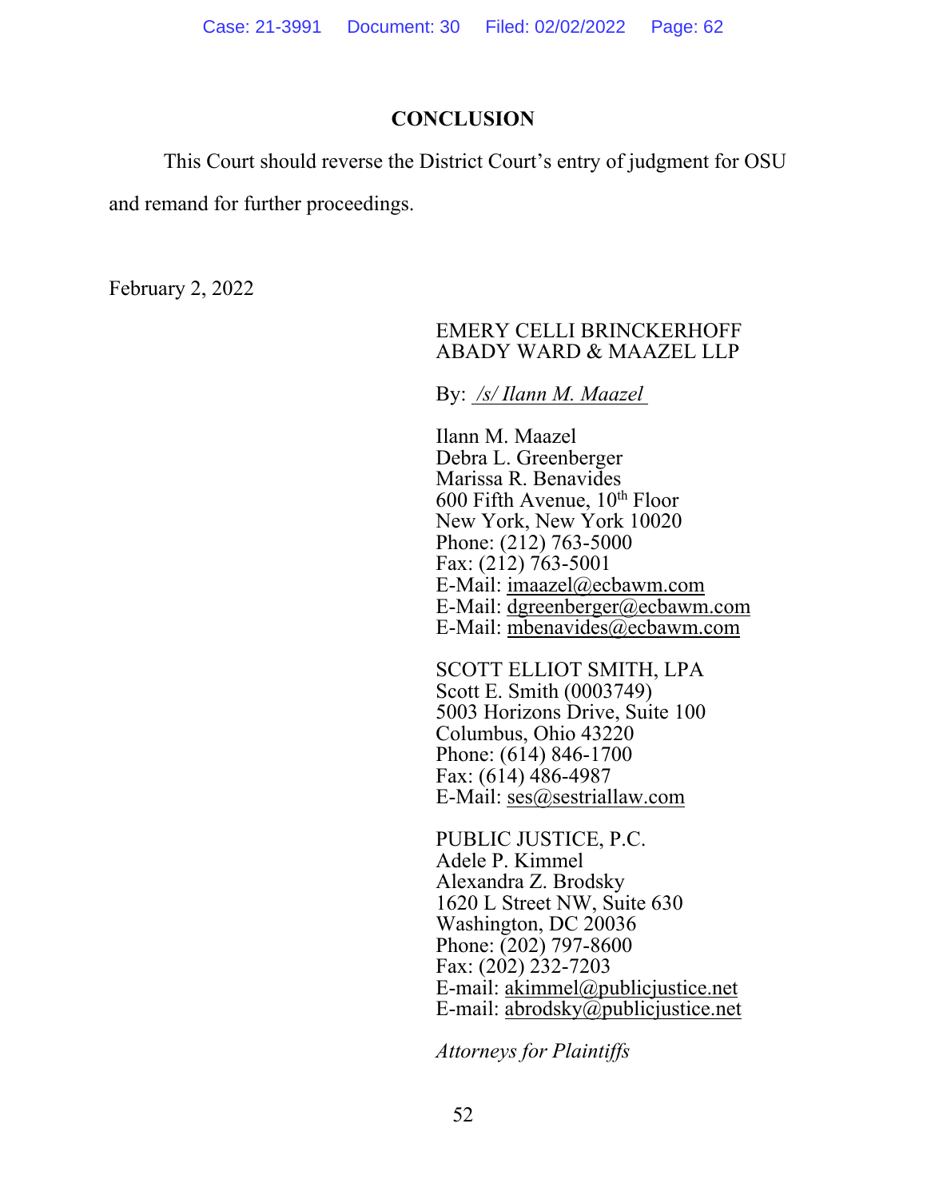## CONCLUSION

This Court should reverse the District Court's entry of judgment for OSU and remand for further proceedings.

February 2, 2022

EMERY CELLI BRINCKERHOFF
ABADY WARD & MAAZEL LLP

By: /s/ Ilann M. Maazel

Ilann M. Maazel
Debra L. Greenberger
Marissa R. Benavides
600 Fifth Avenue, 10th Floor
New York, New York 10020
Phone: (212) 763-5000
Fax: (212) 763-5001
E-Mail: imaazel@ecbawm.com
E-Mail: dgreenberger@ecbawm.com
E-Mail: mbenavides@ecbawm.com

SCOTT ELLIOT SMITH, LPA
Scott E. Smith (0003749)
5003 Horizons Drive, Suite 100
Columbus, Ohio 43220
Phone: (614) 846-1700
Fax: (614) 486-4987
E-Mail: ses@sestriallaw.com

PUBLIC JUSTICE, P.C.
Adele P. Kimmel
Alexandra Z. Brodsky
1620 L Street NW, Suite 630
Washington, DC 20036
Phone: (202) 797-8600
Fax: (202) 232-7203
E-mail: akimmel@publicjustice.net
E-mail: abrodsky@publicjustice.net

*Attorneys for Plaintiffs*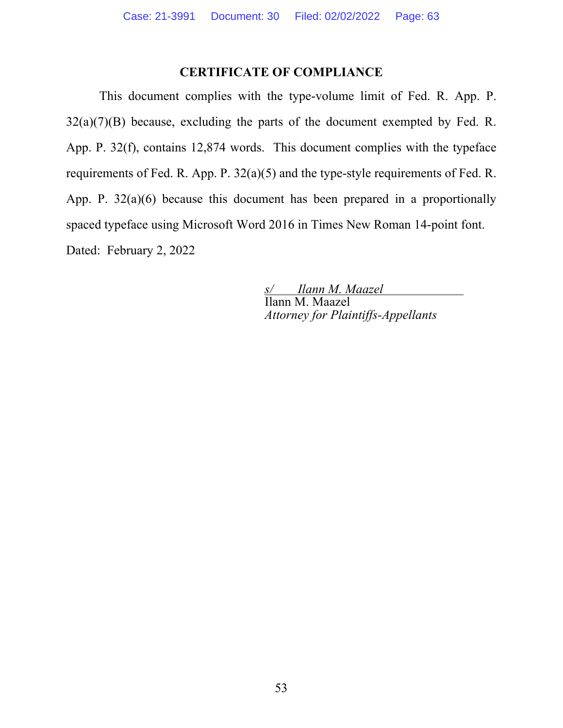## CERTIFICATE OF COMPLIANCE

This document complies with the type-volume limit of Fed. R. App. P. 32(a)(7)(B) because, excluding the parts of the document exempted by Fed. R. App. P. 32(f), contains 12,874 words. This document complies with the typeface requirements of Fed. R. App. P. 32(a)(5) and the type-style requirements of Fed. R. App. P. 32(a)(6) because this document has been prepared in a proportionally spaced typeface using Microsoft Word 2016 in Times New Roman 14-point font.

Dated: February 2, 2022

*s/ Ilann M. Maazel*
Ilann M. Maazel
*Attorney for Plaintiffs-Appellants*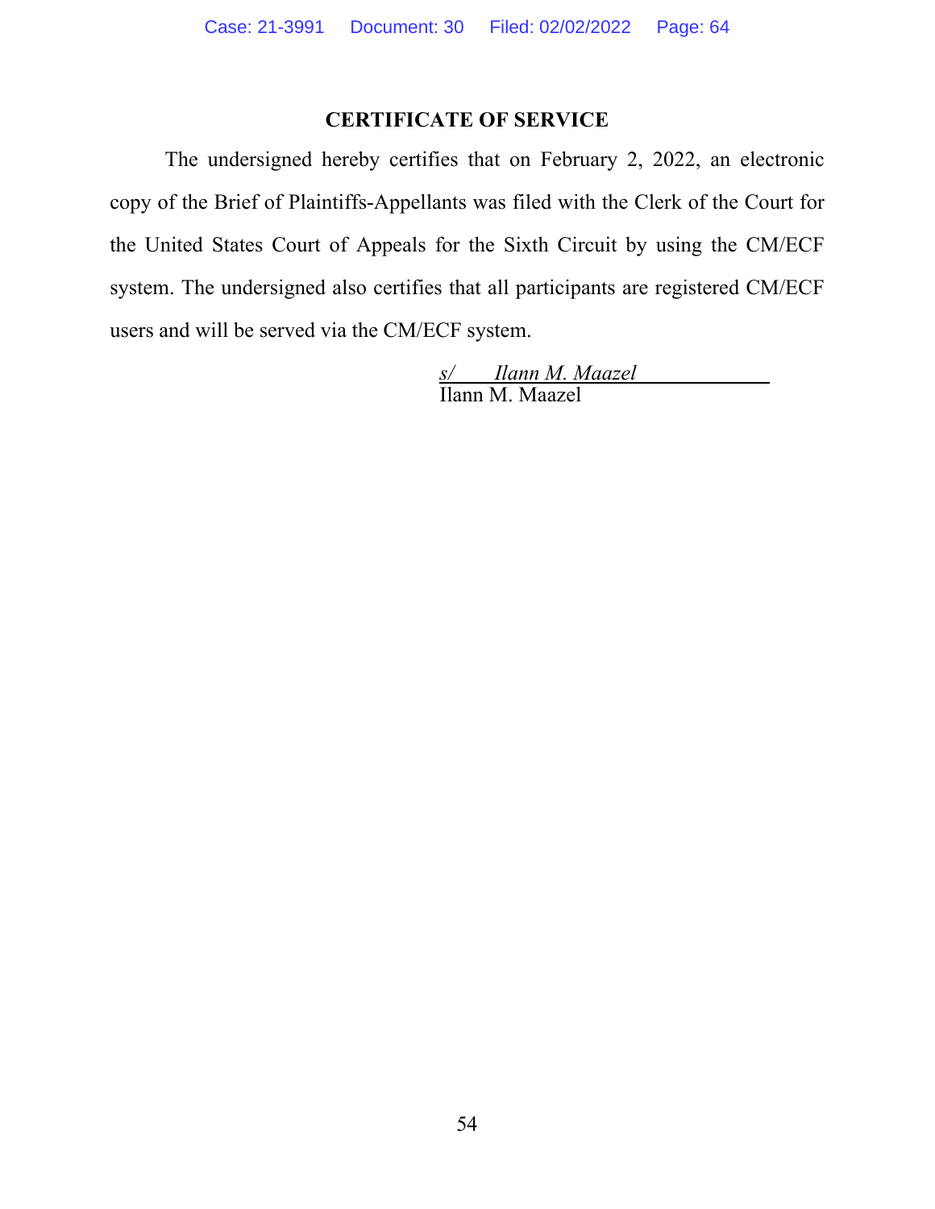## CERTIFICATE OF SERVICE

The undersigned hereby certifies that on February 2, 2022, an electronic copy of the Brief of Plaintiffs-Appellants was filed with the Clerk of the Court for the United States Court of Appeals for the Sixth Circuit by using the CM/ECF system. The undersigned also certifies that all participants are registered CM/ECF users and will be served via the CM/ECF system.

*s/ Ilann M. Maazel*
Ilann M. Maazel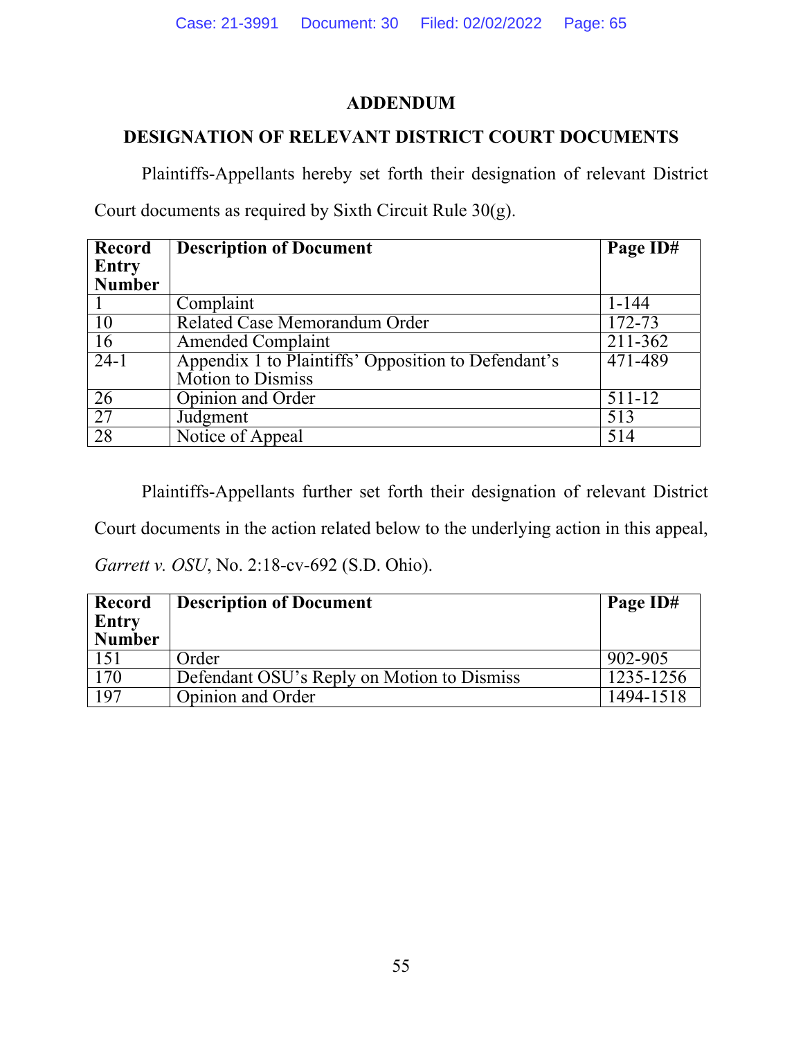## ADDENDUM

## DESIGNATION OF RELEVANT DISTRICT COURT DOCUMENTS

Plaintiffs-Appellants hereby set forth their designation of relevant District Court documents as required by Sixth Circuit Rule 30(g).

| Record Entry Number | Description of Document | Page ID# |
|---|---|---|
| 1 | Complaint | 1-144 |
| 10 | Related Case Memorandum Order | 172-73 |
| 16 | Amended Complaint | 211-362 |
| 24-1 | Appendix 1 to Plaintiffs' Opposition to Defendant's Motion to Dismiss | 471-489 |
| 26 | Opinion and Order | 511-12 |
| 27 | Judgment | 513 |
| 28 | Notice of Appeal | 514 |

Plaintiffs-Appellants further set forth their designation of relevant District Court documents in the action related below to the underlying action in this appeal, *Garrett v. OSU*, No. 2:18-cv-692 (S.D. Ohio).

| Record Entry Number | Description of Document | Page ID# |
|---|---|---|
| 151 | Order | 902-905 |
| 170 | Defendant OSU's Reply on Motion to Dismiss | 1235-1256 |
| 197 | Opinion and Order | 1494-1518 |